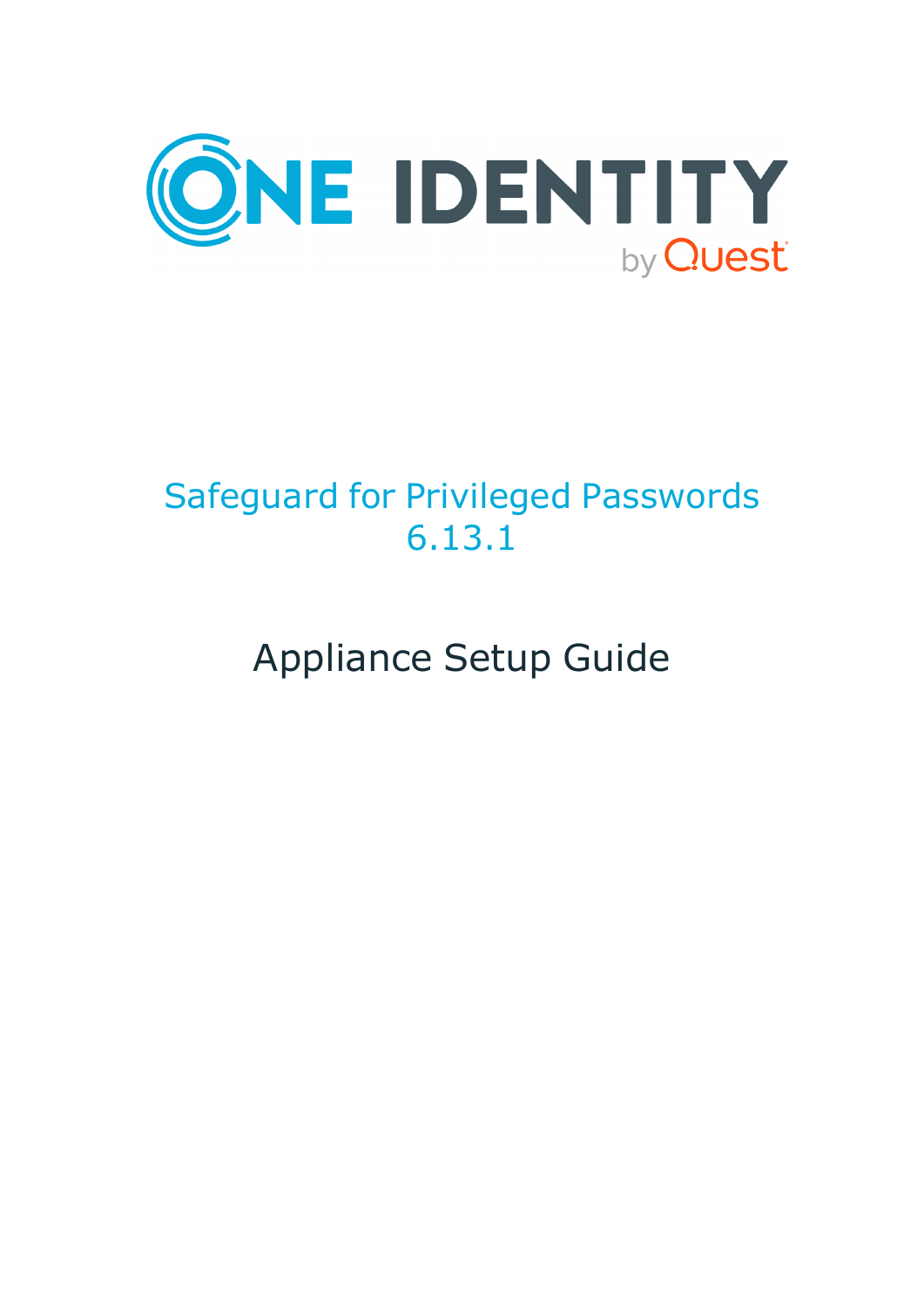ONE IDENTITY

by Quest

# Safeguard for Privileged Passwords 6.13.1

# Appliance Setup Guide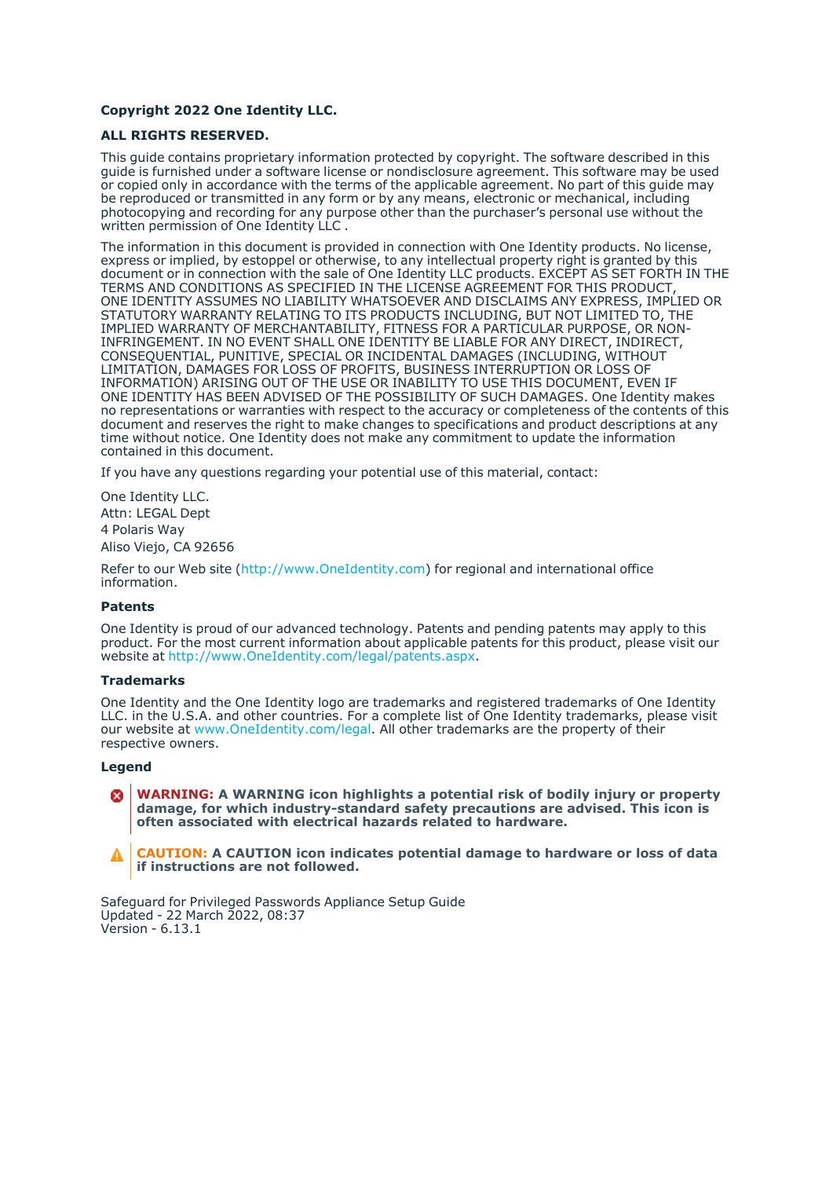**Copyright 2022 One Identity LLC.**

**ALL RIGHTS RESERVED.**

This guide contains proprietary information protected by copyright. The software described in this guide is furnished under a software license or nondisclosure agreement. This software may be used or copied only in accordance with the terms of the applicable agreement. No part of this guide may be reproduced or transmitted in any form or by any means, electronic or mechanical, including photocopying and recording for any purpose other than the purchaser's personal use without the written permission of One Identity LLC .

The information in this document is provided in connection with One Identity products. No license, express or implied, by estoppel or otherwise, to any intellectual property right is granted by this document or in connection with the sale of One Identity LLC products. EXCEPT AS SET FORTH IN THE TERMS AND CONDITIONS AS SPECIFIED IN THE LICENSE AGREEMENT FOR THIS PRODUCT, ONE IDENTITY ASSUMES NO LIABILITY WHATSOEVER AND DISCLAIMS ANY EXPRESS, IMPLIED OR STATUTORY WARRANTY RELATING TO ITS PRODUCTS INCLUDING, BUT NOT LIMITED TO, THE IMPLIED WARRANTY OF MERCHANTABILITY, FITNESS FOR A PARTICULAR PURPOSE, OR NON-INFRINGEMENT. IN NO EVENT SHALL ONE IDENTITY BE LIABLE FOR ANY DIRECT, INDIRECT, CONSEQUENTIAL, PUNITIVE, SPECIAL OR INCIDENTAL DAMAGES (INCLUDING, WITHOUT LIMITATION, DAMAGES FOR LOSS OF PROFITS, BUSINESS INTERRUPTION OR LOSS OF INFORMATION) ARISING OUT OF THE USE OR INABILITY TO USE THIS DOCUMENT, EVEN IF ONE IDENTITY HAS BEEN ADVISED OF THE POSSIBILITY OF SUCH DAMAGES. One Identity makes no representations or warranties with respect to the accuracy or completeness of the contents of this document and reserves the right to make changes to specifications and product descriptions at any time without notice. One Identity does not make any commitment to update the information contained in this document.

If you have any questions regarding your potential use of this material, contact:

One Identity LLC.  
Attn: LEGAL Dept  
4 Polaris Way  
Aliso Viejo, CA 92656

Refer to our Web site (http://www.OneIdentity.com) for regional and international office information.

**Patents**

One Identity is proud of our advanced technology. Patents and pending patents may apply to this product. For the most current information about applicable patents for this product, please visit our website at http://www.OneIdentity.com/legal/patents.aspx.

**Trademarks**

One Identity and the One Identity logo are trademarks and registered trademarks of One Identity LLC. in the U.S.A. and other countries. For a complete list of One Identity trademarks, please visit our website at www.OneIdentity.com/legal. All other trademarks are the property of their respective owners.

**Legend**

**WARNING: A WARNING icon highlights a potential risk of bodily injury or property damage, for which industry-standard safety precautions are advised. This icon is often associated with electrical hazards related to hardware.**

**CAUTION: A CAUTION icon indicates potential damage to hardware or loss of data if instructions are not followed.**

Safeguard for Privileged Passwords Appliance Setup Guide  
Updated - 22 March 2022, 08:37  
Version - 6.13.1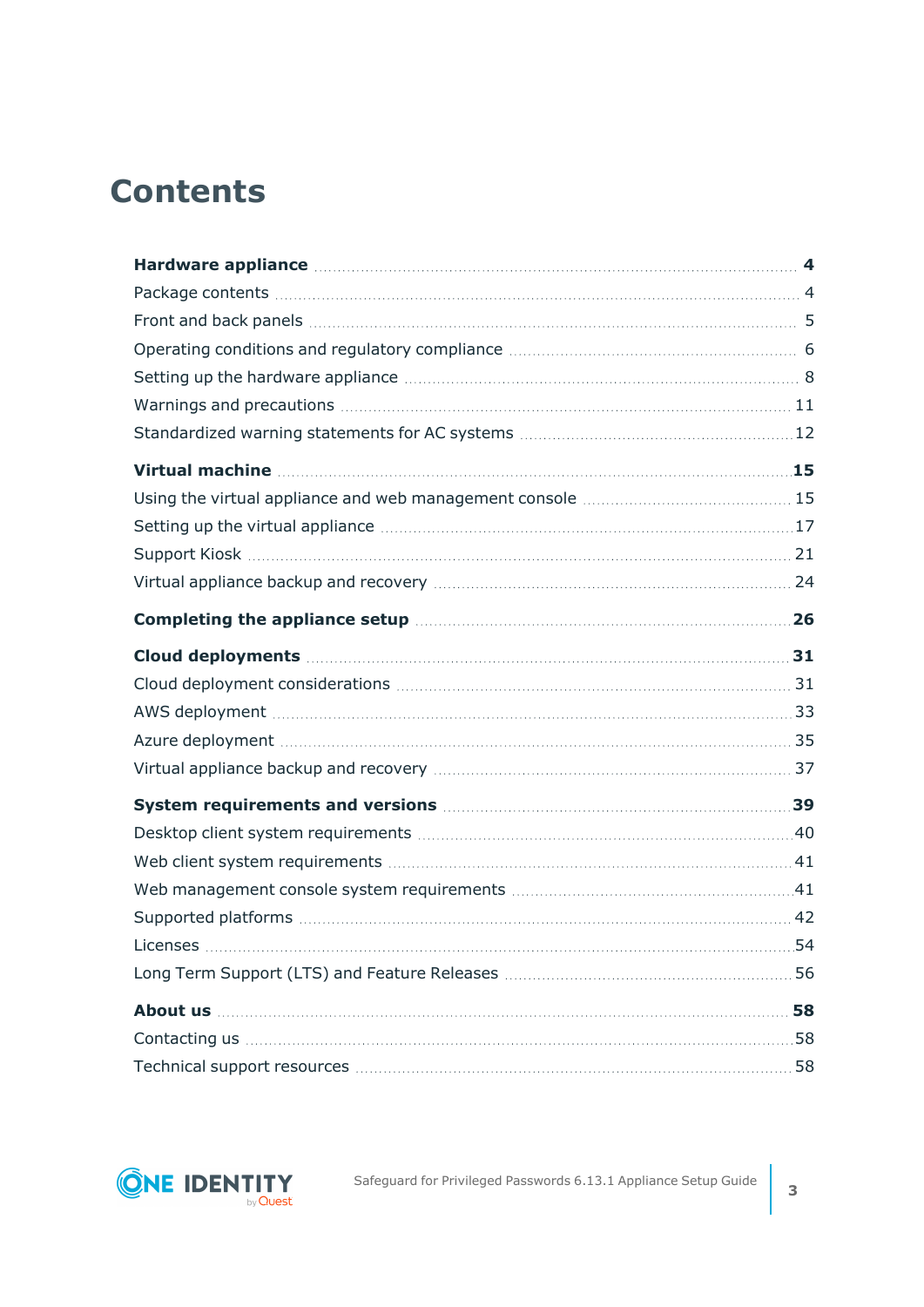# Contents

**Hardware appliance** ..... **4**

Package contents ..... 4

Front and back panels ..... 5

Operating conditions and regulatory compliance ..... 6

Setting up the hardware appliance ..... 8

Warnings and precautions ..... 11

Standardized warning statements for AC systems ..... 12

**Virtual machine** ..... **15**

Using the virtual appliance and web management console ..... 15

Setting up the virtual appliance ..... 17

Support Kiosk ..... 21

Virtual appliance backup and recovery ..... 24

**Completing the appliance setup** ..... **26**

**Cloud deployments** ..... **31**

Cloud deployment considerations ..... 31

AWS deployment ..... 33

Azure deployment ..... 35

Virtual appliance backup and recovery ..... 37

**System requirements and versions** ..... **39**

Desktop client system requirements ..... 40

Web client system requirements ..... 41

Web management console system requirements ..... 41

Supported platforms ..... 42

Licenses ..... 54

Long Term Support (LTS) and Feature Releases ..... 56

**About us** ..... **58**

Contacting us ..... 58

Technical support resources ..... 58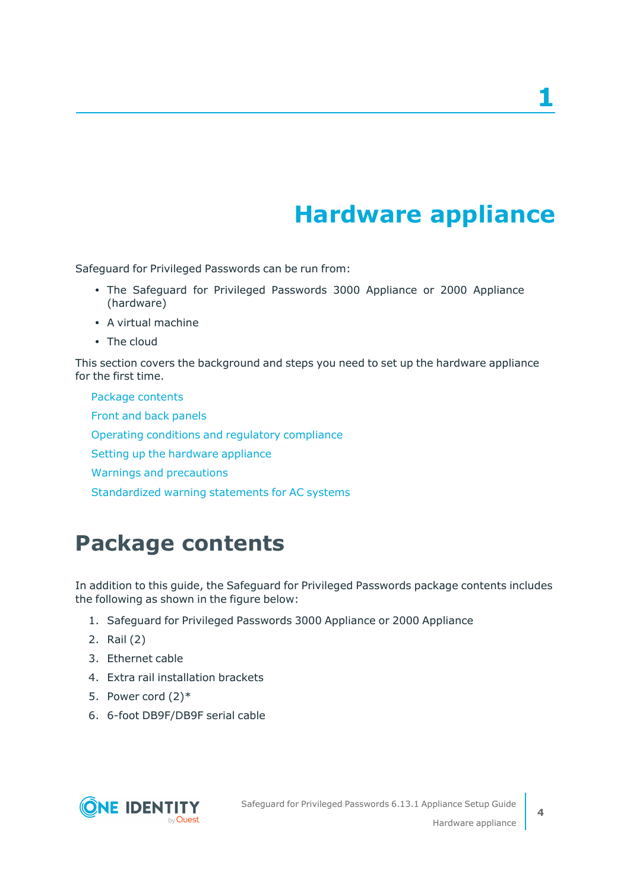# 1 Hardware appliance

Safeguard for Privileged Passwords can be run from:

- The Safeguard for Privileged Passwords 3000 Appliance or 2000 Appliance (hardware)
- A virtual machine
- The cloud

This section covers the background and steps you need to set up the hardware appliance for the first time.

Package contents

Front and back panels

Operating conditions and regulatory compliance

Setting up the hardware appliance

Warnings and precautions

Standardized warning statements for AC systems

## Package contents

In addition to this guide, the Safeguard for Privileged Passwords package contents includes the following as shown in the figure below:

1. Safeguard for Privileged Passwords 3000 Appliance or 2000 Appliance
2. Rail (2)
3. Ethernet cable
4. Extra rail installation brackets
5. Power cord (2)*
6. 6-foot DB9F/DB9F serial cable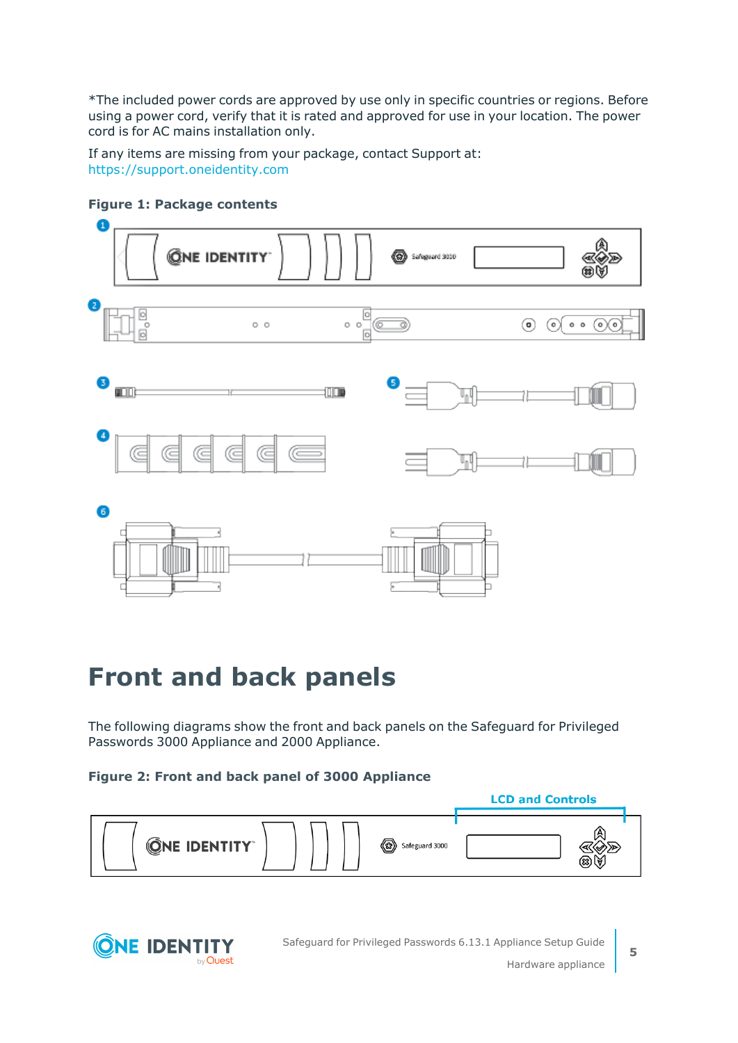*The included power cords are approved by use only in specific countries or regions. Before using a power cord, verify that it is rated and approved for use in your location. The power cord is for AC mains installation only.

If any items are missing from your package, contact Support at: https://support.oneidentity.com

**Figure 1: Package contents**

# Front and back panels

The following diagrams show the front and back panels on the Safeguard for Privileged Passwords 3000 Appliance and 2000 Appliance.

**Figure 2: Front and back panel of 3000 Appliance**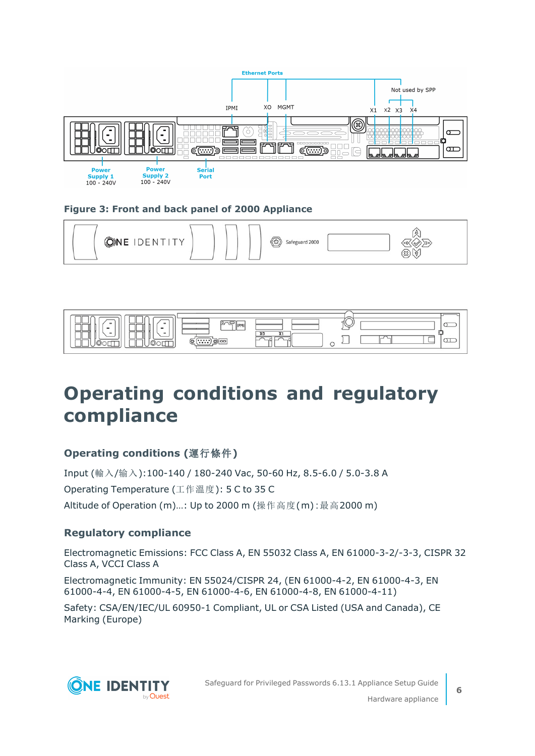Figure 3: Front and back panel of 2000 Appliance

# Operating conditions and regulatory compliance

### Operating conditions (運行條件)

Input (輸入/输入):100-140 / 180-240 Vac, 50-60 Hz, 8.5-6.0 / 5.0-3.8 A

Operating Temperature (工作溫度): 5 C to 35 C

Altitude of Operation (m)...: Up to 2000 m (操作高度(m):最高2000 m)

### Regulatory compliance

Electromagnetic Emissions: FCC Class A, EN 55032 Class A, EN 61000-3-2/-3-3, CISPR 32 Class A, VCCI Class A

Electromagnetic Immunity: EN 55024/CISPR 24, (EN 61000-4-2, EN 61000-4-3, EN 61000-4-4, EN 61000-4-5, EN 61000-4-6, EN 61000-4-8, EN 61000-4-11)

Safety: CSA/EN/IEC/UL 60950-1 Compliant, UL or CSA Listed (USA and Canada), CE Marking (Europe)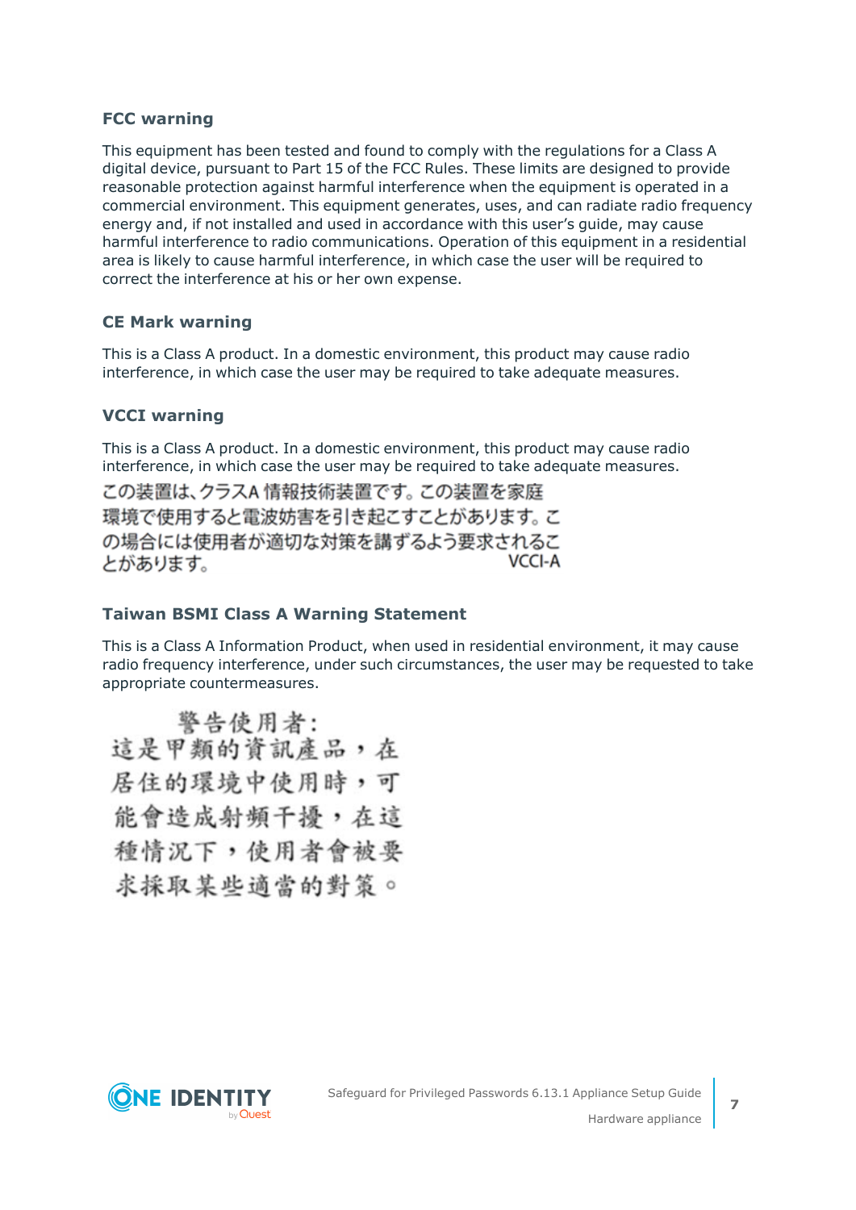### FCC warning

This equipment has been tested and found to comply with the regulations for a Class A digital device, pursuant to Part 15 of the FCC Rules. These limits are designed to provide reasonable protection against harmful interference when the equipment is operated in a commercial environment. This equipment generates, uses, and can radiate radio frequency energy and, if not installed and used in accordance with this user's guide, may cause harmful interference to radio communications. Operation of this equipment in a residential area is likely to cause harmful interference, in which case the user will be required to correct the interference at his or her own expense.

### CE Mark warning

This is a Class A product. In a domestic environment, this product may cause radio interference, in which case the user may be required to take adequate measures.

### VCCI warning

This is a Class A product. In a domestic environment, this product may cause radio interference, in which case the user may be required to take adequate measures.

この装置は、クラスA 情報技術装置です。この装置を家庭環境で使用すると電波妨害を引き起こすことがあります。この場合には使用者が適切な対策を講ずるよう要求されることがあります。 VCCI-A

### Taiwan BSMI Class A Warning Statement

This is a Class A Information Product, when used in residential environment, it may cause radio frequency interference, under such circumstances, the user may be requested to take appropriate countermeasures.

警告使用者:
這是甲類的資訊產品，在居住的環境中使用時，可能會造成射頻干擾，在這種情況下，使用者會被要求採取某些適當的對策。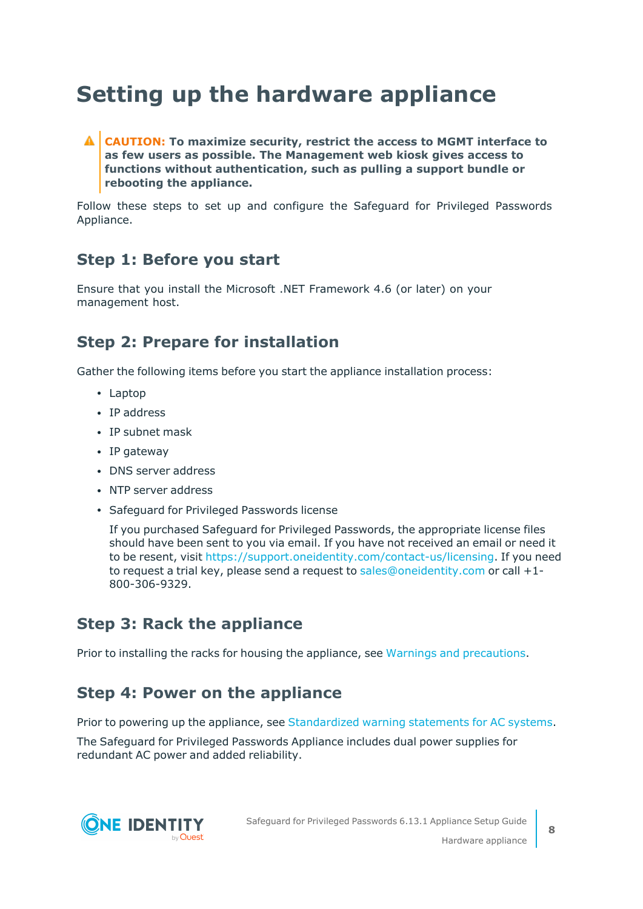# Setting up the hardware appliance

> ⚠ **CAUTION: To maximize security, restrict the access to MGMT interface to as few users as possible. The Management web kiosk gives access to functions without authentication, such as pulling a support bundle or rebooting the appliance.**

Follow these steps to set up and configure the Safeguard for Privileged Passwords Appliance.

## Step 1: Before you start

Ensure that you install the Microsoft .NET Framework 4.6 (or later) on your management host.

## Step 2: Prepare for installation

Gather the following items before you start the appliance installation process:

- Laptop
- IP address
- IP subnet mask
- IP gateway
- DNS server address
- NTP server address
- Safeguard for Privileged Passwords license

  If you purchased Safeguard for Privileged Passwords, the appropriate license files should have been sent to you via email. If you have not received an email or need it to be resent, visit https://support.oneidentity.com/contact-us/licensing. If you need to request a trial key, please send a request to sales@oneidentity.com or call +1-800-306-9329.

## Step 3: Rack the appliance

Prior to installing the racks for housing the appliance, see Warnings and precautions.

## Step 4: Power on the appliance

Prior to powering up the appliance, see Standardized warning statements for AC systems.

The Safeguard for Privileged Passwords Appliance includes dual power supplies for redundant AC power and added reliability.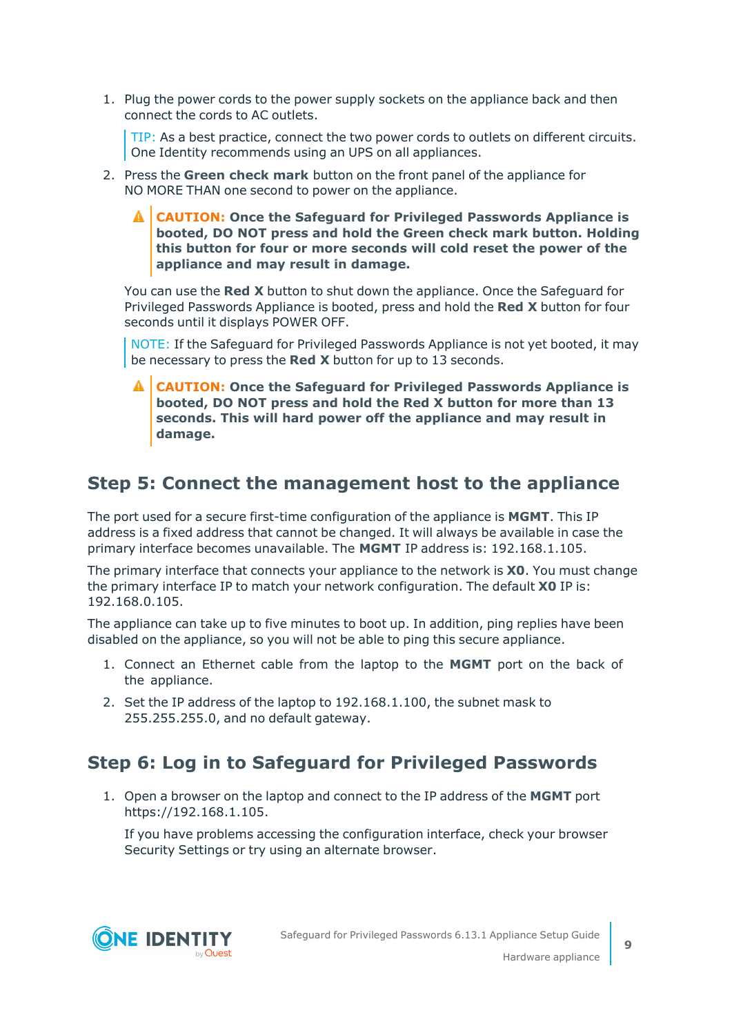1. Plug the power cords to the power supply sockets on the appliance back and then connect the cords to AC outlets.

   TIP: As a best practice, connect the two power cords to outlets on different circuits. One Identity recommends using an UPS on all appliances.

2. Press the **Green check mark** button on the front panel of the appliance for NO MORE THAN one second to power on the appliance.

   **CAUTION: Once the Safeguard for Privileged Passwords Appliance is booted, DO NOT press and hold the Green check mark button. Holding this button for four or more seconds will cold reset the power of the appliance and may result in damage.**

   You can use the **Red X** button to shut down the appliance. Once the Safeguard for Privileged Passwords Appliance is booted, press and hold the **Red X** button for four seconds until it displays POWER OFF.

   NOTE: If the Safeguard for Privileged Passwords Appliance is not yet booted, it may be necessary to press the **Red X** button for up to 13 seconds.

   **CAUTION: Once the Safeguard for Privileged Passwords Appliance is booted, DO NOT press and hold the Red X button for more than 13 seconds. This will hard power off the appliance and may result in damage.**

## Step 5: Connect the management host to the appliance

The port used for a secure first-time configuration of the appliance is **MGMT**. This IP address is a fixed address that cannot be changed. It will always be available in case the primary interface becomes unavailable. The **MGMT** IP address is: 192.168.1.105.

The primary interface that connects your appliance to the network is **X0**. You must change the primary interface IP to match your network configuration. The default **X0** IP is: 192.168.0.105.

The appliance can take up to five minutes to boot up. In addition, ping replies have been disabled on the appliance, so you will not be able to ping this secure appliance.

1. Connect an Ethernet cable from the laptop to the **MGMT** port on the back of the appliance.
2. Set the IP address of the laptop to 192.168.1.100, the subnet mask to 255.255.255.0, and no default gateway.

## Step 6: Log in to Safeguard for Privileged Passwords

1. Open a browser on the laptop and connect to the IP address of the **MGMT** port https://192.168.1.105.

   If you have problems accessing the configuration interface, check your browser Security Settings or try using an alternate browser.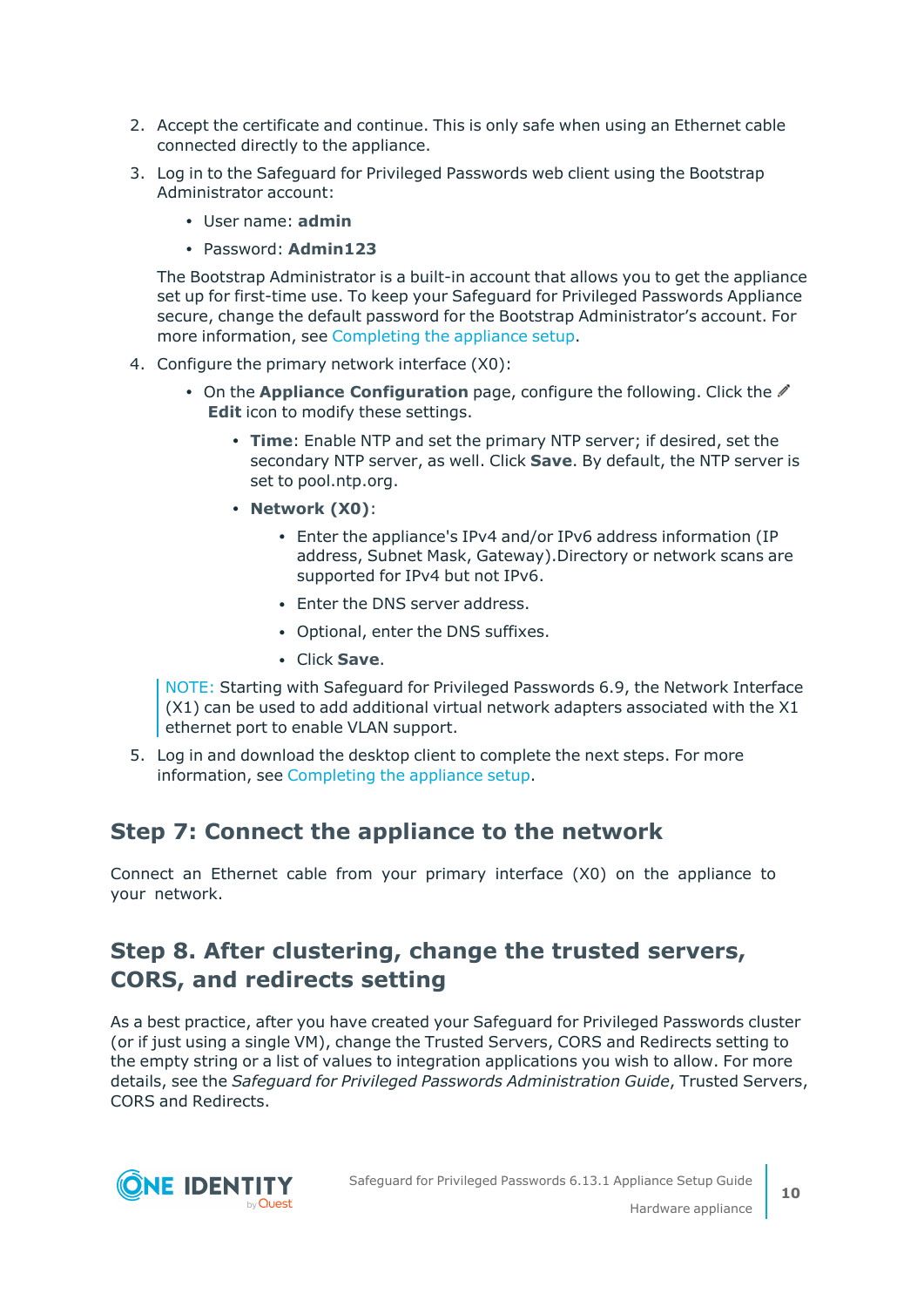2. Accept the certificate and continue. This is only safe when using an Ethernet cable connected directly to the appliance.
3. Log in to the Safeguard for Privileged Passwords web client using the Bootstrap Administrator account:
   - User name: **admin**
   - Password: **Admin123**

   The Bootstrap Administrator is a built-in account that allows you to get the appliance set up for first-time use. To keep your Safeguard for Privileged Passwords Appliance secure, change the default password for the Bootstrap Administrator's account. For more information, see Completing the appliance setup.
4. Configure the primary network interface (X0):
   - On the **Appliance Configuration** page, configure the following. Click the ✎ **Edit** icon to modify these settings.
     - **Time**: Enable NTP and set the primary NTP server; if desired, set the secondary NTP server, as well. Click **Save**. By default, the NTP server is set to pool.ntp.org.
     - **Network (X0)**:
       - Enter the appliance's IPv4 and/or IPv6 address information (IP address, Subnet Mask, Gateway).Directory or network scans are supported for IPv4 but not IPv6.
       - Enter the DNS server address.
       - Optional, enter the DNS suffixes.
       - Click **Save**.

   NOTE: Starting with Safeguard for Privileged Passwords 6.9, the Network Interface (X1) can be used to add additional virtual network adapters associated with the X1 ethernet port to enable VLAN support.
5. Log in and download the desktop client to complete the next steps. For more information, see Completing the appliance setup.

## Step 7: Connect the appliance to the network

Connect an Ethernet cable from your primary interface (X0) on the appliance to your network.

## Step 8. After clustering, change the trusted servers, CORS, and redirects setting

As a best practice, after you have created your Safeguard for Privileged Passwords cluster (or if just using a single VM), change the Trusted Servers, CORS and Redirects setting to the empty string or a list of values to integration applications you wish to allow. For more details, see the *Safeguard for Privileged Passwords Administration Guide*, Trusted Servers, CORS and Redirects.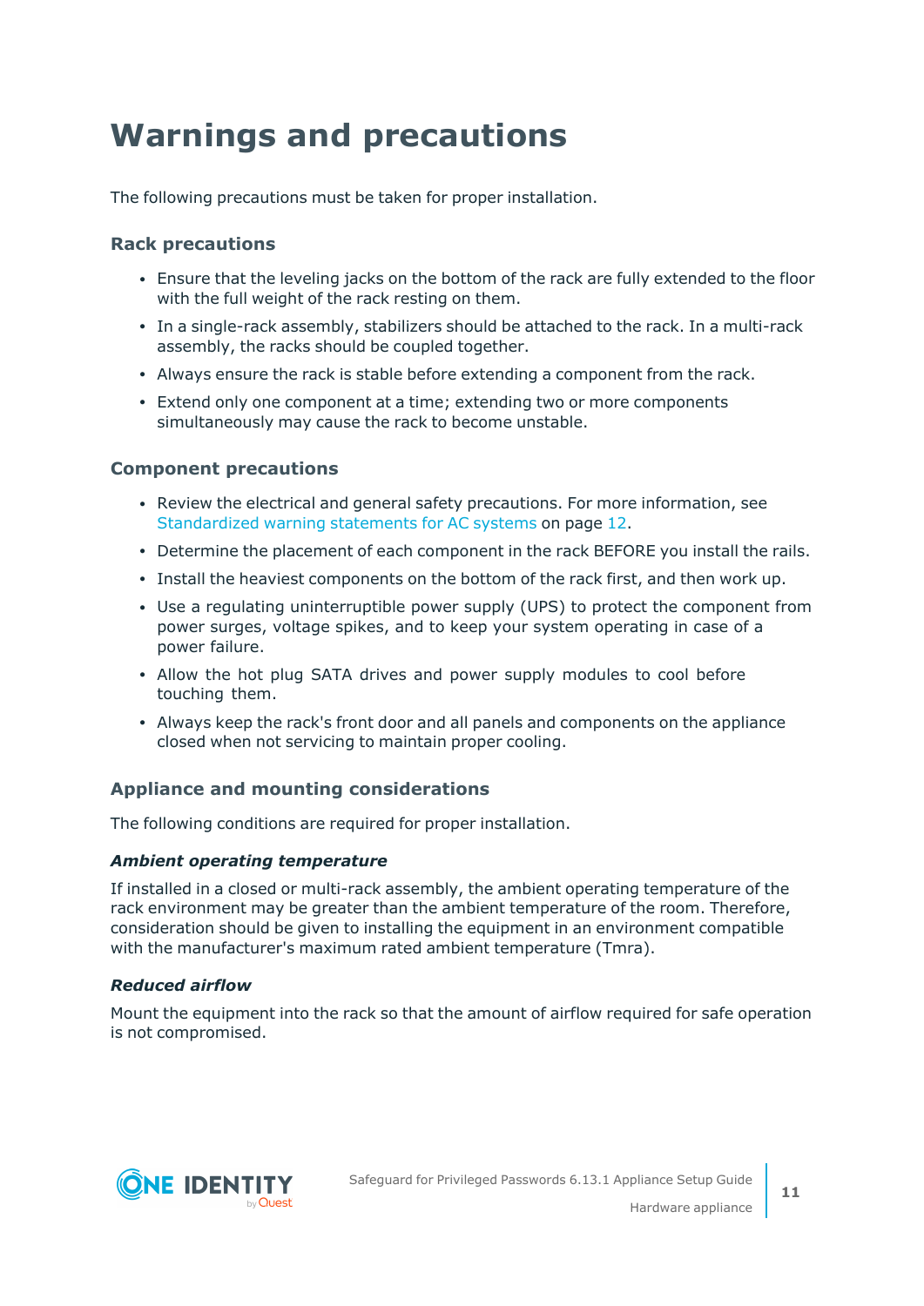# Warnings and precautions

The following precautions must be taken for proper installation.

## Rack precautions

- Ensure that the leveling jacks on the bottom of the rack are fully extended to the floor with the full weight of the rack resting on them.
- In a single-rack assembly, stabilizers should be attached to the rack. In a multi-rack assembly, the racks should be coupled together.
- Always ensure the rack is stable before extending a component from the rack.
- Extend only one component at a time; extending two or more components simultaneously may cause the rack to become unstable.

## Component precautions

- Review the electrical and general safety precautions. For more information, see Standardized warning statements for AC systems on page 12.
- Determine the placement of each component in the rack BEFORE you install the rails.
- Install the heaviest components on the bottom of the rack first, and then work up.
- Use a regulating uninterruptible power supply (UPS) to protect the component from power surges, voltage spikes, and to keep your system operating in case of a power failure.
- Allow the hot plug SATA drives and power supply modules to cool before touching them.
- Always keep the rack's front door and all panels and components on the appliance closed when not servicing to maintain proper cooling.

## Appliance and mounting considerations

The following conditions are required for proper installation.

### *Ambient operating temperature*

If installed in a closed or multi-rack assembly, the ambient operating temperature of the rack environment may be greater than the ambient temperature of the room. Therefore, consideration should be given to installing the equipment in an environment compatible with the manufacturer's maximum rated ambient temperature (Tmra).

### *Reduced airflow*

Mount the equipment into the rack so that the amount of airflow required for safe operation is not compromised.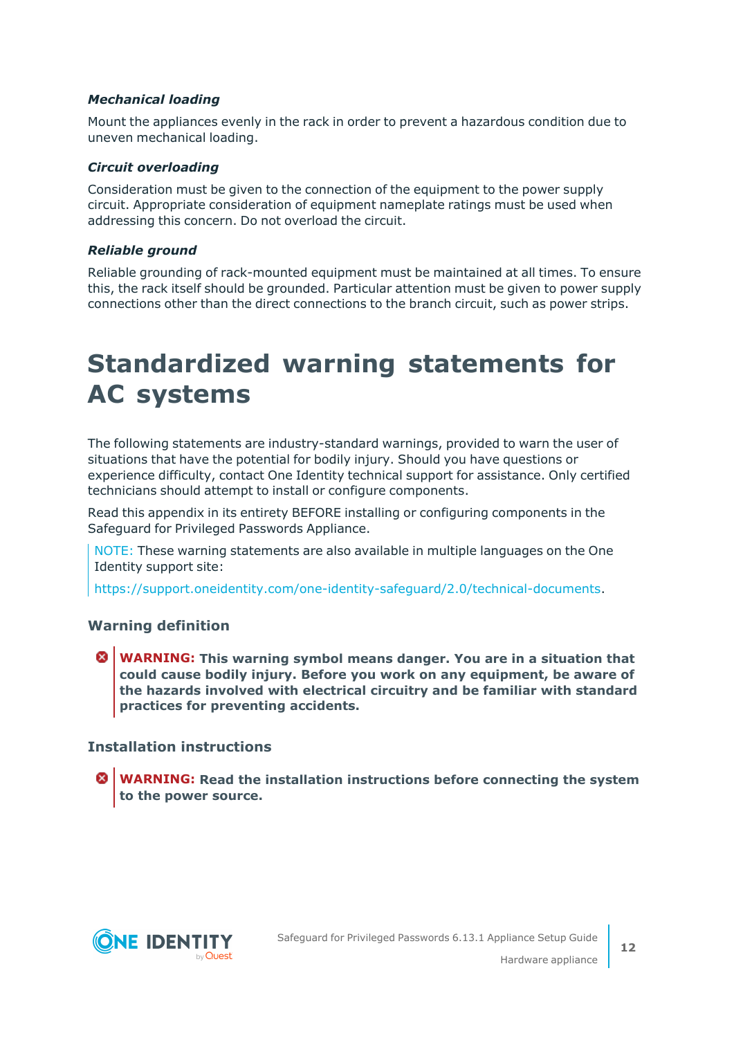#### *Mechanical loading*

Mount the appliances evenly in the rack in order to prevent a hazardous condition due to uneven mechanical loading.

#### *Circuit overloading*

Consideration must be given to the connection of the equipment to the power supply circuit. Appropriate consideration of equipment nameplate ratings must be used when addressing this concern. Do not overload the circuit.

#### *Reliable ground*

Reliable grounding of rack-mounted equipment must be maintained at all times. To ensure this, the rack itself should be grounded. Particular attention must be given to power supply connections other than the direct connections to the branch circuit, such as power strips.

# Standardized warning statements for AC systems

The following statements are industry-standard warnings, provided to warn the user of situations that have the potential for bodily injury. Should you have questions or experience difficulty, contact One Identity technical support for assistance. Only certified technicians should attempt to install or configure components.

Read this appendix in its entirety BEFORE installing or configuring components in the Safeguard for Privileged Passwords Appliance.

> NOTE: These warning statements are also available in multiple languages on the One Identity support site:
>
> https://support.oneidentity.com/one-identity-safeguard/2.0/technical-documents.

### Warning definition

> **WARNING: This warning symbol means danger. You are in a situation that could cause bodily injury. Before you work on any equipment, be aware of the hazards involved with electrical circuitry and be familiar with standard practices for preventing accidents.**

### Installation instructions

> **WARNING: Read the installation instructions before connecting the system to the power source.**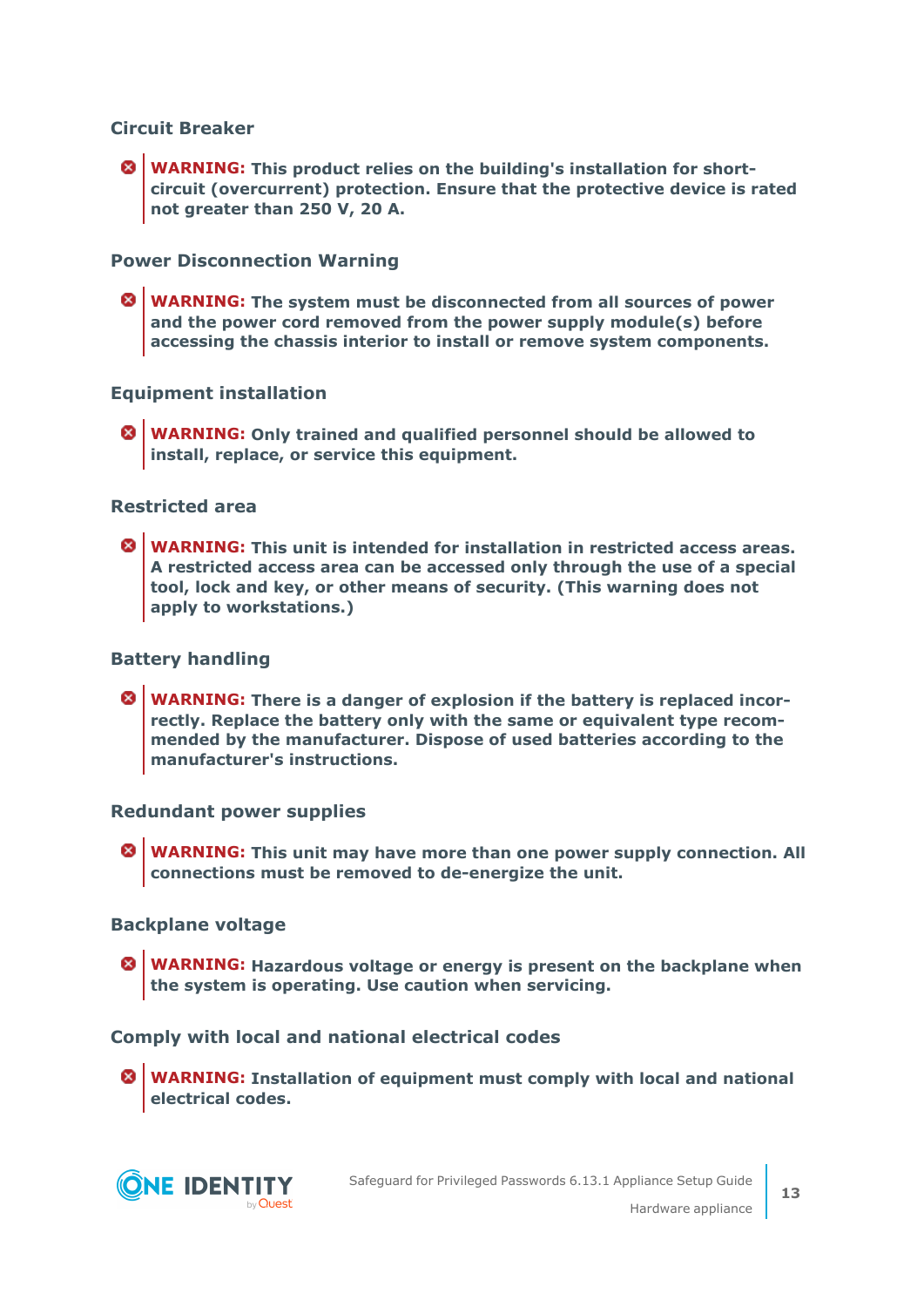### Circuit Breaker

**WARNING: This product relies on the building's installation for short-circuit (overcurrent) protection. Ensure that the protective device is rated not greater than 250 V, 20 A.**

### Power Disconnection Warning

**WARNING: The system must be disconnected from all sources of power and the power cord removed from the power supply module(s) before accessing the chassis interior to install or remove system components.**

### Equipment installation

**WARNING: Only trained and qualified personnel should be allowed to install, replace, or service this equipment.**

### Restricted area

**WARNING: This unit is intended for installation in restricted access areas. A restricted access area can be accessed only through the use of a special tool, lock and key, or other means of security. (This warning does not apply to workstations.)**

### Battery handling

**WARNING: There is a danger of explosion if the battery is replaced incorrectly. Replace the battery only with the same or equivalent type recommended by the manufacturer. Dispose of used batteries according to the manufacturer's instructions.**

### Redundant power supplies

**WARNING: This unit may have more than one power supply connection. All connections must be removed to de-energize the unit.**

### Backplane voltage

**WARNING: Hazardous voltage or energy is present on the backplane when the system is operating. Use caution when servicing.**

### Comply with local and national electrical codes

**WARNING: Installation of equipment must comply with local and national electrical codes.**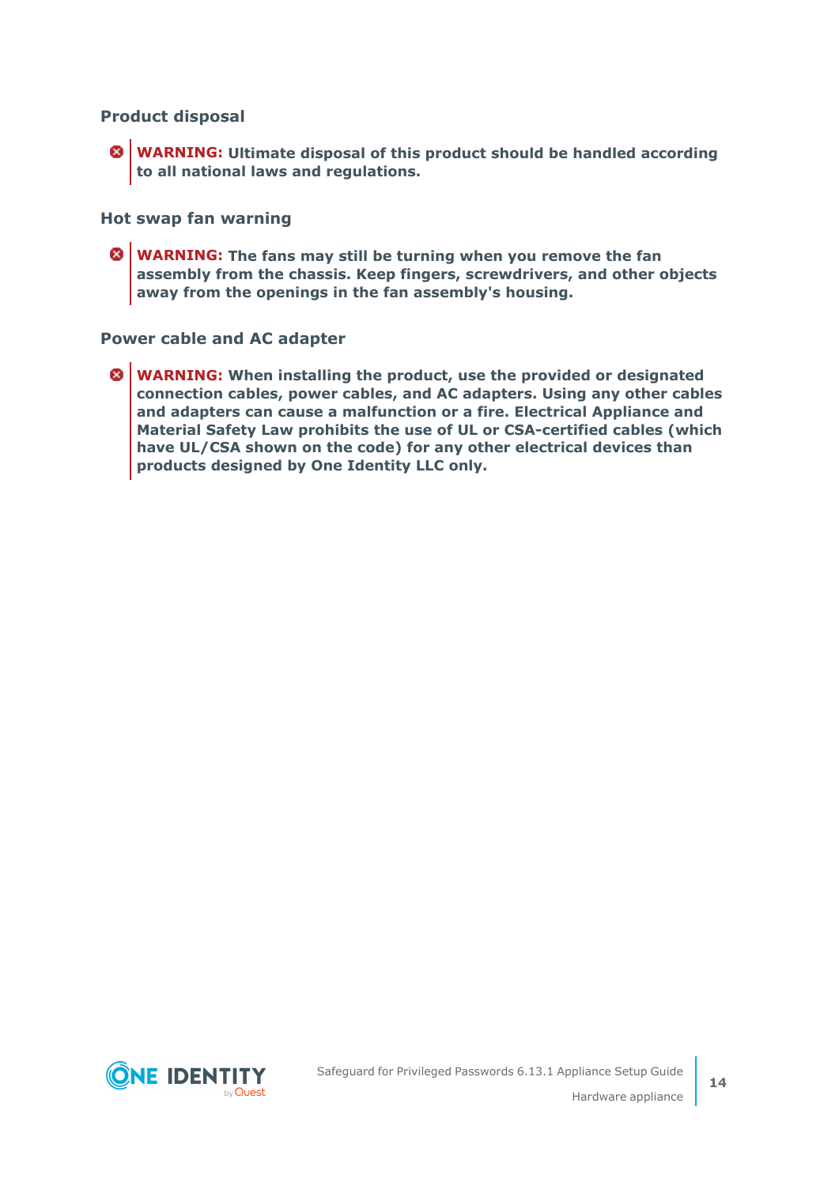### Product disposal

**WARNING: Ultimate disposal of this product should be handled according to all national laws and regulations.**

### Hot swap fan warning

**WARNING: The fans may still be turning when you remove the fan assembly from the chassis. Keep fingers, screwdrivers, and other objects away from the openings in the fan assembly's housing.**

### Power cable and AC adapter

**WARNING: When installing the product, use the provided or designated connection cables, power cables, and AC adapters. Using any other cables and adapters can cause a malfunction or a fire. Electrical Appliance and Material Safety Law prohibits the use of UL or CSA-certified cables (which have UL/CSA shown on the code) for any other electrical devices than products designed by One Identity LLC only.**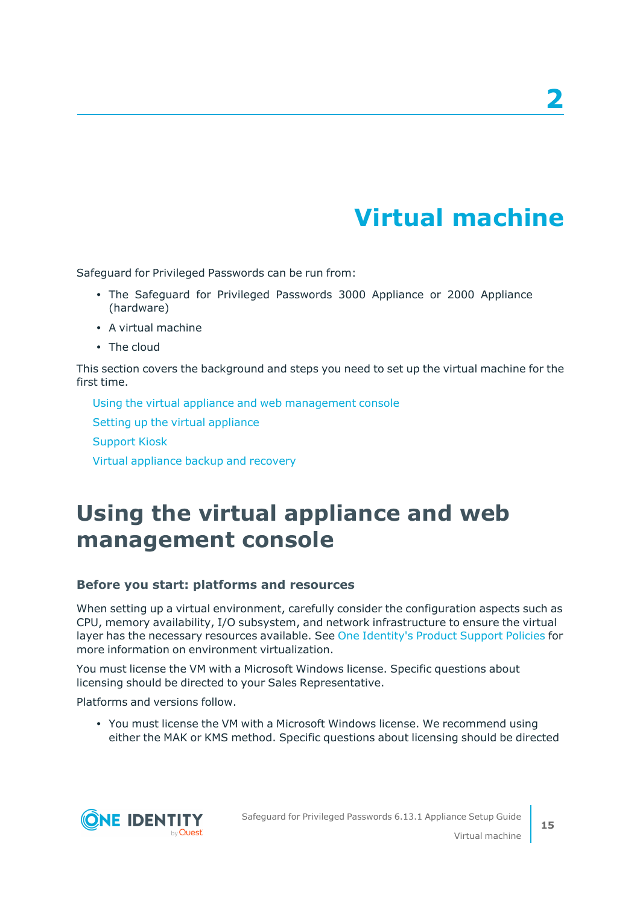# 2

# Virtual machine

Safeguard for Privileged Passwords can be run from:

- The Safeguard for Privileged Passwords 3000 Appliance or 2000 Appliance (hardware)
- A virtual machine
- The cloud

This section covers the background and steps you need to set up the virtual machine for the first time.

Using the virtual appliance and web management console

Setting up the virtual appliance

Support Kiosk

Virtual appliance backup and recovery

## Using the virtual appliance and web management console

### Before you start: platforms and resources

When setting up a virtual environment, carefully consider the configuration aspects such as CPU, memory availability, I/O subsystem, and network infrastructure to ensure the virtual layer has the necessary resources available. See One Identity's Product Support Policies for more information on environment virtualization.

You must license the VM with a Microsoft Windows license. Specific questions about licensing should be directed to your Sales Representative.

Platforms and versions follow.

- You must license the VM with a Microsoft Windows license. We recommend using either the MAK or KMS method. Specific questions about licensing should be directed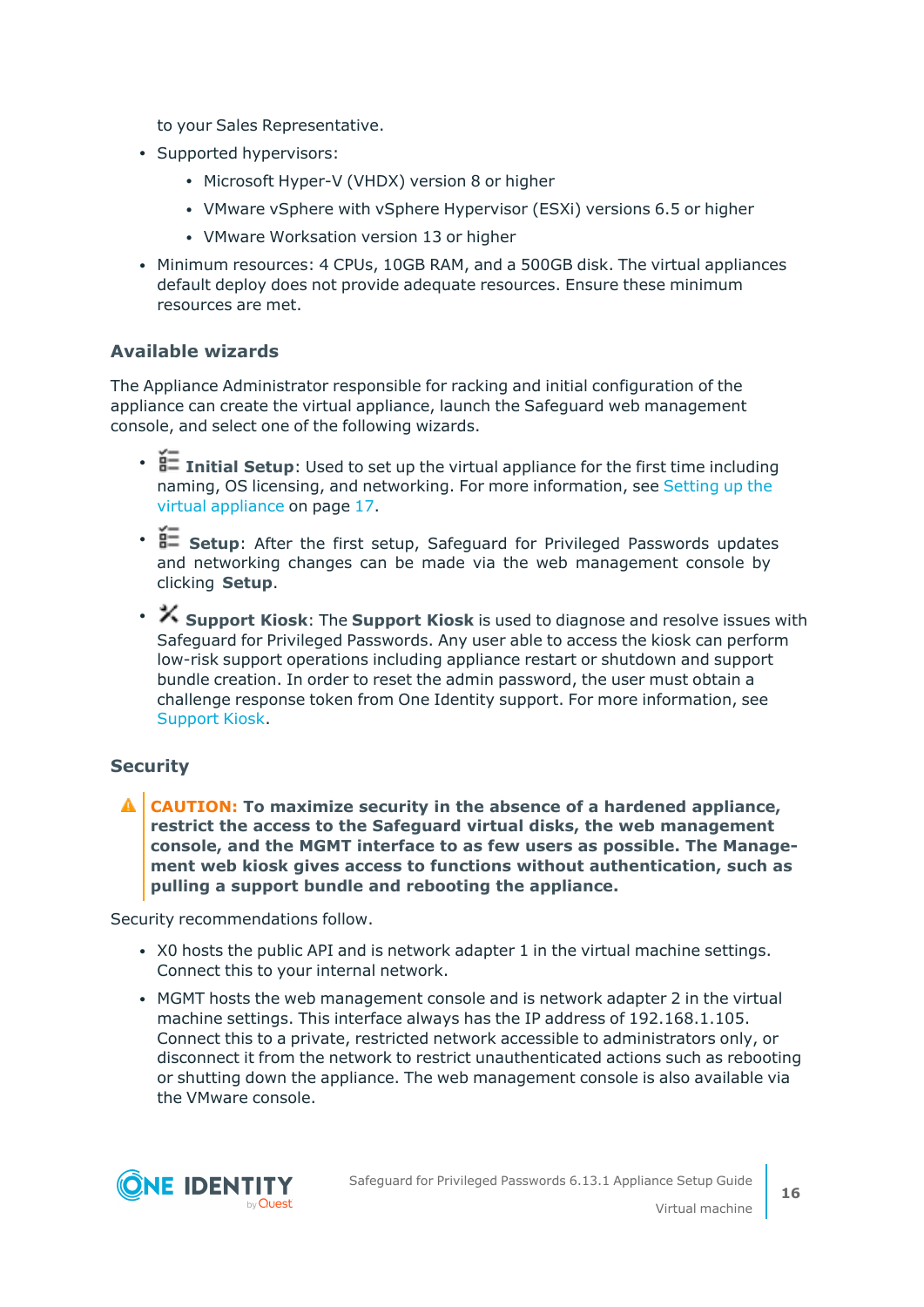to your Sales Representative.

- Supported hypervisors:
  - Microsoft Hyper-V (VHDX) version 8 or higher
  - VMware vSphere with vSphere Hypervisor (ESXi) versions 6.5 or higher
  - VMware Worksation version 13 or higher
- Minimum resources: 4 CPUs, 10GB RAM, and a 500GB disk. The virtual appliances default deploy does not provide adequate resources. Ensure these minimum resources are met.

### Available wizards

The Appliance Administrator responsible for racking and initial configuration of the appliance can create the virtual appliance, launch the Safeguard web management console, and select one of the following wizards.

- **Initial Setup**: Used to set up the virtual appliance for the first time including naming, OS licensing, and networking. For more information, see Setting up the virtual appliance on page 17.
- **Setup**: After the first setup, Safeguard for Privileged Passwords updates and networking changes can be made via the web management console by clicking **Setup**.
- **Support Kiosk**: The **Support Kiosk** is used to diagnose and resolve issues with Safeguard for Privileged Passwords. Any user able to access the kiosk can perform low-risk support operations including appliance restart or shutdown and support bundle creation. In order to reset the admin password, the user must obtain a challenge response token from One Identity support. For more information, see Support Kiosk.

### Security

**CAUTION: To maximize security in the absence of a hardened appliance, restrict the access to the Safeguard virtual disks, the web management console, and the MGMT interface to as few users as possible. The Management web kiosk gives access to functions without authentication, such as pulling a support bundle and rebooting the appliance.**

Security recommendations follow.

- X0 hosts the public API and is network adapter 1 in the virtual machine settings. Connect this to your internal network.
- MGMT hosts the web management console and is network adapter 2 in the virtual machine settings. This interface always has the IP address of 192.168.1.105. Connect this to a private, restricted network accessible to administrators only, or disconnect it from the network to restrict unauthenticated actions such as rebooting or shutting down the appliance. The web management console is also available via the VMware console.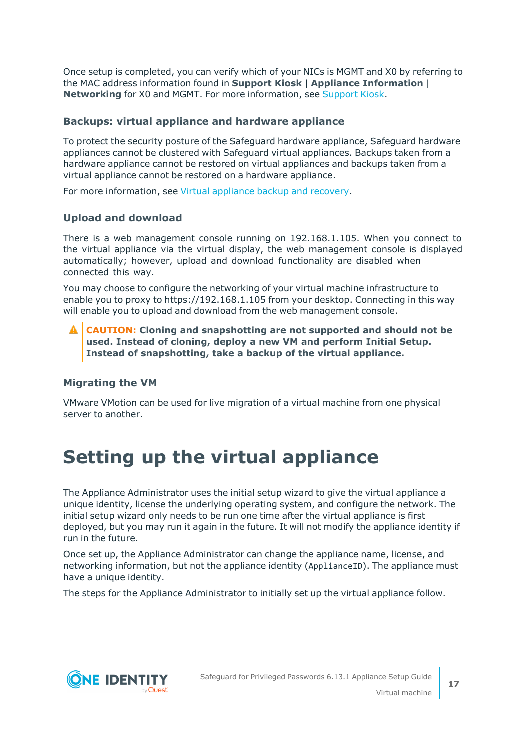Once setup is completed, you can verify which of your NICs is MGMT and X0 by referring to the MAC address information found in **Support Kiosk** | **Appliance Information** | **Networking** for X0 and MGMT. For more information, see Support Kiosk.

### Backups: virtual appliance and hardware appliance

To protect the security posture of the Safeguard hardware appliance, Safeguard hardware appliances cannot be clustered with Safeguard virtual appliances. Backups taken from a hardware appliance cannot be restored on virtual appliances and backups taken from a virtual appliance cannot be restored on a hardware appliance.

For more information, see Virtual appliance backup and recovery.

### Upload and download

There is a web management console running on 192.168.1.105. When you connect to the virtual appliance via the virtual display, the web management console is displayed automatically; however, upload and download functionality are disabled when connected this way.

You may choose to configure the networking of your virtual machine infrastructure to enable you to proxy to https://192.168.1.105 from your desktop. Connecting in this way will enable you to upload and download from the web management console.

> **CAUTION: Cloning and snapshotting are not supported and should not be used. Instead of cloning, deploy a new VM and perform Initial Setup. Instead of snapshotting, take a backup of the virtual appliance.**

### Migrating the VM

VMware VMotion can be used for live migration of a virtual machine from one physical server to another.

# Setting up the virtual appliance

The Appliance Administrator uses the initial setup wizard to give the virtual appliance a unique identity, license the underlying operating system, and configure the network. The initial setup wizard only needs to be run one time after the virtual appliance is first deployed, but you may run it again in the future. It will not modify the appliance identity if run in the future.

Once set up, the Appliance Administrator can change the appliance name, license, and networking information, but not the appliance identity (`ApplianceID`). The appliance must have a unique identity.

The steps for the Appliance Administrator to initially set up the virtual appliance follow.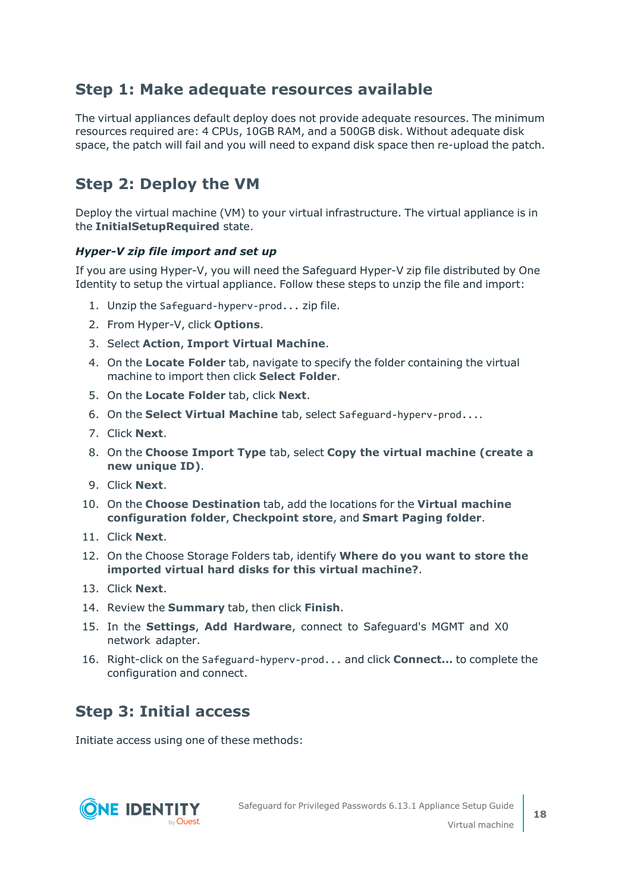## Step 1: Make adequate resources available

The virtual appliances default deploy does not provide adequate resources. The minimum resources required are: 4 CPUs, 10GB RAM, and a 500GB disk. Without adequate disk space, the patch will fail and you will need to expand disk space then re-upload the patch.

## Step 2: Deploy the VM

Deploy the virtual machine (VM) to your virtual infrastructure. The virtual appliance is in the **InitialSetupRequired** state.

### *Hyper-V zip file import and set up*

If you are using Hyper-V, you will need the Safeguard Hyper-V zip file distributed by One Identity to setup the virtual appliance. Follow these steps to unzip the file and import:

1. Unzip the `Safeguard-hyperv-prod...` zip file.
2. From Hyper-V, click **Options**.
3. Select **Action**, **Import Virtual Machine**.
4. On the **Locate Folder** tab, navigate to specify the folder containing the virtual machine to import then click **Select Folder**.
5. On the **Locate Folder** tab, click **Next**.
6. On the **Select Virtual Machine** tab, select `Safeguard-hyperv-prod....`
7. Click **Next**.
8. On the **Choose Import Type** tab, select **Copy the virtual machine (create a new unique ID)**.
9. Click **Next**.
10. On the **Choose Destination** tab, add the locations for the **Virtual machine configuration folder**, **Checkpoint store**, and **Smart Paging folder**.
11. Click **Next**.
12. On the Choose Storage Folders tab, identify **Where do you want to store the imported virtual hard disks for this virtual machine?**.
13. Click **Next**.
14. Review the **Summary** tab, then click **Finish**.
15. In the **Settings**, **Add Hardware**, connect to Safeguard's MGMT and X0 network adapter.
16. Right-click on the `Safeguard-hyperv-prod...` and click **Connect...** to complete the configuration and connect.

## Step 3: Initial access

Initiate access using one of these methods: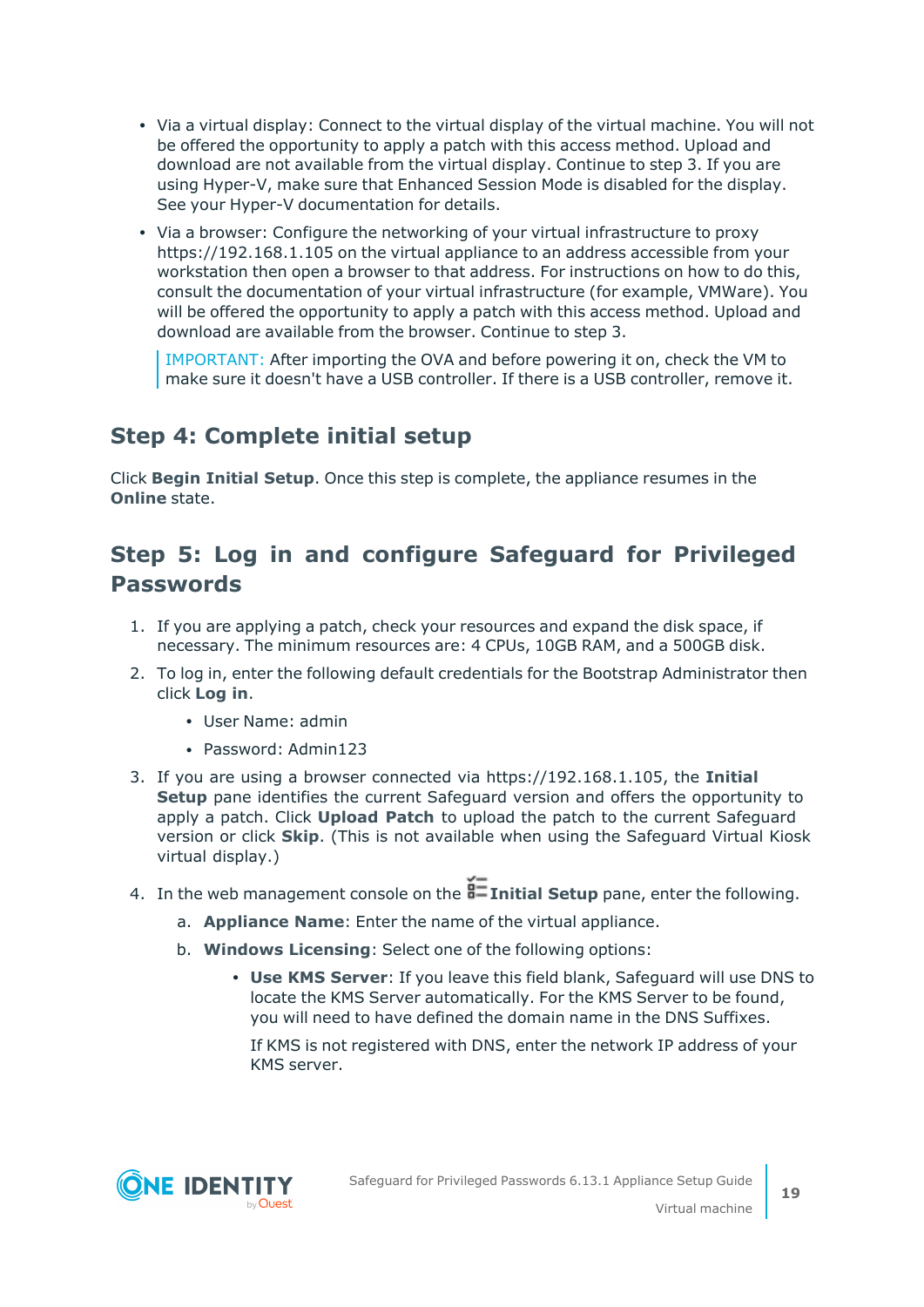- Via a virtual display: Connect to the virtual display of the virtual machine. You will not be offered the opportunity to apply a patch with this access method. Upload and download are not available from the virtual display. Continue to step 3. If you are using Hyper-V, make sure that Enhanced Session Mode is disabled for the display. See your Hyper-V documentation for details.
- Via a browser: Configure the networking of your virtual infrastructure to proxy https://192.168.1.105 on the virtual appliance to an address accessible from your workstation then open a browser to that address. For instructions on how to do this, consult the documentation of your virtual infrastructure (for example, VMWare). You will be offered the opportunity to apply a patch with this access method. Upload and download are available from the browser. Continue to step 3.

> IMPORTANT: After importing the OVA and before powering it on, check the VM to make sure it doesn't have a USB controller. If there is a USB controller, remove it.

## Step 4: Complete initial setup

Click **Begin Initial Setup**. Once this step is complete, the appliance resumes in the **Online** state.

## Step 5: Log in and configure Safeguard for Privileged Passwords

1. If you are applying a patch, check your resources and expand the disk space, if necessary. The minimum resources are: 4 CPUs, 10GB RAM, and a 500GB disk.
2. To log in, enter the following default credentials for the Bootstrap Administrator then click **Log in**.
   - User Name: admin
   - Password: Admin123
3. If you are using a browser connected via https://192.168.1.105, the **Initial Setup** pane identifies the current Safeguard version and offers the opportunity to apply a patch. Click **Upload Patch** to upload the patch to the current Safeguard version or click **Skip**. (This is not available when using the Safeguard Virtual Kiosk virtual display.)
4. In the web management console on the **Initial Setup** pane, enter the following.
   a. **Appliance Name**: Enter the name of the virtual appliance.
   b. **Windows Licensing**: Select one of the following options:
      - **Use KMS Server**: If you leave this field blank, Safeguard will use DNS to locate the KMS Server automatically. For the KMS Server to be found, you will need to have defined the domain name in the DNS Suffixes.

        If KMS is not registered with DNS, enter the network IP address of your KMS server.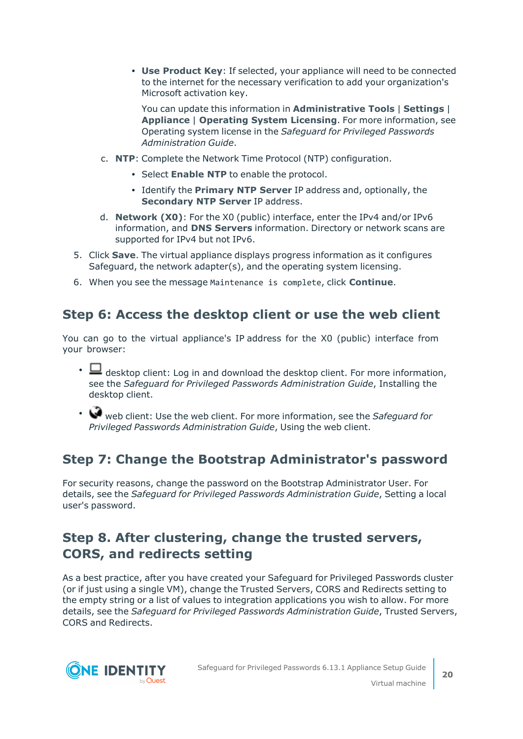- **Use Product Key**: If selected, your appliance will need to be connected to the internet for the necessary verification to add your organization's Microsoft activation key.

      You can update this information in **Administrative Tools** | **Settings** | **Appliance** | **Operating System Licensing**. For more information, see Operating system license in the *Safeguard for Privileged Passwords Administration Guide*.

   c. **NTP**: Complete the Network Time Protocol (NTP) configuration.

    - Select **Enable NTP** to enable the protocol.
    - Identify the **Primary NTP Server** IP address and, optionally, the **Secondary NTP Server** IP address.

   d. **Network (X0)**: For the X0 (public) interface, enter the IPv4 and/or IPv6 information, and **DNS Servers** information. Directory or network scans are supported for IPv4 but not IPv6.

5. Click **Save**. The virtual appliance displays progress information as it configures Safeguard, the network adapter(s), and the operating system licensing.
6. When you see the message `Maintenance is complete`, click **Continue**.

## Step 6: Access the desktop client or use the web client

You can go to the virtual appliance's IP address for the X0 (public) interface from your browser:

- desktop client: Log in and download the desktop client. For more information, see the *Safeguard for Privileged Passwords Administration Guide*, Installing the desktop client.
- web client: Use the web client. For more information, see the *Safeguard for Privileged Passwords Administration Guide*, Using the web client.

## Step 7: Change the Bootstrap Administrator's password

For security reasons, change the password on the Bootstrap Administrator User. For details, see the *Safeguard for Privileged Passwords Administration Guide*, Setting a local user's password.

## Step 8. After clustering, change the trusted servers, CORS, and redirects setting

As a best practice, after you have created your Safeguard for Privileged Passwords cluster (or if just using a single VM), change the Trusted Servers, CORS and Redirects setting to the empty string or a list of values to integration applications you wish to allow. For more details, see the *Safeguard for Privileged Passwords Administration Guide*, Trusted Servers, CORS and Redirects.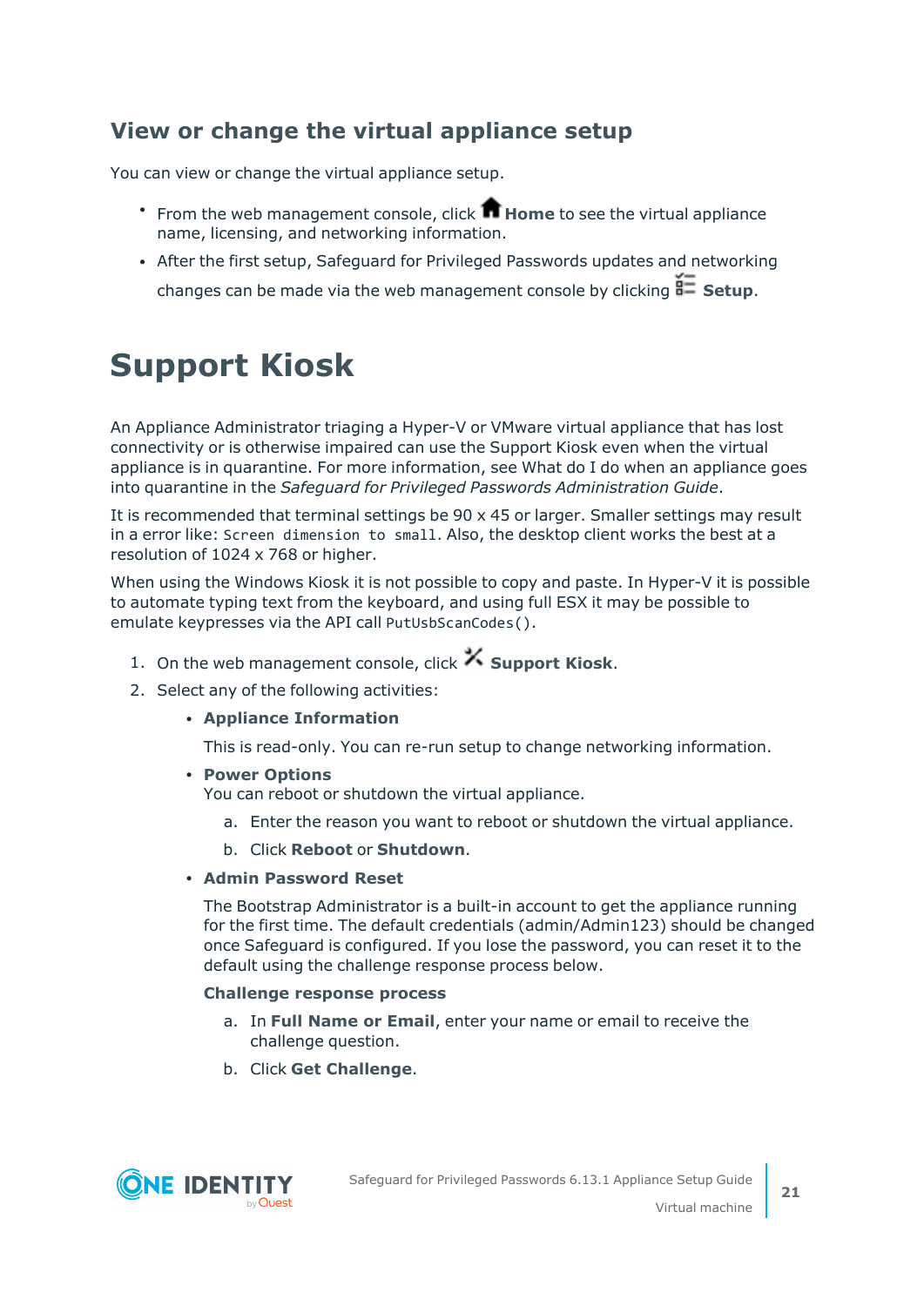## View or change the virtual appliance setup

You can view or change the virtual appliance setup.

- From the web management console, click **Home** to see the virtual appliance name, licensing, and networking information.
- After the first setup, Safeguard for Privileged Passwords updates and networking changes can be made via the web management console by clicking **Setup**.

# Support Kiosk

An Appliance Administrator triaging a Hyper-V or VMware virtual appliance that has lost connectivity or is otherwise impaired can use the Support Kiosk even when the virtual appliance is in quarantine. For more information, see What do I do when an appliance goes into quarantine in the *Safeguard for Privileged Passwords Administration Guide*.

It is recommended that terminal settings be 90 x 45 or larger. Smaller settings may result in a error like: `Screen dimension to small`. Also, the desktop client works the best at a resolution of 1024 x 768 or higher.

When using the Windows Kiosk it is not possible to copy and paste. In Hyper-V it is possible to automate typing text from the keyboard, and using full ESX it may be possible to emulate keypresses via the API call `PutUsbScanCodes()`.

1. On the web management console, click **Support Kiosk**.
2. Select any of the following activities:
   - **Appliance Information**

     This is read-only. You can re-run setup to change networking information.
   - **Power Options**
     You can reboot or shutdown the virtual appliance.
     1. Enter the reason you want to reboot or shutdown the virtual appliance.
     2. Click **Reboot** or **Shutdown**.
   - **Admin Password Reset**

     The Bootstrap Administrator is a built-in account to get the appliance running for the first time. The default credentials (admin/Admin123) should be changed once Safeguard is configured. If you lose the password, you can reset it to the default using the challenge response process below.

     **Challenge response process**

     1. In **Full Name or Email**, enter your name or email to receive the challenge question.
     2. Click **Get Challenge**.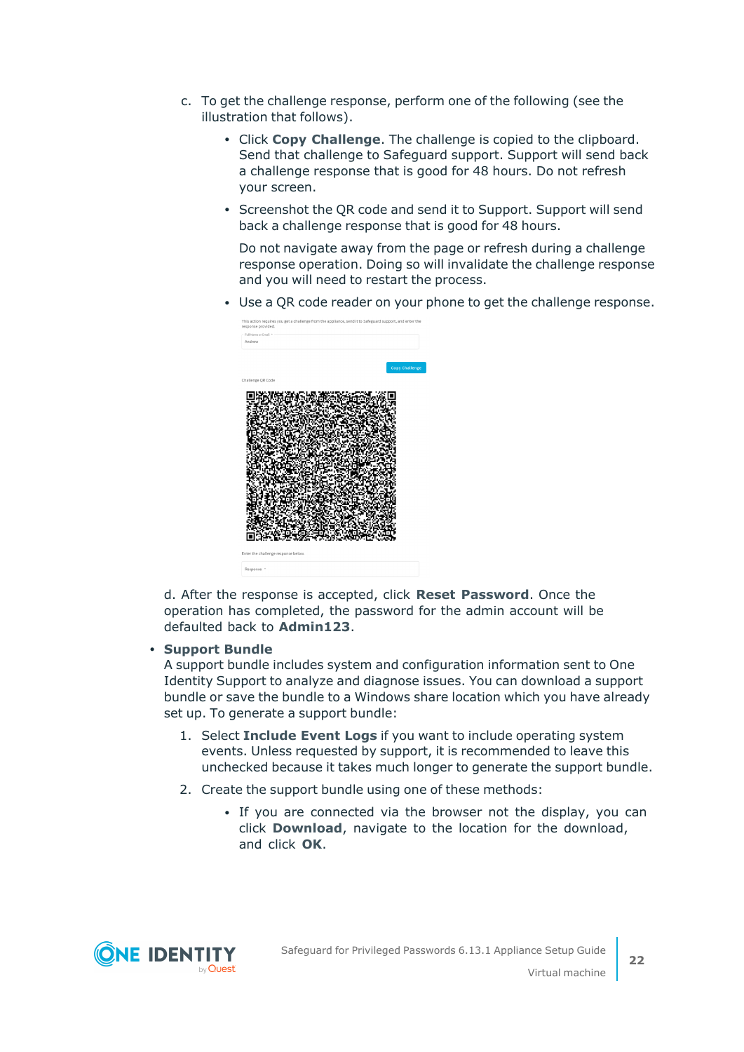c. To get the challenge response, perform one of the following (see the illustration that follows).

   - Click **Copy Challenge**. The challenge is copied to the clipboard. Send that challenge to Safeguard support. Support will send back a challenge response that is good for 48 hours. Do not refresh your screen.
   - Screenshot the QR code and send it to Support. Support will send back a challenge response that is good for 48 hours.

     Do not navigate away from the page or refresh during a challenge response operation. Doing so will invalidate the challenge response and you will need to restart the process.
   - Use a QR code reader on your phone to get the challenge response.

d. After the response is accepted, click **Reset Password**. Once the operation has completed, the password for the admin account will be defaulted back to **Admin123**.

- **Support Bundle**

  A support bundle includes system and configuration information sent to One Identity Support to analyze and diagnose issues. You can download a support bundle or save the bundle to a Windows share location which you have already set up. To generate a support bundle:

  1. Select **Include Event Logs** if you want to include operating system events. Unless requested by support, it is recommended to leave this unchecked because it takes much longer to generate the support bundle.
  2. Create the support bundle using one of these methods:
     - If you are connected via the browser not the display, you can click **Download**, navigate to the location for the download, and click **OK**.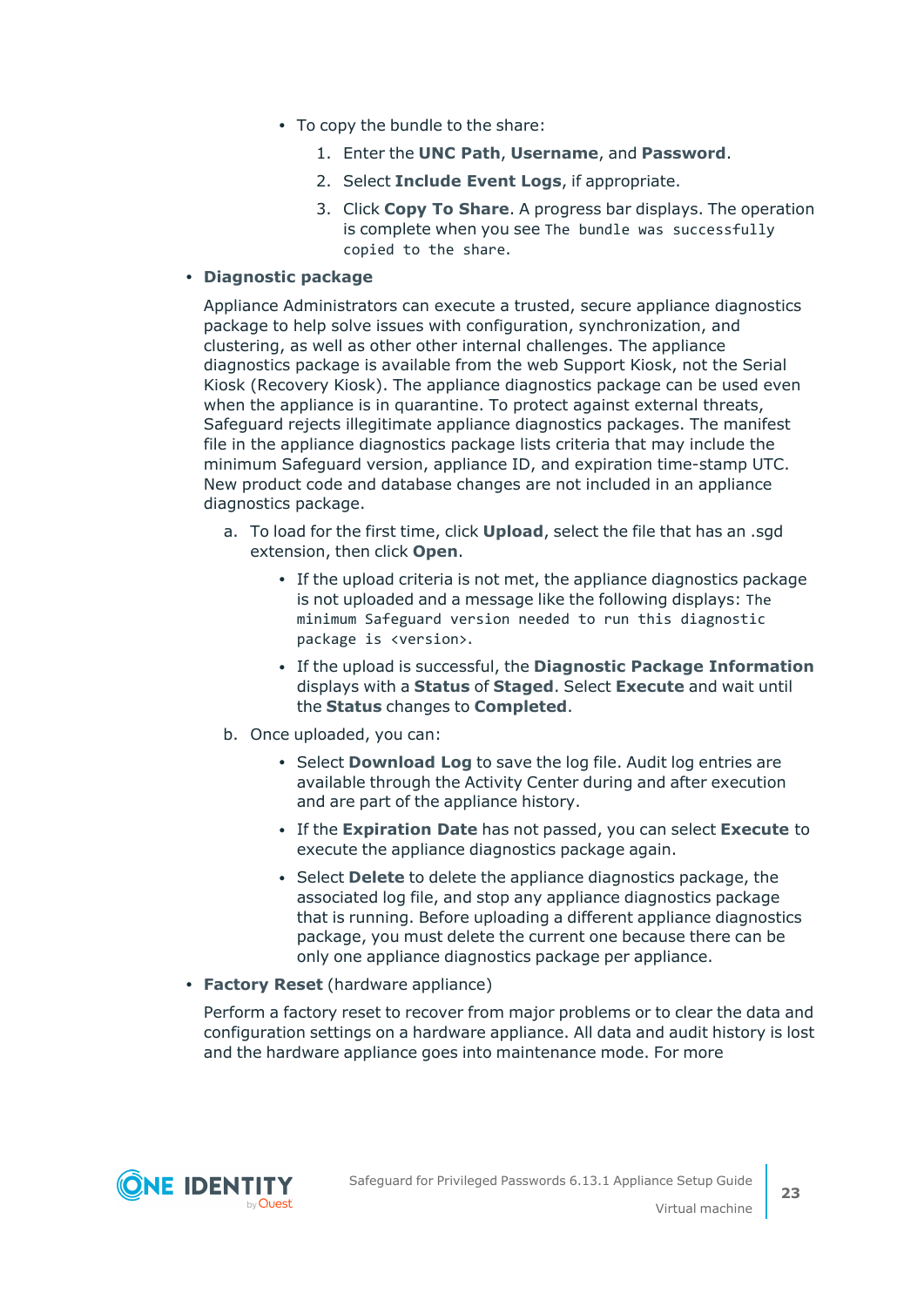- To copy the bundle to the share:
    1. Enter the **UNC Path**, **Username**, and **Password**.
    2. Select **Include Event Logs**, if appropriate.
    3. Click **Copy To Share**. A progress bar displays. The operation is complete when you see `The bundle was successfully copied to the share.`
- **Diagnostic package**

  Appliance Administrators can execute a trusted, secure appliance diagnostics package to help solve issues with configuration, synchronization, and clustering, as well as other other internal challenges. The appliance diagnostics package is available from the web Support Kiosk, not the Serial Kiosk (Recovery Kiosk). The appliance diagnostics package can be used even when the appliance is in quarantine. To protect against external threats, Safeguard rejects illegitimate appliance diagnostics packages. The manifest file in the appliance diagnostics package lists criteria that may include the minimum Safeguard version, appliance ID, and expiration time-stamp UTC. New product code and database changes are not included in an appliance diagnostics package.

    a. To load for the first time, click **Upload**, select the file that has an .sgd extension, then click **Open**.
      - If the upload criteria is not met, the appliance diagnostics package is not uploaded and a message like the following displays: `The minimum Safeguard version needed to run this diagnostic package is <version>.`
      - If the upload is successful, the **Diagnostic Package Information** displays with a **Status** of **Staged**. Select **Execute** and wait until the **Status** changes to **Completed**.

    b. Once uploaded, you can:
      - Select **Download Log** to save the log file. Audit log entries are available through the Activity Center during and after execution and are part of the appliance history.
      - If the **Expiration Date** has not passed, you can select **Execute** to execute the appliance diagnostics package again.
      - Select **Delete** to delete the appliance diagnostics package, the associated log file, and stop any appliance diagnostics package that is running. Before uploading a different appliance diagnostics package, you must delete the current one because there can be only one appliance diagnostics package per appliance.
- **Factory Reset** (hardware appliance)

  Perform a factory reset to recover from major problems or to clear the data and configuration settings on a hardware appliance. All data and audit history is lost and the hardware appliance goes into maintenance mode. For more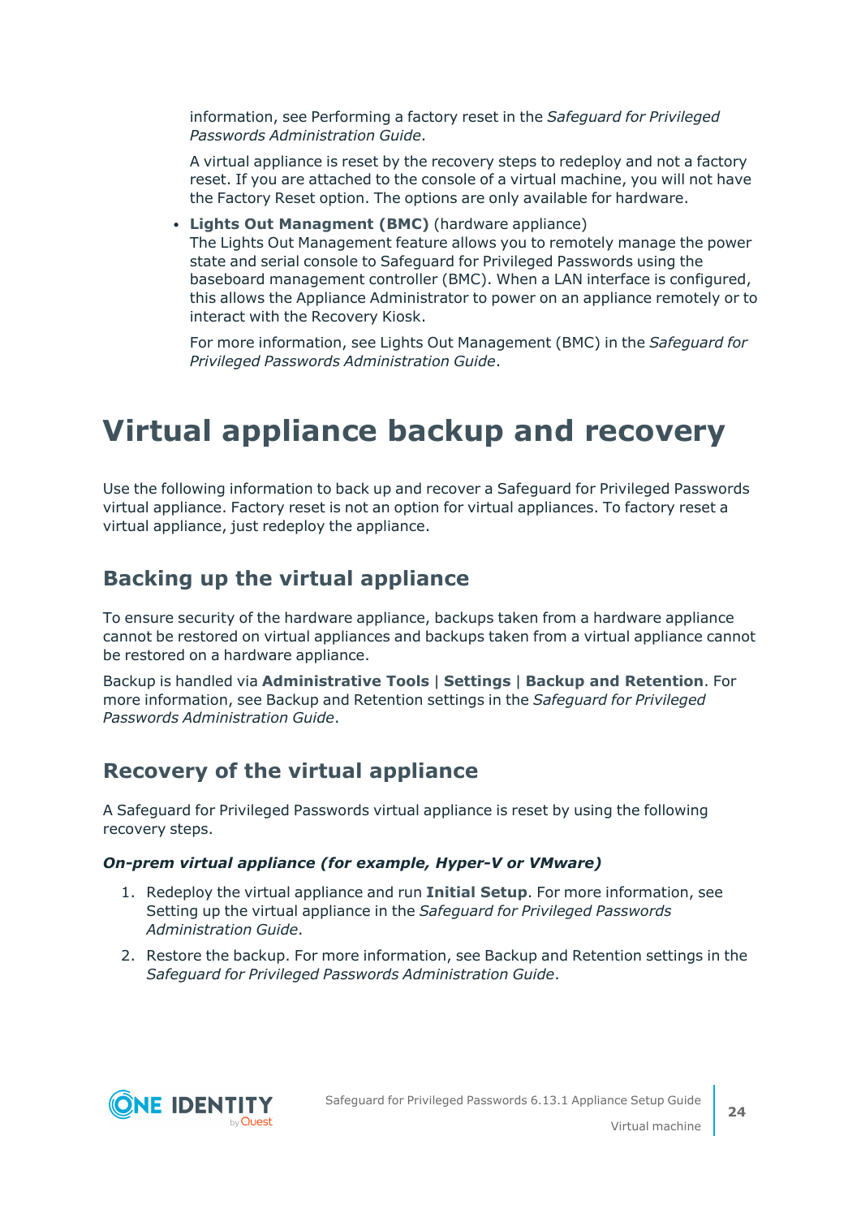information, see Performing a factory reset in the *Safeguard for Privileged Passwords Administration Guide*.

A virtual appliance is reset by the recovery steps to redeploy and not a factory reset. If you are attached to the console of a virtual machine, you will not have the Factory Reset option. The options are only available for hardware.

- **Lights Out Managment (BMC)** (hardware appliance)
  The Lights Out Management feature allows you to remotely manage the power state and serial console to Safeguard for Privileged Passwords using the baseboard management controller (BMC). When a LAN interface is configured, this allows the Appliance Administrator to power on an appliance remotely or to interact with the Recovery Kiosk.

  For more information, see Lights Out Management (BMC) in the *Safeguard for Privileged Passwords Administration Guide*.

# Virtual appliance backup and recovery

Use the following information to back up and recover a Safeguard for Privileged Passwords virtual appliance. Factory reset is not an option for virtual appliances. To factory reset a virtual appliance, just redeploy the appliance.

## Backing up the virtual appliance

To ensure security of the hardware appliance, backups taken from a hardware appliance cannot be restored on virtual appliances and backups taken from a virtual appliance cannot be restored on a hardware appliance.

Backup is handled via **Administrative Tools** | **Settings** | **Backup and Retention**. For more information, see Backup and Retention settings in the *Safeguard for Privileged Passwords Administration Guide*.

## Recovery of the virtual appliance

A Safeguard for Privileged Passwords virtual appliance is reset by using the following recovery steps.

***On-prem virtual appliance (for example, Hyper-V or VMware)***

1. Redeploy the virtual appliance and run **Initial Setup**. For more information, see Setting up the virtual appliance in the *Safeguard for Privileged Passwords Administration Guide*.
2. Restore the backup. For more information, see Backup and Retention settings in the *Safeguard for Privileged Passwords Administration Guide*.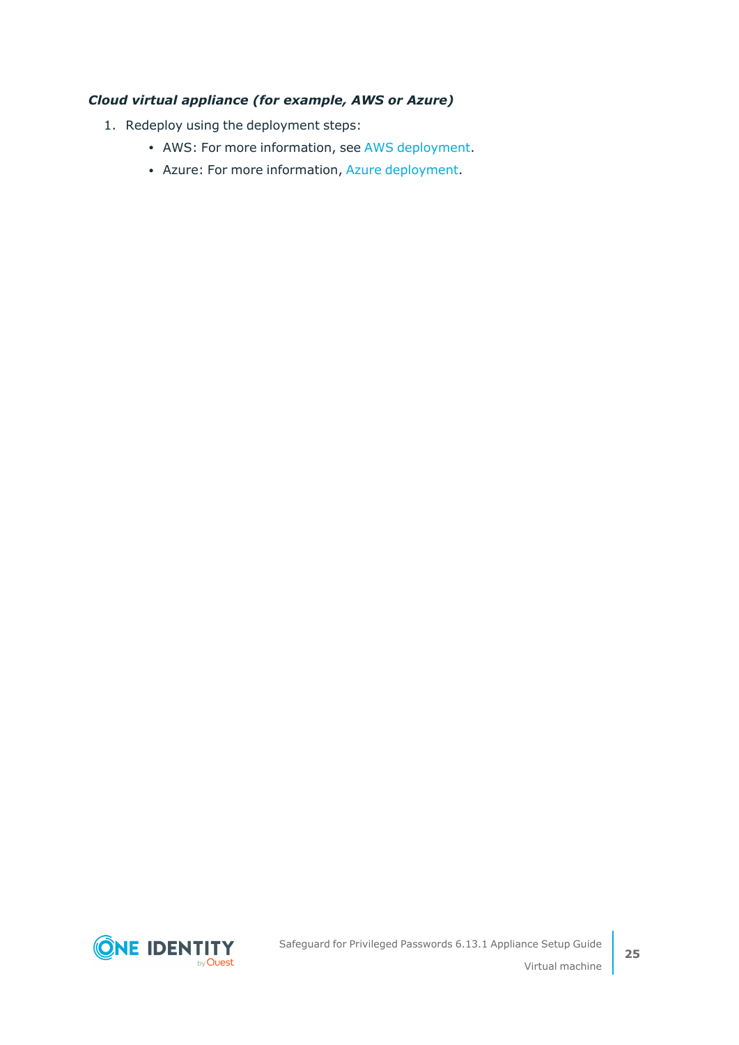***Cloud virtual appliance (for example, AWS or Azure)***

1. Redeploy using the deployment steps:
   - AWS: For more information, see AWS deployment.
   - Azure: For more information, Azure deployment.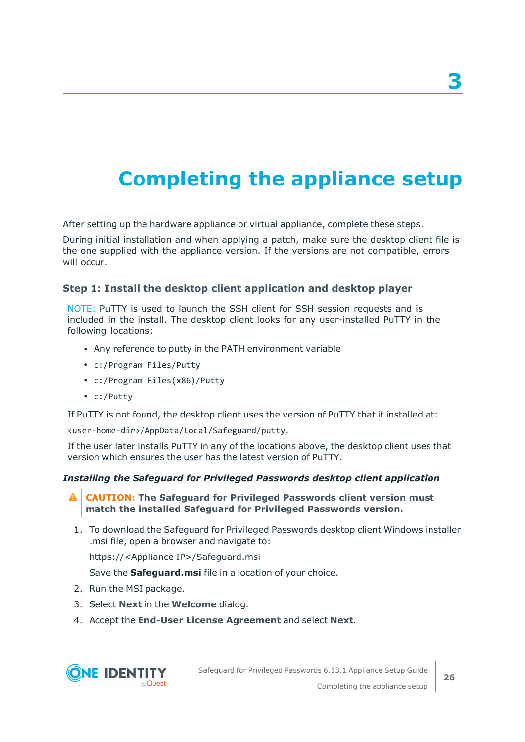3

# Completing the appliance setup

After setting up the hardware appliance or virtual appliance, complete these steps.

During initial installation and when applying a patch, make sure the desktop client file is the one supplied with the appliance version. If the versions are not compatible, errors will occur.

### Step 1: Install the desktop client application and desktop player

NOTE: PuTTY is used to launch the SSH client for SSH session requests and is included in the install. The desktop client looks for any user-installed PuTTY in the following locations:

- Any reference to putty in the PATH environment variable
- `c:/Program Files/Putty`
- `c:/Program Files(x86)/Putty`
- `c:/Putty`

If PuTTY is not found, the desktop client uses the version of PuTTY that it installed at:

`<user-home-dir>/AppData/Local/Safeguard/putty.`

If the user later installs PuTTY in any of the locations above, the desktop client uses that version which ensures the user has the latest version of PuTTY.

#### *Installing the Safeguard for Privileged Passwords desktop client application*

**CAUTION: The Safeguard for Privileged Passwords client version must match the installed Safeguard for Privileged Passwords version.**

1. To download the Safeguard for Privileged Passwords desktop client Windows installer .msi file, open a browser and navigate to:

   https://<Appliance IP>/Safeguard.msi

   Save the **Safeguard.msi** file in a location of your choice.
2. Run the MSI package.
3. Select **Next** in the **Welcome** dialog.
4. Accept the **End-User License Agreement** and select **Next**.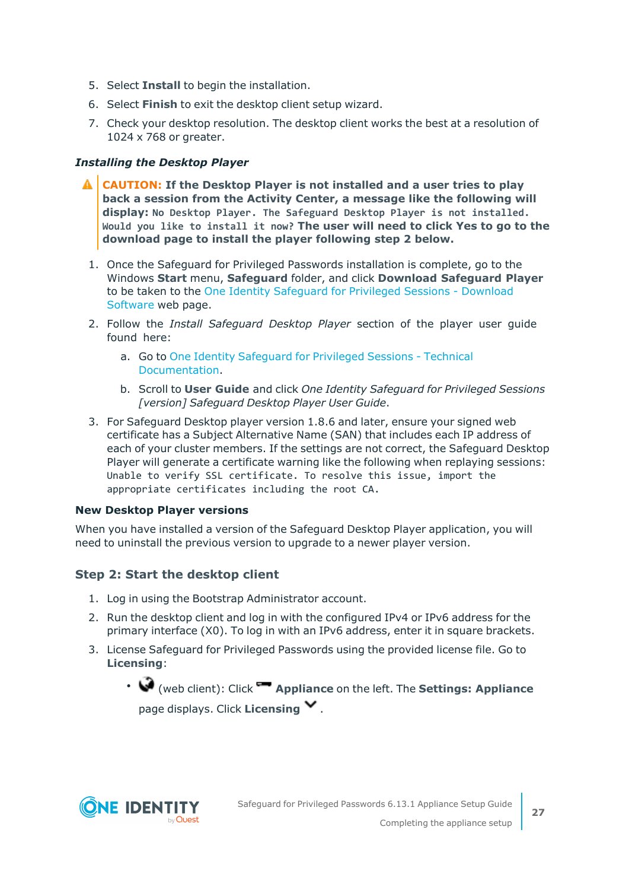5. Select **Install** to begin the installation.
6. Select **Finish** to exit the desktop client setup wizard.
7. Check your desktop resolution. The desktop client works the best at a resolution of 1024 x 768 or greater.

***Installing the Desktop Player***

> **CAUTION: If the Desktop Player is not installed and a user tries to play back a session from the Activity Center, a message like the following will display:** `No Desktop Player. The Safeguard Desktop Player is not installed. Would you like to install it now?` **The user will need to click Yes to go to the download page to install the player following step 2 below.**

1. Once the Safeguard for Privileged Passwords installation is complete, go to the Windows **Start** menu, **Safeguard** folder, and click **Download Safeguard Player** to be taken to the One Identity Safeguard for Privileged Sessions - Download Software web page.
2. Follow the *Install Safeguard Desktop Player* section of the player user guide found here:
   a. Go to One Identity Safeguard for Privileged Sessions - Technical Documentation.
   b. Scroll to **User Guide** and click *One Identity Safeguard for Privileged Sessions [version] Safeguard Desktop Player User Guide*.
3. For Safeguard Desktop player version 1.8.6 and later, ensure your signed web certificate has a Subject Alternative Name (SAN) that includes each IP address of each of your cluster members. If the settings are not correct, the Safeguard Desktop Player will generate a certificate warning like the following when replaying sessions: `Unable to verify SSL certificate. To resolve this issue, import the appropriate certificates including the root CA.`

**New Desktop Player versions**

When you have installed a version of the Safeguard Desktop Player application, you will need to uninstall the previous version to upgrade to a newer player version.

### Step 2: Start the desktop client

1. Log in using the Bootstrap Administrator account.
2. Run the desktop client and log in with the configured IPv4 or IPv6 address for the primary interface (X0). To log in with an IPv6 address, enter it in square brackets.
3. License Safeguard for Privileged Passwords using the provided license file. Go to **Licensing**:
   - (web client): Click **Appliance** on the left. The **Settings: Appliance** page displays. Click **Licensing** .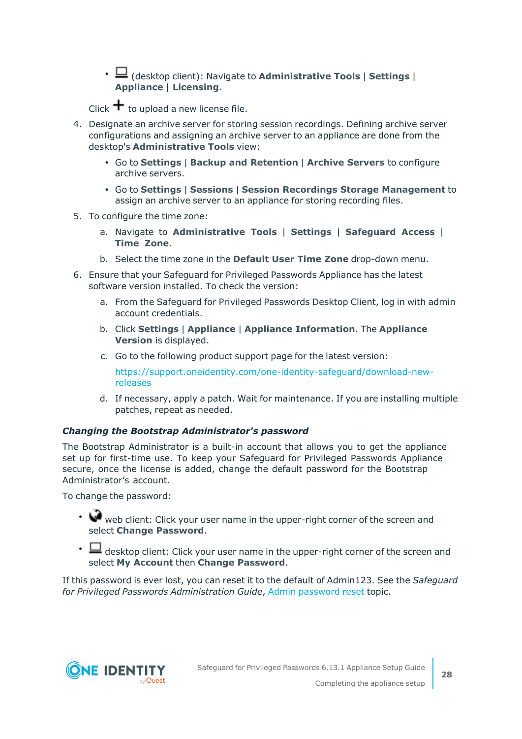- (desktop client): Navigate to **Administrative Tools** | **Settings** | **Appliance** | **Licensing**.

   Click + to upload a new license file.

4. Designate an archive server for storing session recordings. Defining archive server configurations and assigning an archive server to an appliance are done from the desktop's **Administrative Tools** view:
   - Go to **Settings** | **Backup and Retention** | **Archive Servers** to configure archive servers.
   - Go to **Settings** | **Sessions** | **Session Recordings Storage Management** to assign an archive server to an appliance for storing recording files.
5. To configure the time zone:
   a. Navigate to **Administrative Tools** | **Settings** | **Safeguard Access** | **Time Zone**.
   b. Select the time zone in the **Default User Time Zone** drop-down menu.
6. Ensure that your Safeguard for Privileged Passwords Appliance has the latest software version installed. To check the version:
   a. From the Safeguard for Privileged Passwords Desktop Client, log in with admin account credentials.
   b. Click **Settings** | **Appliance** | **Appliance Information**. The **Appliance Version** is displayed.
   c. Go to the following product support page for the latest version:

      https://support.oneidentity.com/one-identity-safeguard/download-new-releases
   d. If necessary, apply a patch. Wait for maintenance. If you are installing multiple patches, repeat as needed.

***Changing the Bootstrap Administrator's password***

The Bootstrap Administrator is a built-in account that allows you to get the appliance set up for first-time use. To keep your Safeguard for Privileged Passwords Appliance secure, once the license is added, change the default password for the Bootstrap Administrator’s account.

To change the password:

- web client: Click your user name in the upper-right corner of the screen and select **Change Password**.
- desktop client: Click your user name in the upper-right corner of the screen and select **My Account** then **Change Password**.

If this password is ever lost, you can reset it to the default of Admin123. See the *Safeguard for Privileged Passwords Administration Guide*, Admin password reset topic.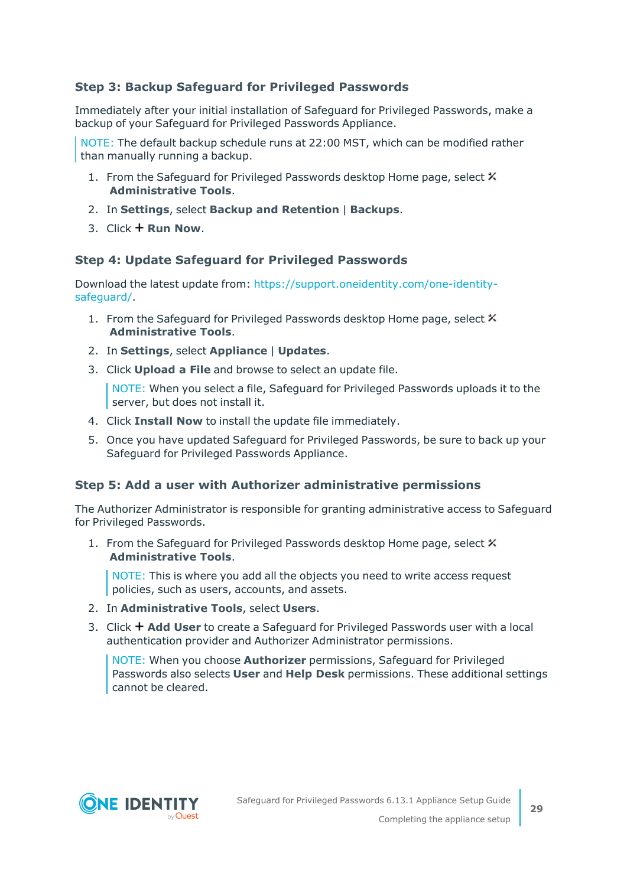### Step 3: Backup Safeguard for Privileged Passwords

Immediately after your initial installation of Safeguard for Privileged Passwords, make a backup of your Safeguard for Privileged Passwords Appliance.

> NOTE: The default backup schedule runs at 22:00 MST, which can be modified rather than manually running a backup.

1. From the Safeguard for Privileged Passwords desktop Home page, select **Administrative Tools**.
2. In **Settings**, select **Backup and Retention** | **Backups**.
3. Click **+ Run Now**.

### Step 4: Update Safeguard for Privileged Passwords

Download the latest update from: https://support.oneidentity.com/one-identity-safeguard/.

1. From the Safeguard for Privileged Passwords desktop Home page, select **Administrative Tools**.
2. In **Settings**, select **Appliance** | **Updates**.
3. Click **Upload a File** and browse to select an update file.

   > NOTE: When you select a file, Safeguard for Privileged Passwords uploads it to the server, but does not install it.

4. Click **Install Now** to install the update file immediately.
5. Once you have updated Safeguard for Privileged Passwords, be sure to back up your Safeguard for Privileged Passwords Appliance.

### Step 5: Add a user with Authorizer administrative permissions

The Authorizer Administrator is responsible for granting administrative access to Safeguard for Privileged Passwords.

1. From the Safeguard for Privileged Passwords desktop Home page, select **Administrative Tools**.

   > NOTE: This is where you add all the objects you need to write access request policies, such as users, accounts, and assets.

2. In **Administrative Tools**, select **Users**.
3. Click **+ Add User** to create a Safeguard for Privileged Passwords user with a local authentication provider and Authorizer Administrator permissions.

   > NOTE: When you choose **Authorizer** permissions, Safeguard for Privileged Passwords also selects **User** and **Help Desk** permissions. These additional settings cannot be cleared.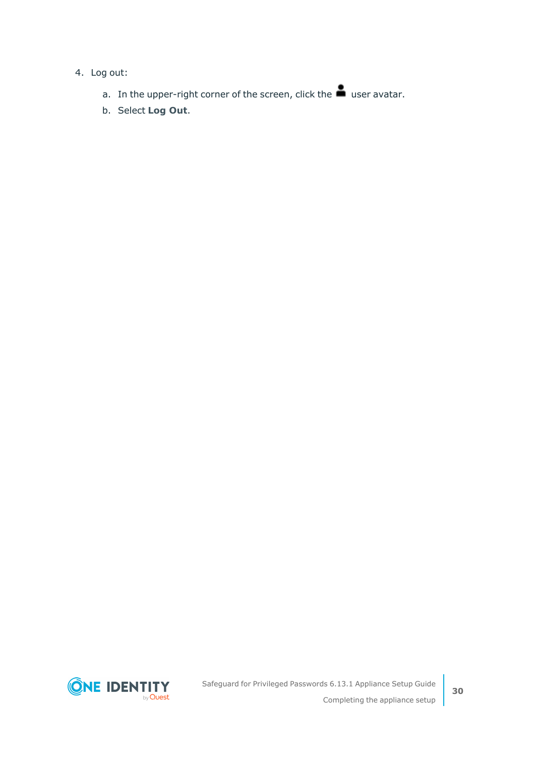4. Log out:

    a. In the upper-right corner of the screen, click the user avatar.

    b. Select **Log Out**.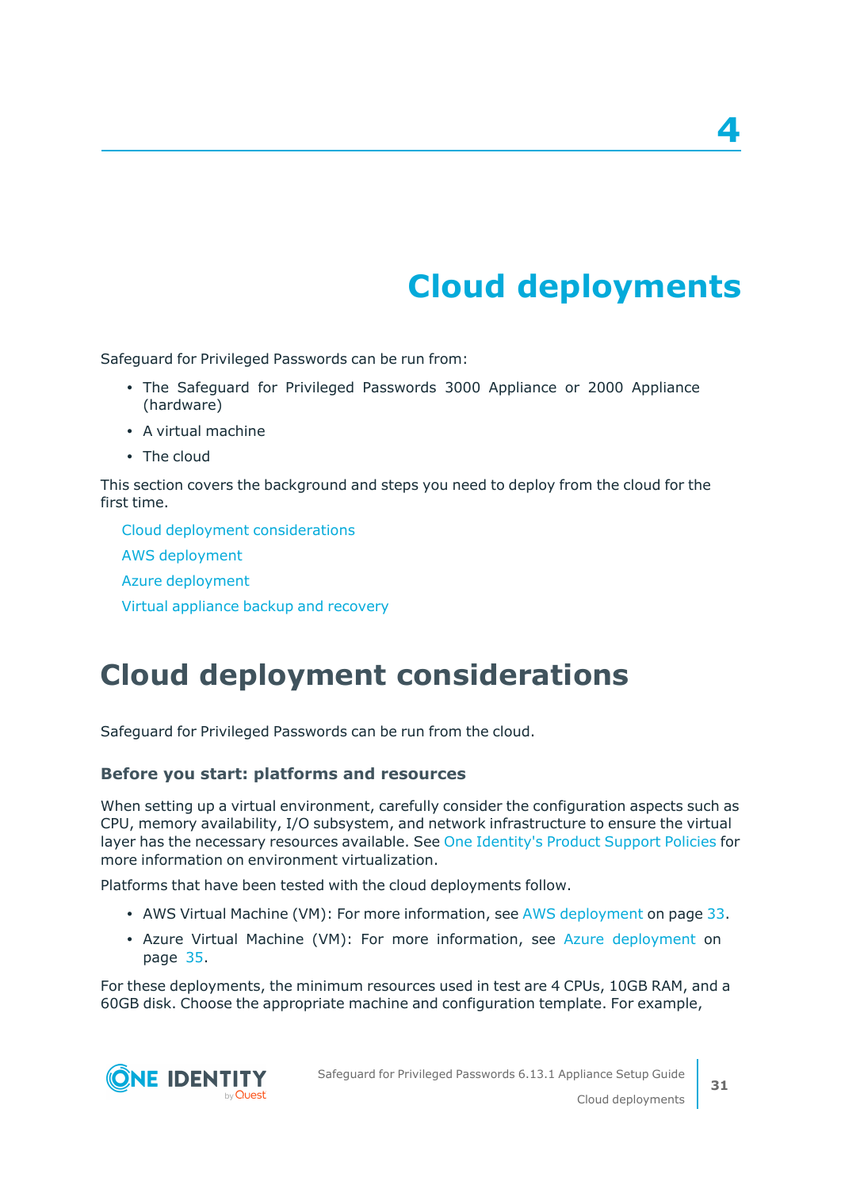# 4

# Cloud deployments

Safeguard for Privileged Passwords can be run from:

- The Safeguard for Privileged Passwords 3000 Appliance or 2000 Appliance (hardware)
- A virtual machine
- The cloud

This section covers the background and steps you need to deploy from the cloud for the first time.

Cloud deployment considerations

AWS deployment

Azure deployment

Virtual appliance backup and recovery

## Cloud deployment considerations

Safeguard for Privileged Passwords can be run from the cloud.

### Before you start: platforms and resources

When setting up a virtual environment, carefully consider the configuration aspects such as CPU, memory availability, I/O subsystem, and network infrastructure to ensure the virtual layer has the necessary resources available. See One Identity's Product Support Policies for more information on environment virtualization.

Platforms that have been tested with the cloud deployments follow.

- AWS Virtual Machine (VM): For more information, see AWS deployment on page 33.
- Azure Virtual Machine (VM): For more information, see Azure deployment on page 35.

For these deployments, the minimum resources used in test are 4 CPUs, 10GB RAM, and a 60GB disk. Choose the appropriate machine and configuration template. For example,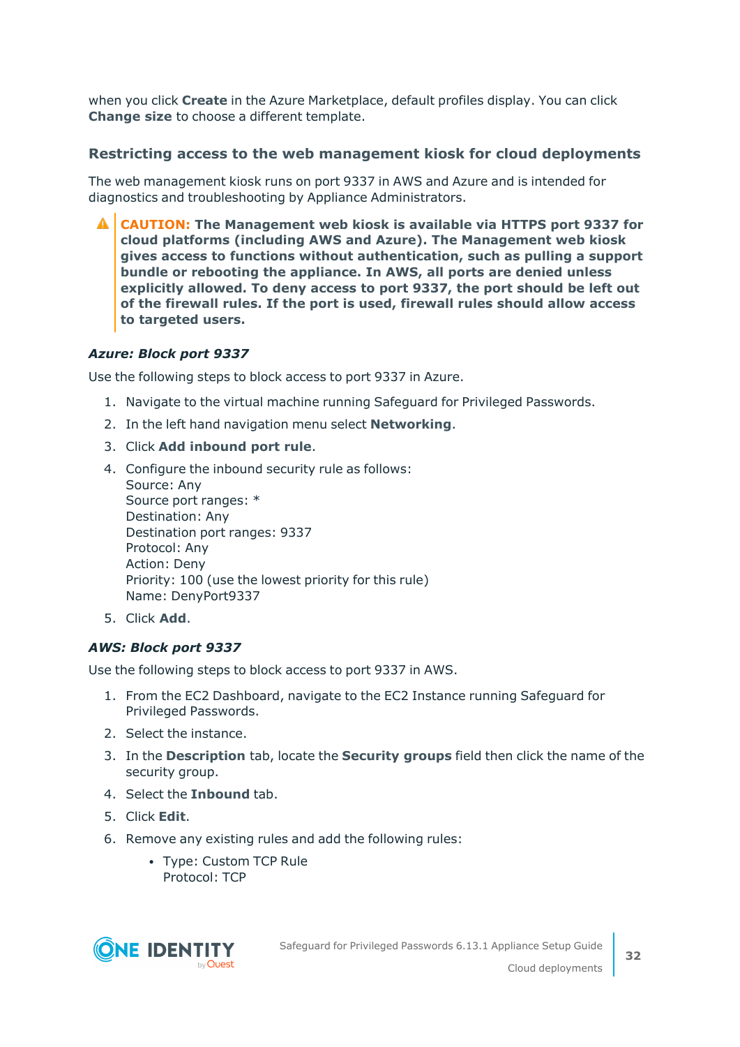when you click **Create** in the Azure Marketplace, default profiles display. You can click **Change size** to choose a different template.

### Restricting access to the web management kiosk for cloud deployments

The web management kiosk runs on port 9337 in AWS and Azure and is intended for diagnostics and troubleshooting by Appliance Administrators.

> ⚠ **CAUTION: The Management web kiosk is available via HTTPS port 9337 for cloud platforms (including AWS and Azure). The Management web kiosk gives access to functions without authentication, such as pulling a support bundle or rebooting the appliance. In AWS, all ports are denied unless explicitly allowed. To deny access to port 9337, the port should be left out of the firewall rules. If the port is used, firewall rules should allow access to targeted users.**

#### *Azure: Block port 9337*

Use the following steps to block access to port 9337 in Azure.

1. Navigate to the virtual machine running Safeguard for Privileged Passwords.
2. In the left hand navigation menu select **Networking**.
3. Click **Add inbound port rule**.
4. Configure the inbound security rule as follows:
   Source: Any
   Source port ranges: *
   Destination: Any
   Destination port ranges: 9337
   Protocol: Any
   Action: Deny
   Priority: 100 (use the lowest priority for this rule)
   Name: DenyPort9337
5. Click **Add**.

#### *AWS: Block port 9337*

Use the following steps to block access to port 9337 in AWS.

1. From the EC2 Dashboard, navigate to the EC2 Instance running Safeguard for Privileged Passwords.
2. Select the instance.
3. In the **Description** tab, locate the **Security groups** field then click the name of the security group.
4. Select the **Inbound** tab.
5. Click **Edit**.
6. Remove any existing rules and add the following rules:
   - Type: Custom TCP Rule
     Protocol: TCP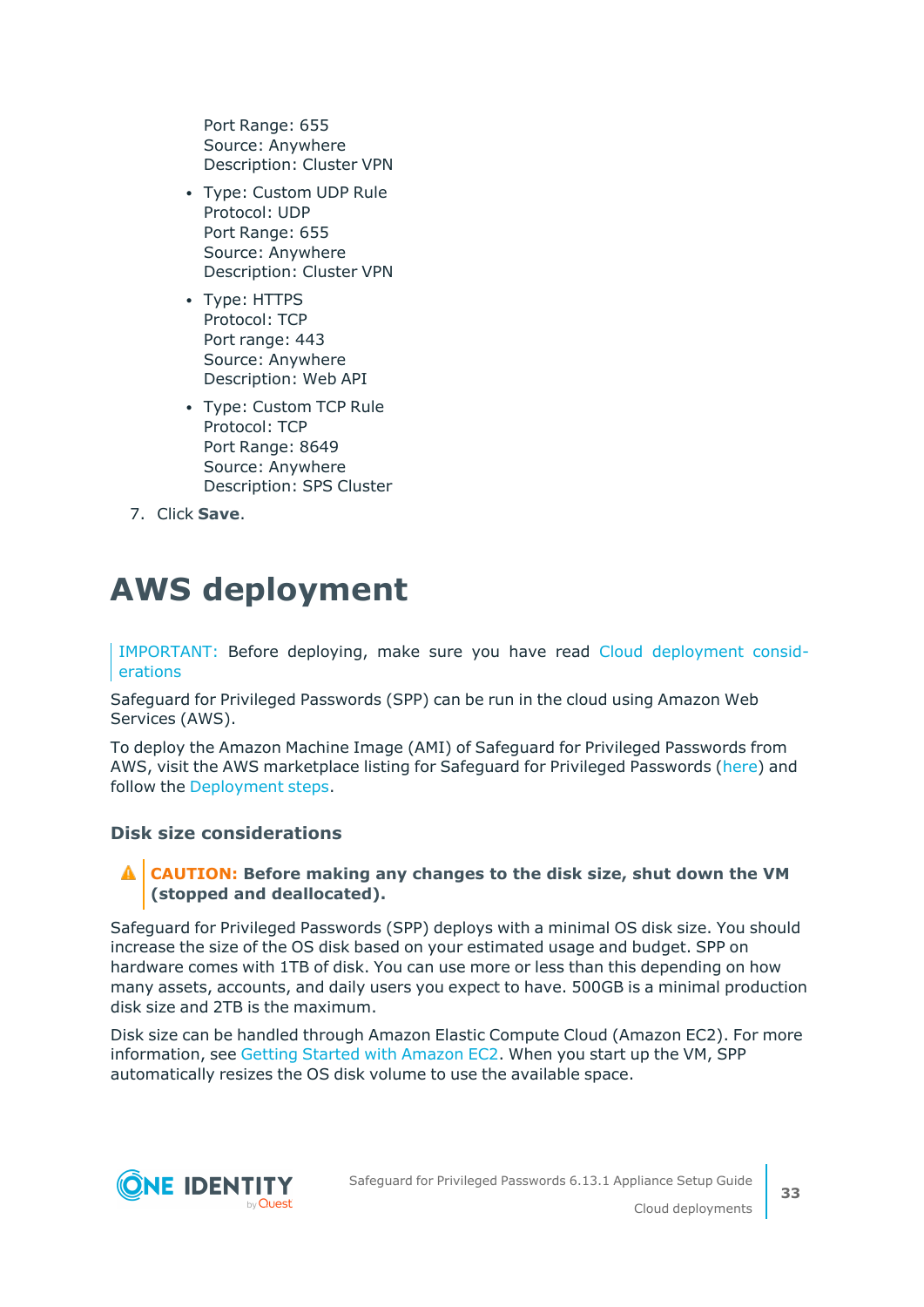Port Range: 655
Source: Anywhere
Description: Cluster VPN

- Type: Custom UDP Rule
  Protocol: UDP
  Port Range: 655
  Source: Anywhere
  Description: Cluster VPN
- Type: HTTPS
  Protocol: TCP
  Port range: 443
  Source: Anywhere
  Description: Web API
- Type: Custom TCP Rule
  Protocol: TCP
  Port Range: 8649
  Source: Anywhere
  Description: SPS Cluster

7. Click **Save**.

# AWS deployment

> IMPORTANT: Before deploying, make sure you have read Cloud deployment considerations

Safeguard for Privileged Passwords (SPP) can be run in the cloud using Amazon Web Services (AWS).

To deploy the Amazon Machine Image (AMI) of Safeguard for Privileged Passwords from AWS, visit the AWS marketplace listing for Safeguard for Privileged Passwords (here) and follow the Deployment steps.

### Disk size considerations

> **CAUTION: Before making any changes to the disk size, shut down the VM (stopped and deallocated).**

Safeguard for Privileged Passwords (SPP) deploys with a minimal OS disk size. You should increase the size of the OS disk based on your estimated usage and budget. SPP on hardware comes with 1TB of disk. You can use more or less than this depending on how many assets, accounts, and daily users you expect to have. 500GB is a minimal production disk size and 2TB is the maximum.

Disk size can be handled through Amazon Elastic Compute Cloud (Amazon EC2). For more information, see Getting Started with Amazon EC2. When you start up the VM, SPP automatically resizes the OS disk volume to use the available space.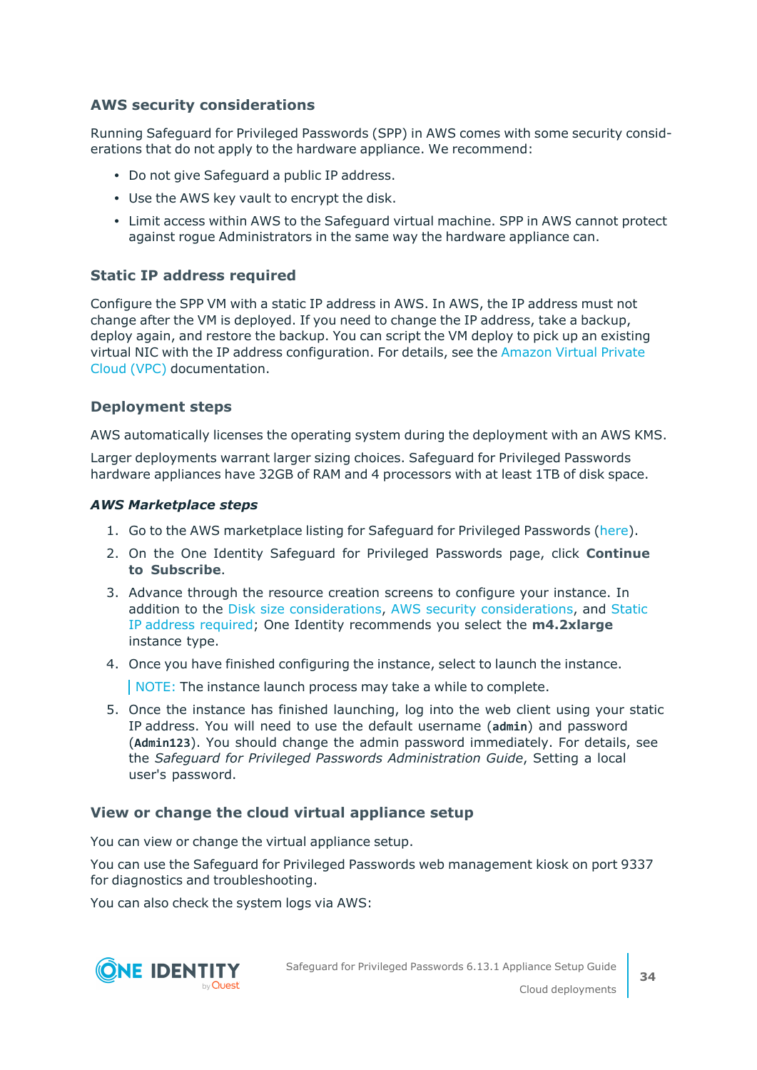### AWS security considerations

Running Safeguard for Privileged Passwords (SPP) in AWS comes with some security considerations that do not apply to the hardware appliance. We recommend:

- Do not give Safeguard a public IP address.
- Use the AWS key vault to encrypt the disk.
- Limit access within AWS to the Safeguard virtual machine. SPP in AWS cannot protect against rogue Administrators in the same way the hardware appliance can.

### Static IP address required

Configure the SPP VM with a static IP address in AWS. In AWS, the IP address must not change after the VM is deployed. If you need to change the IP address, take a backup, deploy again, and restore the backup. You can script the VM deploy to pick up an existing virtual NIC with the IP address configuration. For details, see the Amazon Virtual Private Cloud (VPC) documentation.

### Deployment steps

AWS automatically licenses the operating system during the deployment with an AWS KMS.

Larger deployments warrant larger sizing choices. Safeguard for Privileged Passwords hardware appliances have 32GB of RAM and 4 processors with at least 1TB of disk space.

#### *AWS Marketplace steps*

1. Go to the AWS marketplace listing for Safeguard for Privileged Passwords (here).
2. On the One Identity Safeguard for Privileged Passwords page, click **Continue to Subscribe**.
3. Advance through the resource creation screens to configure your instance. In addition to the Disk size considerations, AWS security considerations, and Static IP address required; One Identity recommends you select the **m4.2xlarge** instance type.
4. Once you have finished configuring the instance, select to launch the instance.

   NOTE: The instance launch process may take a while to complete.
5. Once the instance has finished launching, log into the web client using your static IP address. You will need to use the default username (`admin`) and password (`Admin123`). You should change the admin password immediately. For details, see the *Safeguard for Privileged Passwords Administration Guide*, Setting a local user's password.

### View or change the cloud virtual appliance setup

You can view or change the virtual appliance setup.

You can use the Safeguard for Privileged Passwords web management kiosk on port 9337 for diagnostics and troubleshooting.

You can also check the system logs via AWS: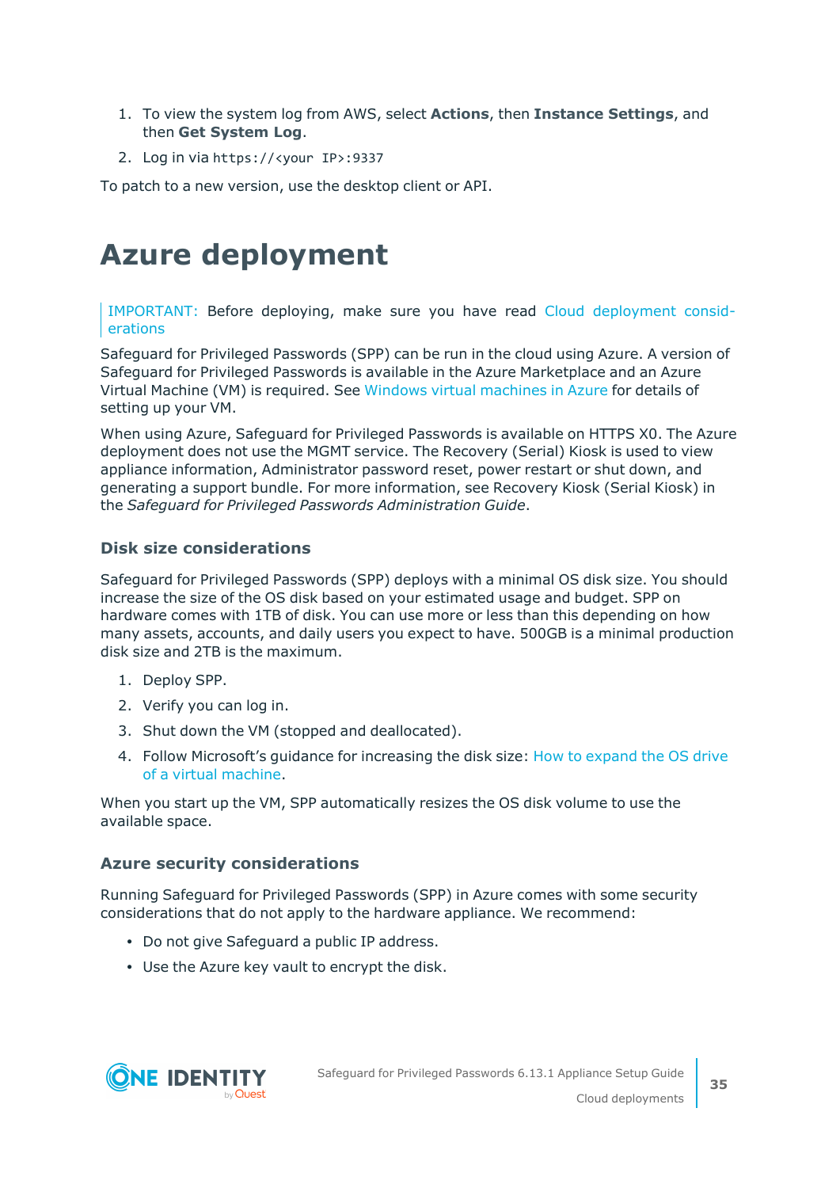1. To view the system log from AWS, select **Actions**, then **Instance Settings**, and then **Get System Log**.
2. Log in via `https://<your IP>:9337`

To patch to a new version, use the desktop client or API.

# Azure deployment

> IMPORTANT: Before deploying, make sure you have read Cloud deployment considerations

Safeguard for Privileged Passwords (SPP) can be run in the cloud using Azure. A version of Safeguard for Privileged Passwords is available in the Azure Marketplace and an Azure Virtual Machine (VM) is required. See Windows virtual machines in Azure for details of setting up your VM.

When using Azure, Safeguard for Privileged Passwords is available on HTTPS X0. The Azure deployment does not use the MGMT service. The Recovery (Serial) Kiosk is used to view appliance information, Administrator password reset, power restart or shut down, and generating a support bundle. For more information, see Recovery Kiosk (Serial Kiosk) in the *Safeguard for Privileged Passwords Administration Guide*.

### Disk size considerations

Safeguard for Privileged Passwords (SPP) deploys with a minimal OS disk size. You should increase the size of the OS disk based on your estimated usage and budget. SPP on hardware comes with 1TB of disk. You can use more or less than this depending on how many assets, accounts, and daily users you expect to have. 500GB is a minimal production disk size and 2TB is the maximum.

1. Deploy SPP.
2. Verify you can log in.
3. Shut down the VM (stopped and deallocated).
4. Follow Microsoft's guidance for increasing the disk size: How to expand the OS drive of a virtual machine.

When you start up the VM, SPP automatically resizes the OS disk volume to use the available space.

### Azure security considerations

Running Safeguard for Privileged Passwords (SPP) in Azure comes with some security considerations that do not apply to the hardware appliance. We recommend:

- Do not give Safeguard a public IP address.
- Use the Azure key vault to encrypt the disk.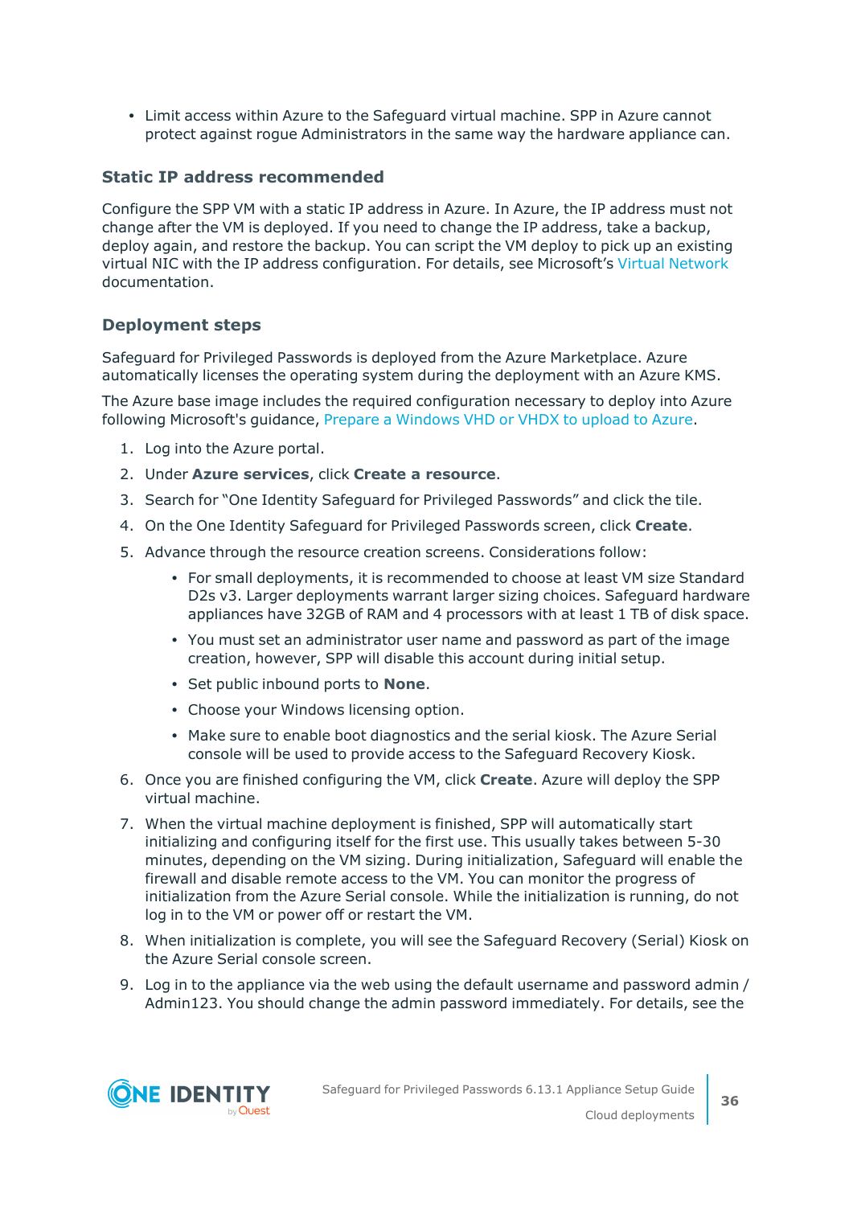- Limit access within Azure to the Safeguard virtual machine. SPP in Azure cannot protect against rogue Administrators in the same way the hardware appliance can.

### Static IP address recommended

Configure the SPP VM with a static IP address in Azure. In Azure, the IP address must not change after the VM is deployed. If you need to change the IP address, take a backup, deploy again, and restore the backup. You can script the VM deploy to pick up an existing virtual NIC with the IP address configuration. For details, see Microsoft's Virtual Network documentation.

### Deployment steps

Safeguard for Privileged Passwords is deployed from the Azure Marketplace. Azure automatically licenses the operating system during the deployment with an Azure KMS.

The Azure base image includes the required configuration necessary to deploy into Azure following Microsoft's guidance, Prepare a Windows VHD or VHDX to upload to Azure.

1. Log into the Azure portal.
2. Under **Azure services**, click **Create a resource**.
3. Search for "One Identity Safeguard for Privileged Passwords" and click the tile.
4. On the One Identity Safeguard for Privileged Passwords screen, click **Create**.
5. Advance through the resource creation screens. Considerations follow:
   - For small deployments, it is recommended to choose at least VM size Standard D2s v3. Larger deployments warrant larger sizing choices. Safeguard hardware appliances have 32GB of RAM and 4 processors with at least 1 TB of disk space.
   - You must set an administrator user name and password as part of the image creation, however, SPP will disable this account during initial setup.
   - Set public inbound ports to **None**.
   - Choose your Windows licensing option.
   - Make sure to enable boot diagnostics and the serial kiosk. The Azure Serial console will be used to provide access to the Safeguard Recovery Kiosk.
6. Once you are finished configuring the VM, click **Create**. Azure will deploy the SPP virtual machine.
7. When the virtual machine deployment is finished, SPP will automatically start initializing and configuring itself for the first use. This usually takes between 5-30 minutes, depending on the VM sizing. During initialization, Safeguard will enable the firewall and disable remote access to the VM. You can monitor the progress of initialization from the Azure Serial console. While the initialization is running, do not log in to the VM or power off or restart the VM.
8. When initialization is complete, you will see the Safeguard Recovery (Serial) Kiosk on the Azure Serial console screen.
9. Log in to the appliance via the web using the default username and password admin / Admin123. You should change the admin password immediately. For details, see the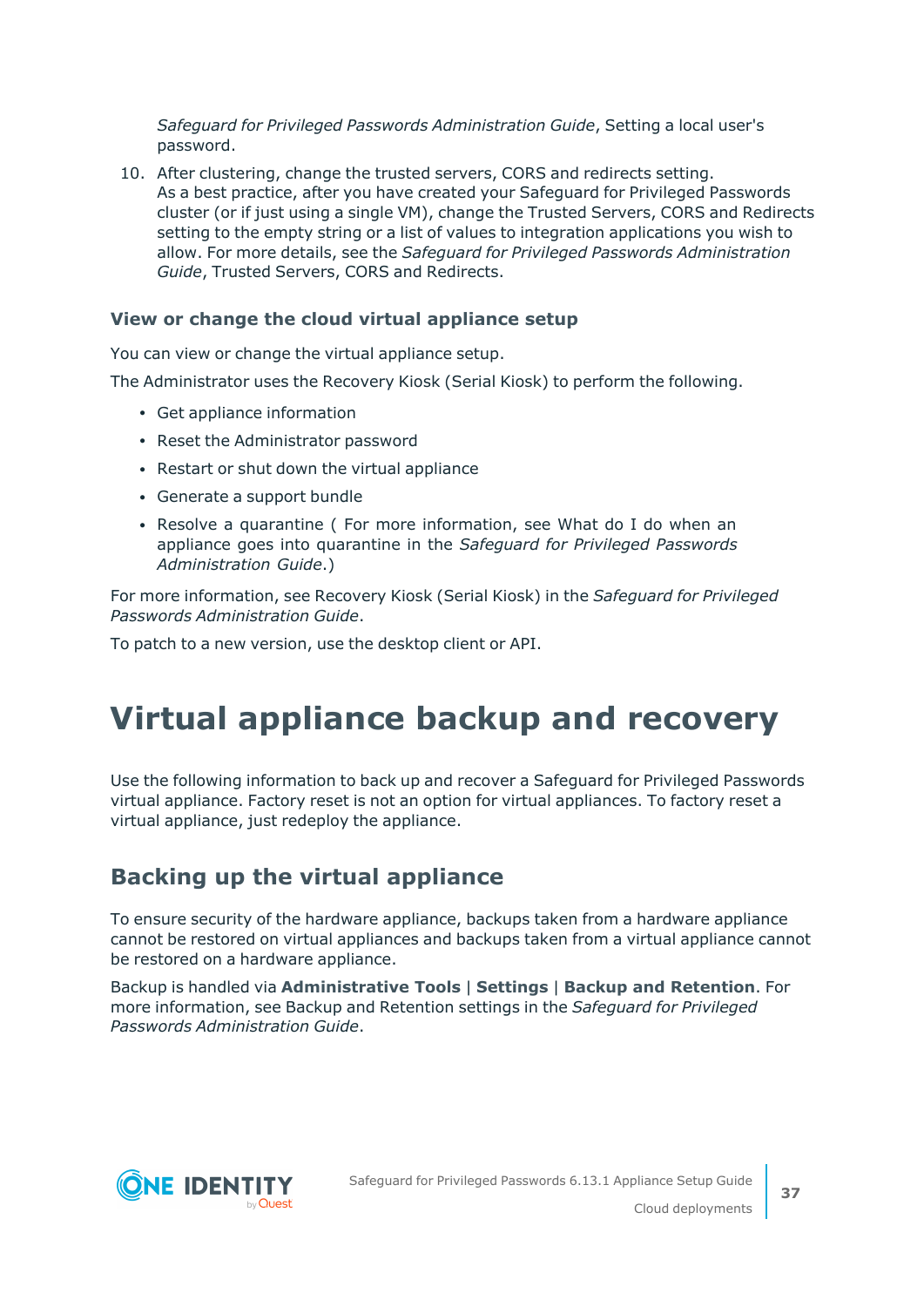*Safeguard for Privileged Passwords Administration Guide*, Setting a local user's password.

10. After clustering, change the trusted servers, CORS and redirects setting.
    As a best practice, after you have created your Safeguard for Privileged Passwords cluster (or if just using a single VM), change the Trusted Servers, CORS and Redirects setting to the empty string or a list of values to integration applications you wish to allow. For more details, see the *Safeguard for Privileged Passwords Administration Guide*, Trusted Servers, CORS and Redirects.

### View or change the cloud virtual appliance setup

You can view or change the virtual appliance setup.

The Administrator uses the Recovery Kiosk (Serial Kiosk) to perform the following.

- Get appliance information
- Reset the Administrator password
- Restart or shut down the virtual appliance
- Generate a support bundle
- Resolve a quarantine ( For more information, see What do I do when an appliance goes into quarantine in the *Safeguard for Privileged Passwords Administration Guide*.)

For more information, see Recovery Kiosk (Serial Kiosk) in the *Safeguard for Privileged Passwords Administration Guide*.

To patch to a new version, use the desktop client or API.

# Virtual appliance backup and recovery

Use the following information to back up and recover a Safeguard for Privileged Passwords virtual appliance. Factory reset is not an option for virtual appliances. To factory reset a virtual appliance, just redeploy the appliance.

## Backing up the virtual appliance

To ensure security of the hardware appliance, backups taken from a hardware appliance cannot be restored on virtual appliances and backups taken from a virtual appliance cannot be restored on a hardware appliance.

Backup is handled via **Administrative Tools** | **Settings** | **Backup and Retention**. For more information, see Backup and Retention settings in the *Safeguard for Privileged Passwords Administration Guide*.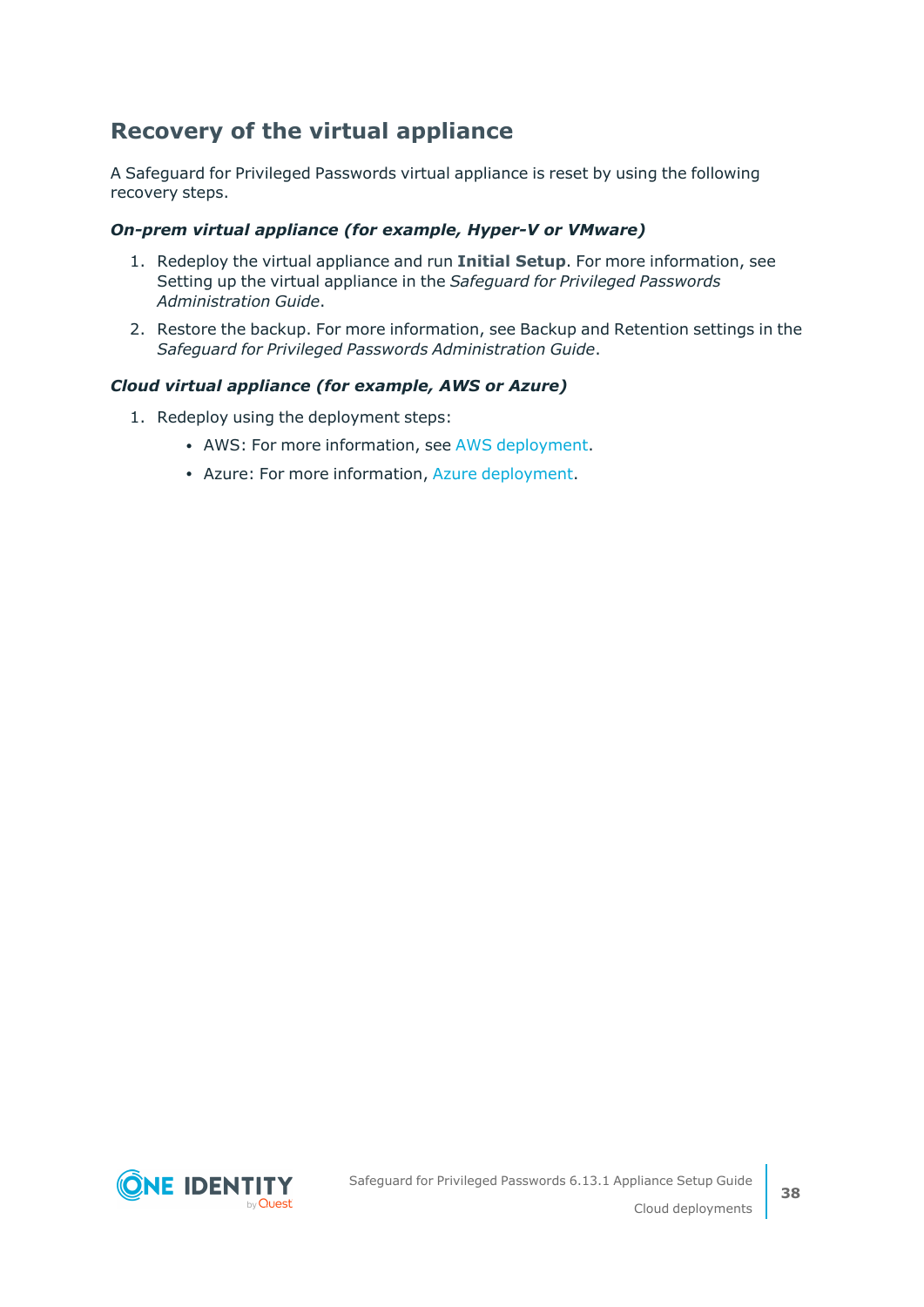## Recovery of the virtual appliance

A Safeguard for Privileged Passwords virtual appliance is reset by using the following recovery steps.

***On-prem virtual appliance (for example, Hyper-V or VMware)***

1. Redeploy the virtual appliance and run **Initial Setup**. For more information, see Setting up the virtual appliance in the *Safeguard for Privileged Passwords Administration Guide*.
2. Restore the backup. For more information, see Backup and Retention settings in the *Safeguard for Privileged Passwords Administration Guide*.

***Cloud virtual appliance (for example, AWS or Azure)***

1. Redeploy using the deployment steps:
   - AWS: For more information, see AWS deployment.
   - Azure: For more information, Azure deployment.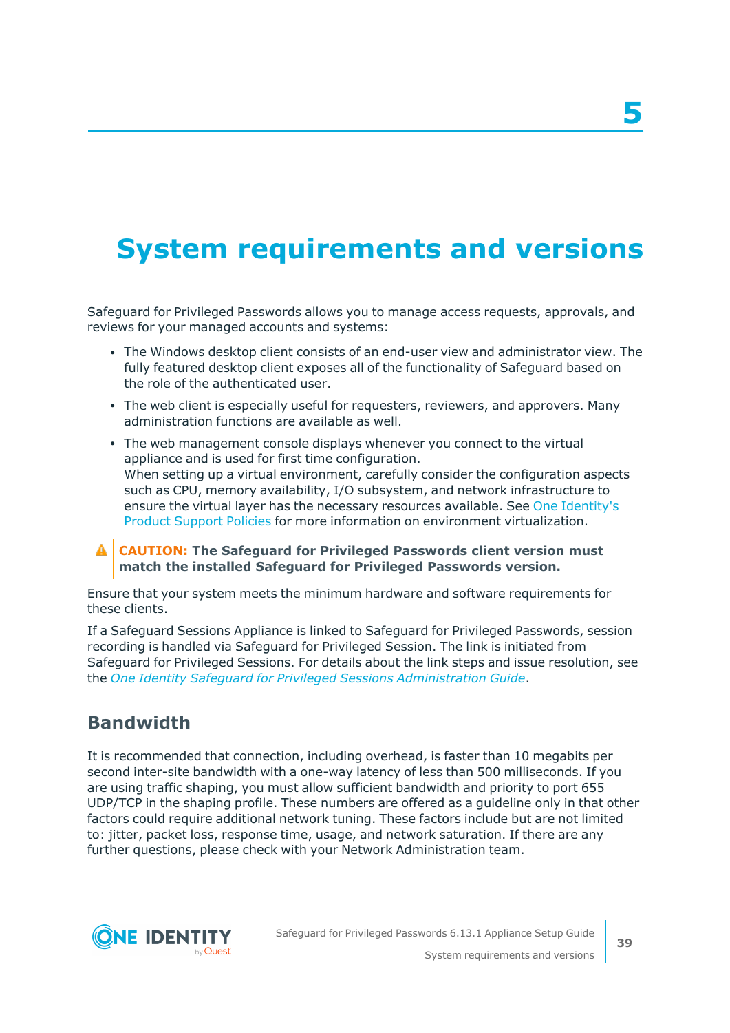# 5 System requirements and versions

Safeguard for Privileged Passwords allows you to manage access requests, approvals, and reviews for your managed accounts and systems:

- The Windows desktop client consists of an end-user view and administrator view. The fully featured desktop client exposes all of the functionality of Safeguard based on the role of the authenticated user.
- The web client is especially useful for requesters, reviewers, and approvers. Many administration functions are available as well.
- The web management console displays whenever you connect to the virtual appliance and is used for first time configuration.
  When setting up a virtual environment, carefully consider the configuration aspects such as CPU, memory availability, I/O subsystem, and network infrastructure to ensure the virtual layer has the necessary resources available. See One Identity's Product Support Policies for more information on environment virtualization.

**CAUTION: The Safeguard for Privileged Passwords client version must match the installed Safeguard for Privileged Passwords version.**

Ensure that your system meets the minimum hardware and software requirements for these clients.

If a Safeguard Sessions Appliance is linked to Safeguard for Privileged Passwords, session recording is handled via Safeguard for Privileged Session. The link is initiated from Safeguard for Privileged Sessions. For details about the link steps and issue resolution, see the *One Identity Safeguard for Privileged Sessions Administration Guide*.

## Bandwidth

It is recommended that connection, including overhead, is faster than 10 megabits per second inter-site bandwidth with a one-way latency of less than 500 milliseconds. If you are using traffic shaping, you must allow sufficient bandwidth and priority to port 655 UDP/TCP in the shaping profile. These numbers are offered as a guideline only in that other factors could require additional network tuning. These factors include but are not limited to: jitter, packet loss, response time, usage, and network saturation. If there are any further questions, please check with your Network Administration team.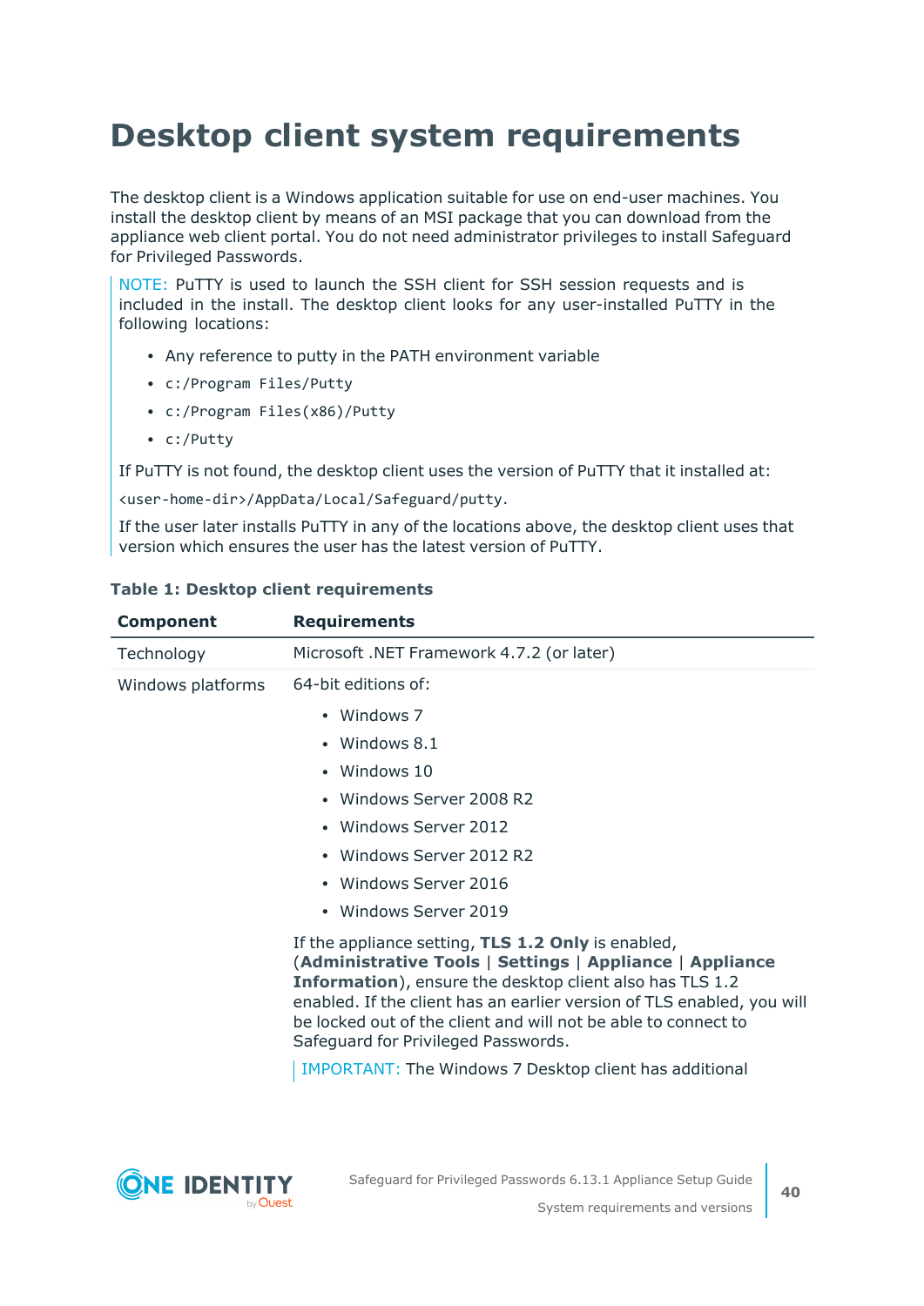# Desktop client system requirements

The desktop client is a Windows application suitable for use on end-user machines. You install the desktop client by means of an MSI package that you can download from the appliance web client portal. You do not need administrator privileges to install Safeguard for Privileged Passwords.

NOTE: PuTTY is used to launch the SSH client for SSH session requests and is included in the install. The desktop client looks for any user-installed PuTTY in the following locations:

- Any reference to putty in the PATH environment variable
- `c:/Program Files/Putty`
- `c:/Program Files(x86)/Putty`
- `c:/Putty`

If PuTTY is not found, the desktop client uses the version of PuTTY that it installed at:

`<user-home-dir>/AppData/Local/Safeguard/putty.`

If the user later installs PuTTY in any of the locations above, the desktop client uses that version which ensures the user has the latest version of PuTTY.

**Table 1: Desktop client requirements**

| Component | Requirements |
| --- | --- |
| Technology | Microsoft .NET Framework 4.7.2 (or later) |
| Windows platforms | 64-bit editions of:<br>• Windows 7<br>• Windows 8.1<br>• Windows 10<br>• Windows Server 2008 R2<br>• Windows Server 2012<br>• Windows Server 2012 R2<br>• Windows Server 2016<br>• Windows Server 2019<br><br>If the appliance setting, **TLS 1.2 Only** is enabled, (**Administrative Tools** \| **Settings** \| **Appliance** \| **Appliance Information**), ensure the desktop client also has TLS 1.2 enabled. If the client has an earlier version of TLS enabled, you will be locked out of the client and will not be able to connect to Safeguard for Privileged Passwords.<br><br>IMPORTANT: The Windows 7 Desktop client has additional |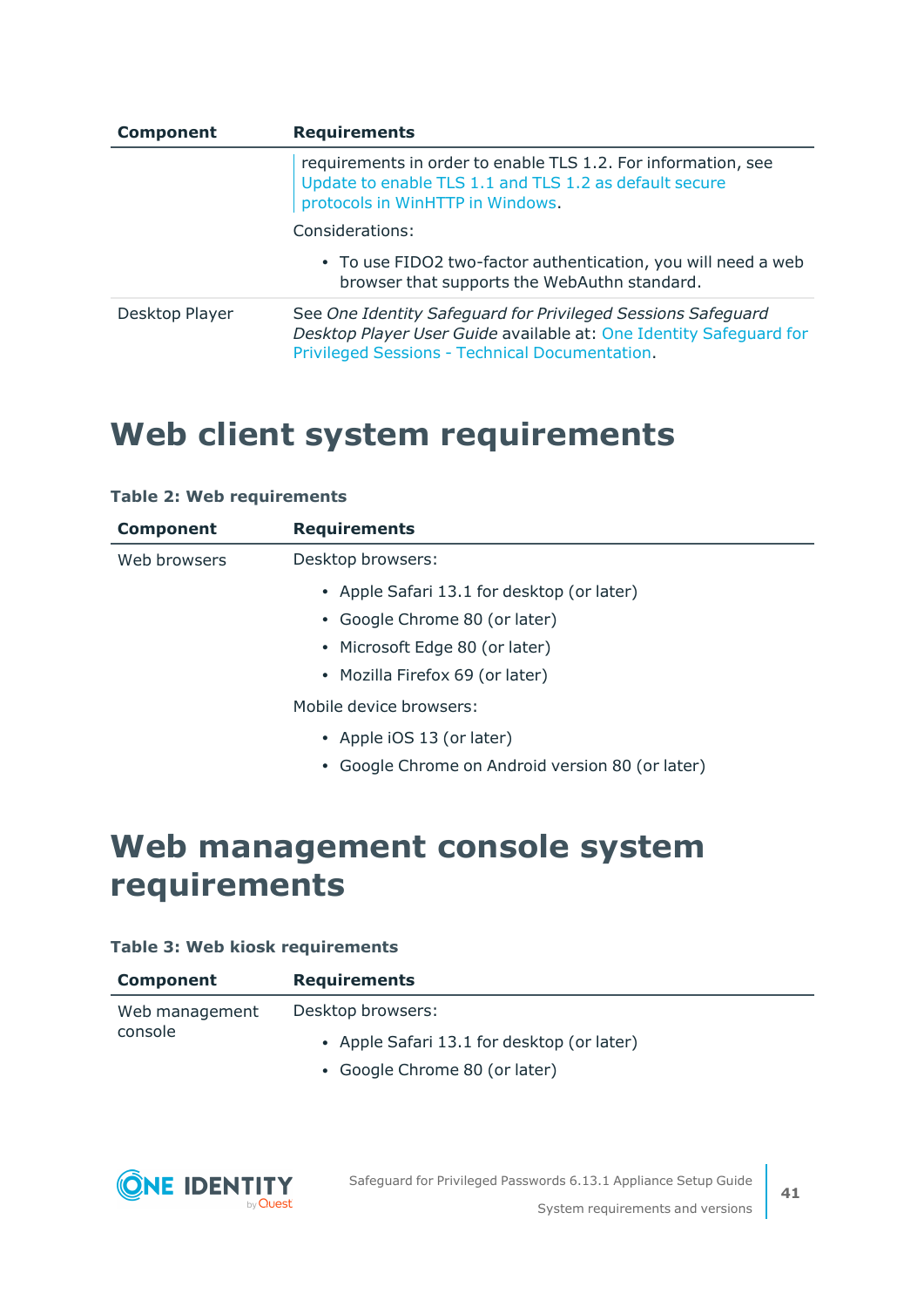| Component | Requirements |
|---|---|
| | requirements in order to enable TLS 1.2. For information, see Update to enable TLS 1.1 and TLS 1.2 as default secure protocols in WinHTTP in Windows.<br><br>Considerations:<br><br>• To use FIDO2 two-factor authentication, you will need a web browser that supports the WebAuthn standard. |
| Desktop Player | See *One Identity Safeguard for Privileged Sessions Safeguard Desktop Player User Guide* available at: One Identity Safeguard for Privileged Sessions - Technical Documentation. |

# Web client system requirements

**Table 2: Web requirements**

| Component | Requirements |
|---|---|
| Web browsers | Desktop browsers:<br><br>• Apple Safari 13.1 for desktop (or later)<br>• Google Chrome 80 (or later)<br>• Microsoft Edge 80 (or later)<br>• Mozilla Firefox 69 (or later)<br><br>Mobile device browsers:<br><br>• Apple iOS 13 (or later)<br>• Google Chrome on Android version 80 (or later) |

# Web management console system requirements

**Table 3: Web kiosk requirements**

| Component | Requirements |
|---|---|
| Web management console | Desktop browsers:<br><br>• Apple Safari 13.1 for desktop (or later)<br>• Google Chrome 80 (or later) |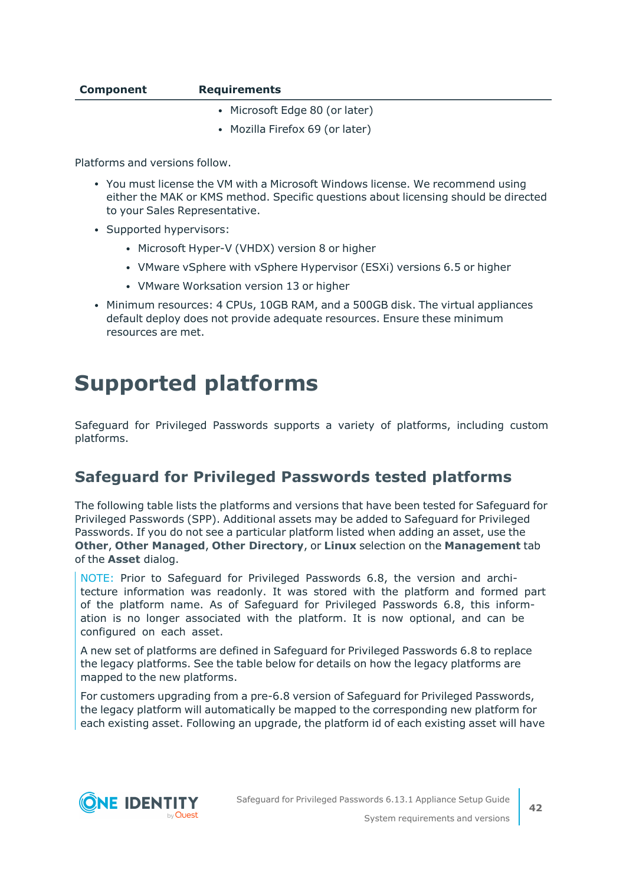| Component | Requirements |
| --- | --- |
| | • Microsoft Edge 80 (or later)<br>• Mozilla Firefox 69 (or later) |

Platforms and versions follow.

- You must license the VM with a Microsoft Windows license. We recommend using either the MAK or KMS method. Specific questions about licensing should be directed to your Sales Representative.
- Supported hypervisors:
  - Microsoft Hyper-V (VHDX) version 8 or higher
  - VMware vSphere with vSphere Hypervisor (ESXi) versions 6.5 or higher
  - VMware Worksation version 13 or higher
- Minimum resources: 4 CPUs, 10GB RAM, and a 500GB disk. The virtual appliances default deploy does not provide adequate resources. Ensure these minimum resources are met.

# Supported platforms

Safeguard for Privileged Passwords supports a variety of platforms, including custom platforms.

## Safeguard for Privileged Passwords tested platforms

The following table lists the platforms and versions that have been tested for Safeguard for Privileged Passwords (SPP). Additional assets may be added to Safeguard for Privileged Passwords. If you do not see a particular platform listed when adding an asset, use the **Other**, **Other Managed**, **Other Directory**, or **Linux** selection on the **Management** tab of the **Asset** dialog.

> NOTE: Prior to Safeguard for Privileged Passwords 6.8, the version and architecture information was readonly. It was stored with the platform and formed part of the platform name. As of Safeguard for Privileged Passwords 6.8, this information is no longer associated with the platform. It is now optional, and can be configured on each asset.
>
> A new set of platforms are defined in Safeguard for Privileged Passwords 6.8 to replace the legacy platforms. See the table below for details on how the legacy platforms are mapped to the new platforms.
>
> For customers upgrading from a pre-6.8 version of Safeguard for Privileged Passwords, the legacy platform will automatically be mapped to the corresponding new platform for each existing asset. Following an upgrade, the platform id of each existing asset will have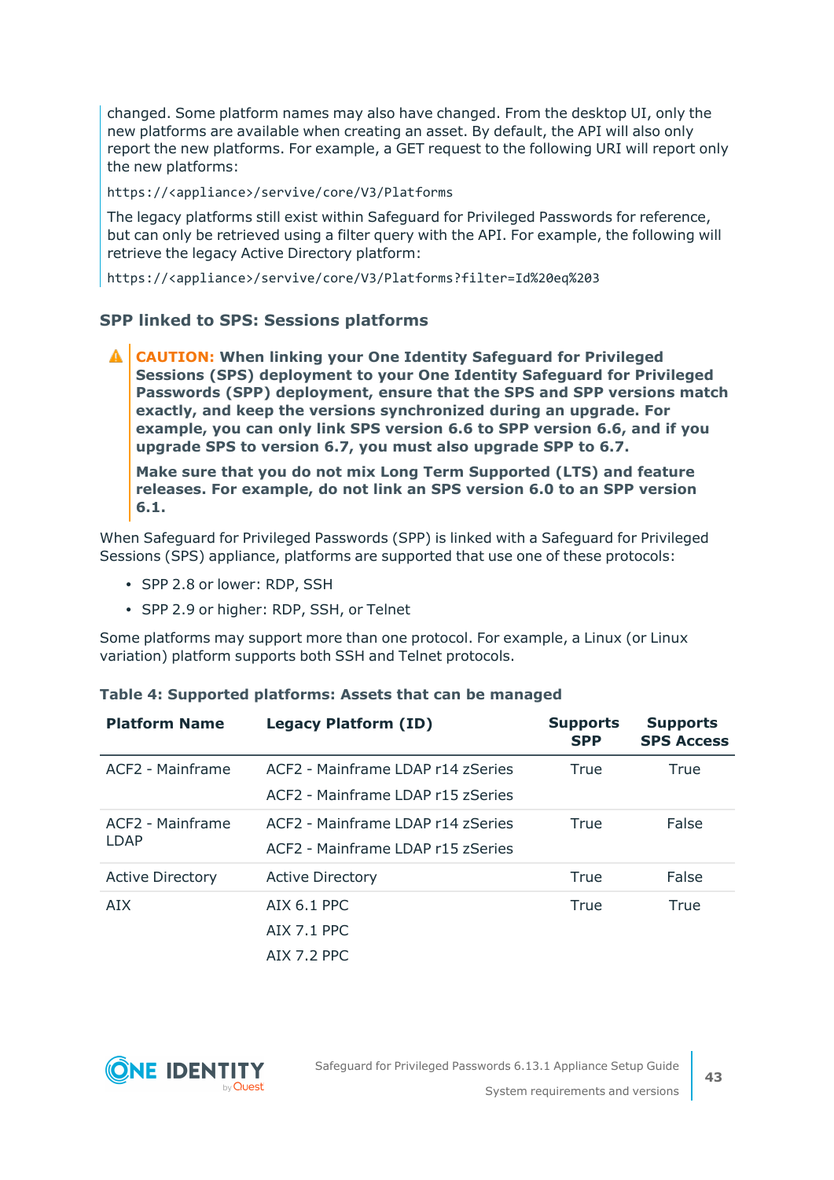changed. Some platform names may also have changed. From the desktop UI, only the new platforms are available when creating an asset. By default, the API will also only report the new platforms. For example, a GET request to the following URI will report only the new platforms:

```
https://<appliance>/servive/core/V3/Platforms
```

The legacy platforms still exist within Safeguard for Privileged Passwords for reference, but can only be retrieved using a filter query with the API. For example, the following will retrieve the legacy Active Directory platform:

```
https://<appliance>/servive/core/V3/Platforms?filter=Id%20eq%203
```

### SPP linked to SPS: Sessions platforms

**CAUTION: When linking your One Identity Safeguard for Privileged Sessions (SPS) deployment to your One Identity Safeguard for Privileged Passwords (SPP) deployment, ensure that the SPS and SPP versions match exactly, and keep the versions synchronized during an upgrade. For example, you can only link SPS version 6.6 to SPP version 6.6, and if you upgrade SPS to version 6.7, you must also upgrade SPP to 6.7.**

**Make sure that you do not mix Long Term Supported (LTS) and feature releases. For example, do not link an SPS version 6.0 to an SPP version 6.1.**

When Safeguard for Privileged Passwords (SPP) is linked with a Safeguard for Privileged Sessions (SPS) appliance, platforms are supported that use one of these protocols:

- SPP 2.8 or lower: RDP, SSH
- SPP 2.9 or higher: RDP, SSH, or Telnet

Some platforms may support more than one protocol. For example, a Linux (or Linux variation) platform supports both SSH and Telnet protocols.

**Table 4: Supported platforms: Assets that can be managed**

| Platform Name | Legacy Platform (ID) | Supports SPP | Supports SPS Access |
|---|---|---|---|
| ACF2 - Mainframe | ACF2 - Mainframe LDAP r14 zSeries<br>ACF2 - Mainframe LDAP r15 zSeries | True | True |
| ACF2 - Mainframe LDAP | ACF2 - Mainframe LDAP r14 zSeries<br>ACF2 - Mainframe LDAP r15 zSeries | True | False |
| Active Directory | Active Directory | True | False |
| AIX | AIX 6.1 PPC<br>AIX 7.1 PPC<br>AIX 7.2 PPC | True | True |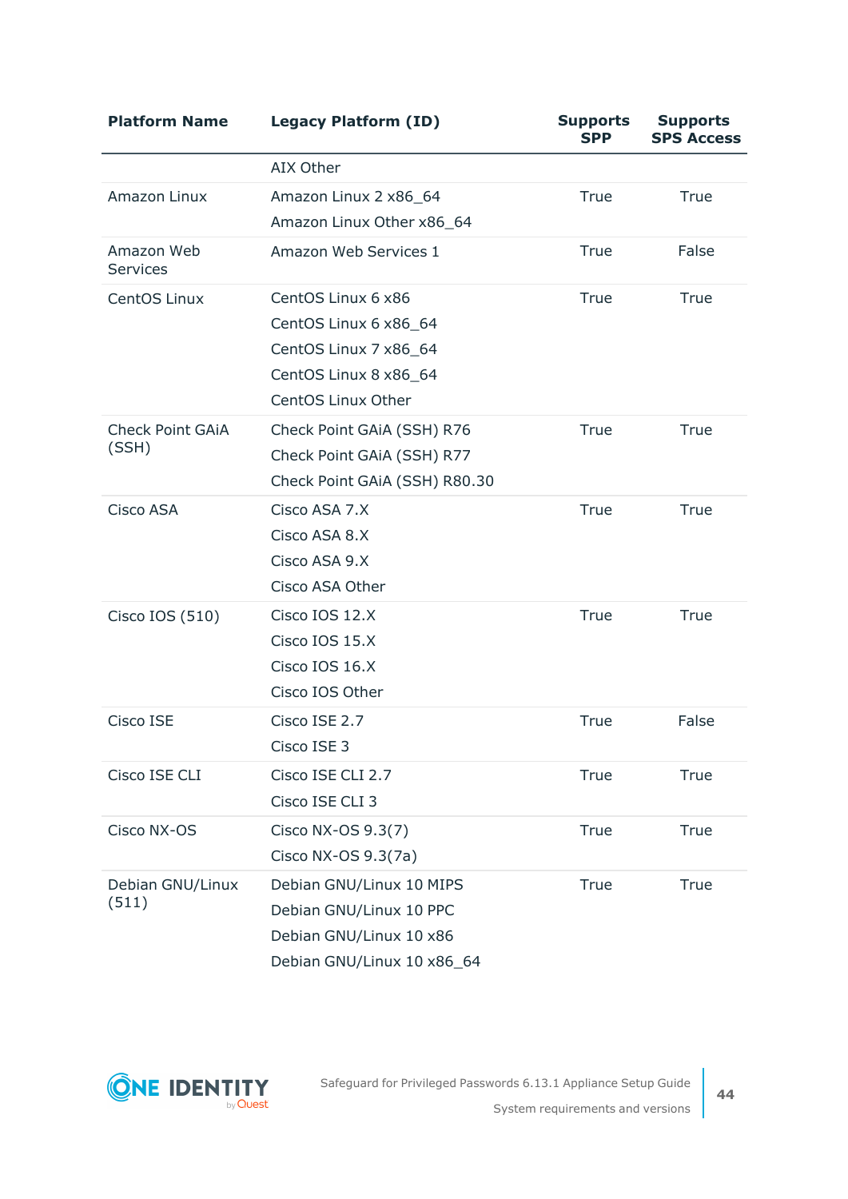| Platform Name | Legacy Platform (ID) | Supports SPP | Supports SPS Access |
|---|---|---|---|
| | AIX Other | | |
| Amazon Linux | Amazon Linux 2 x86_64<br>Amazon Linux Other x86_64 | True | True |
| Amazon Web Services | Amazon Web Services 1 | True | False |
| CentOS Linux | CentOS Linux 6 x86<br>CentOS Linux 6 x86_64<br>CentOS Linux 7 x86_64<br>CentOS Linux 8 x86_64<br>CentOS Linux Other | True | True |
| Check Point GAiA (SSH) | Check Point GAiA (SSH) R76<br>Check Point GAiA (SSH) R77<br>Check Point GAiA (SSH) R80.30 | True | True |
| Cisco ASA | Cisco ASA 7.X<br>Cisco ASA 8.X<br>Cisco ASA 9.X<br>Cisco ASA Other | True | True |
| Cisco IOS (510) | Cisco IOS 12.X<br>Cisco IOS 15.X<br>Cisco IOS 16.X<br>Cisco IOS Other | True | True |
| Cisco ISE | Cisco ISE 2.7<br>Cisco ISE 3 | True | False |
| Cisco ISE CLI | Cisco ISE CLI 2.7<br>Cisco ISE CLI 3 | True | True |
| Cisco NX-OS | Cisco NX-OS 9.3(7)<br>Cisco NX-OS 9.3(7a) | True | True |
| Debian GNU/Linux (511) | Debian GNU/Linux 10 MIPS<br>Debian GNU/Linux 10 PPC<br>Debian GNU/Linux 10 x86<br>Debian GNU/Linux 10 x86_64 | True | True |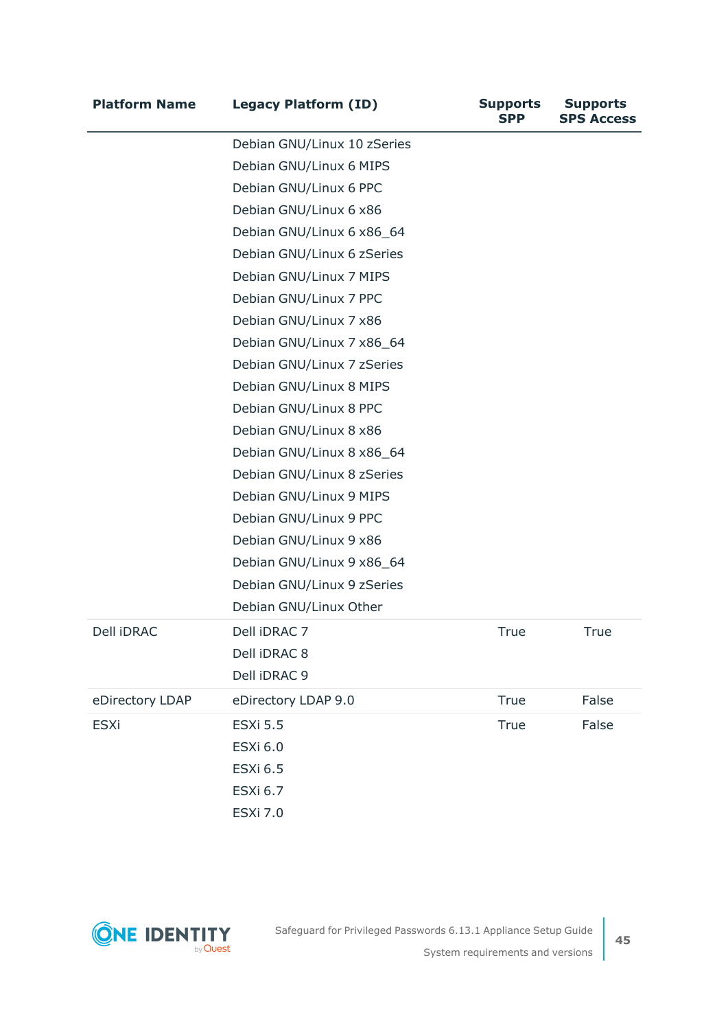| Platform Name | Legacy Platform (ID) | Supports SPP | Supports SPS Access |
|---|---|---|---|
| | Debian GNU/Linux 10 zSeries | | |
| | Debian GNU/Linux 6 MIPS | | |
| | Debian GNU/Linux 6 PPC | | |
| | Debian GNU/Linux 6 x86 | | |
| | Debian GNU/Linux 6 x86_64 | | |
| | Debian GNU/Linux 6 zSeries | | |
| | Debian GNU/Linux 7 MIPS | | |
| | Debian GNU/Linux 7 PPC | | |
| | Debian GNU/Linux 7 x86 | | |
| | Debian GNU/Linux 7 x86_64 | | |
| | Debian GNU/Linux 7 zSeries | | |
| | Debian GNU/Linux 8 MIPS | | |
| | Debian GNU/Linux 8 PPC | | |
| | Debian GNU/Linux 8 x86 | | |
| | Debian GNU/Linux 8 x86_64 | | |
| | Debian GNU/Linux 8 zSeries | | |
| | Debian GNU/Linux 9 MIPS | | |
| | Debian GNU/Linux 9 PPC | | |
| | Debian GNU/Linux 9 x86 | | |
| | Debian GNU/Linux 9 x86_64 | | |
| | Debian GNU/Linux 9 zSeries | | |
| | Debian GNU/Linux Other | | |
| Dell iDRAC | Dell iDRAC 7<br>Dell iDRAC 8<br>Dell iDRAC 9 | True | True |
| eDirectory LDAP | eDirectory LDAP 9.0 | True | False |
| ESXi | ESXi 5.5<br>ESXi 6.0<br>ESXi 6.5<br>ESXi 6.7<br>ESXi 7.0 | True | False |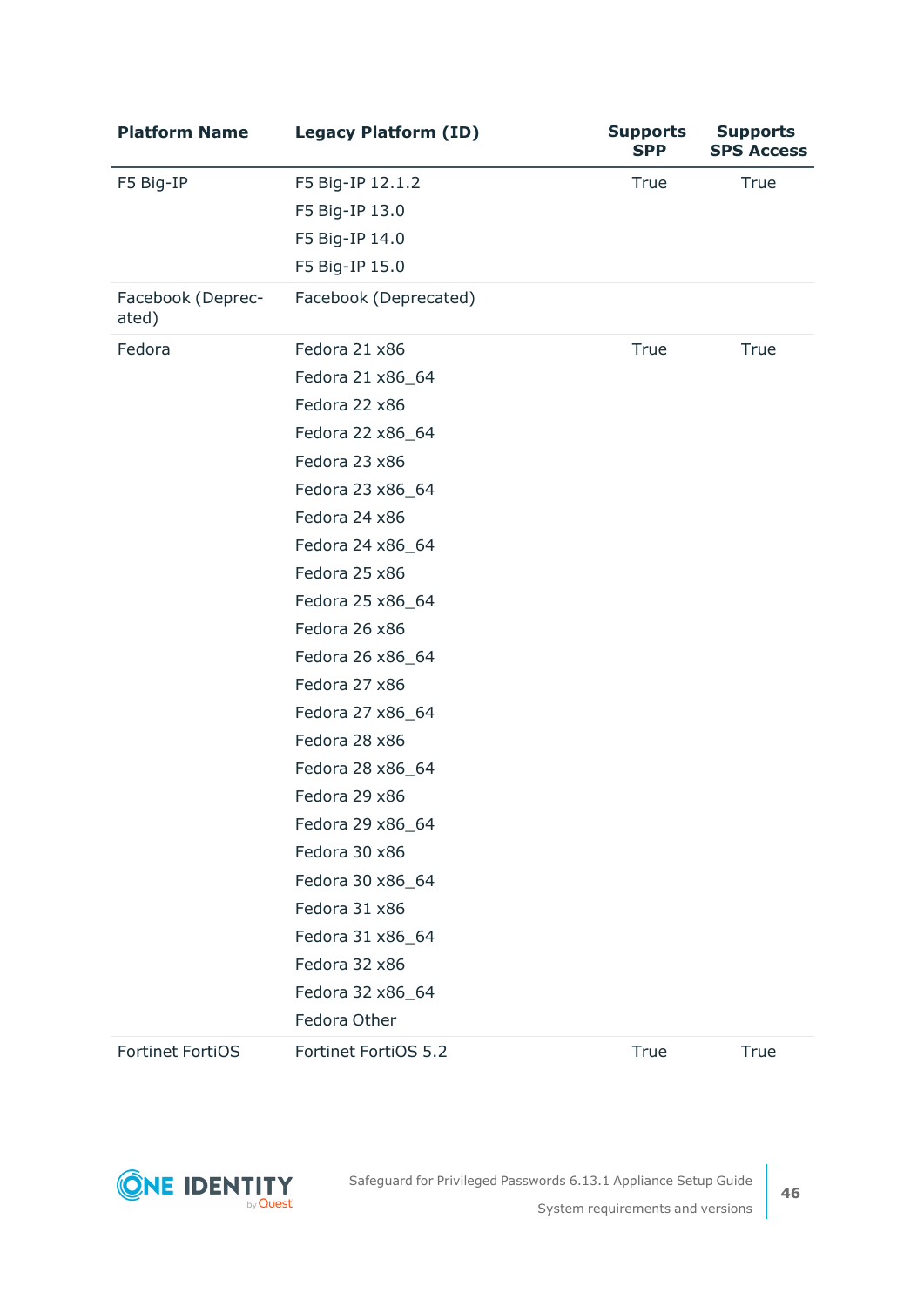| Platform Name | Legacy Platform (ID) | Supports SPP | Supports SPS Access |
|---|---|---|---|
| F5 Big-IP | F5 Big-IP 12.1.2 | True | True |
| | F5 Big-IP 13.0 | | |
| | F5 Big-IP 14.0 | | |
| | F5 Big-IP 15.0 | | |
| Facebook (Deprecated) | Facebook (Deprecated) | | |
| Fedora | Fedora 21 x86 | True | True |
| | Fedora 21 x86_64 | | |
| | Fedora 22 x86 | | |
| | Fedora 22 x86_64 | | |
| | Fedora 23 x86 | | |
| | Fedora 23 x86_64 | | |
| | Fedora 24 x86 | | |
| | Fedora 24 x86_64 | | |
| | Fedora 25 x86 | | |
| | Fedora 25 x86_64 | | |
| | Fedora 26 x86 | | |
| | Fedora 26 x86_64 | | |
| | Fedora 27 x86 | | |
| | Fedora 27 x86_64 | | |
| | Fedora 28 x86 | | |
| | Fedora 28 x86_64 | | |
| | Fedora 29 x86 | | |
| | Fedora 29 x86_64 | | |
| | Fedora 30 x86 | | |
| | Fedora 30 x86_64 | | |
| | Fedora 31 x86 | | |
| | Fedora 31 x86_64 | | |
| | Fedora 32 x86 | | |
| | Fedora 32 x86_64 | | |
| | Fedora Other | | |
| Fortinet FortiOS | Fortinet FortiOS 5.2 | True | True |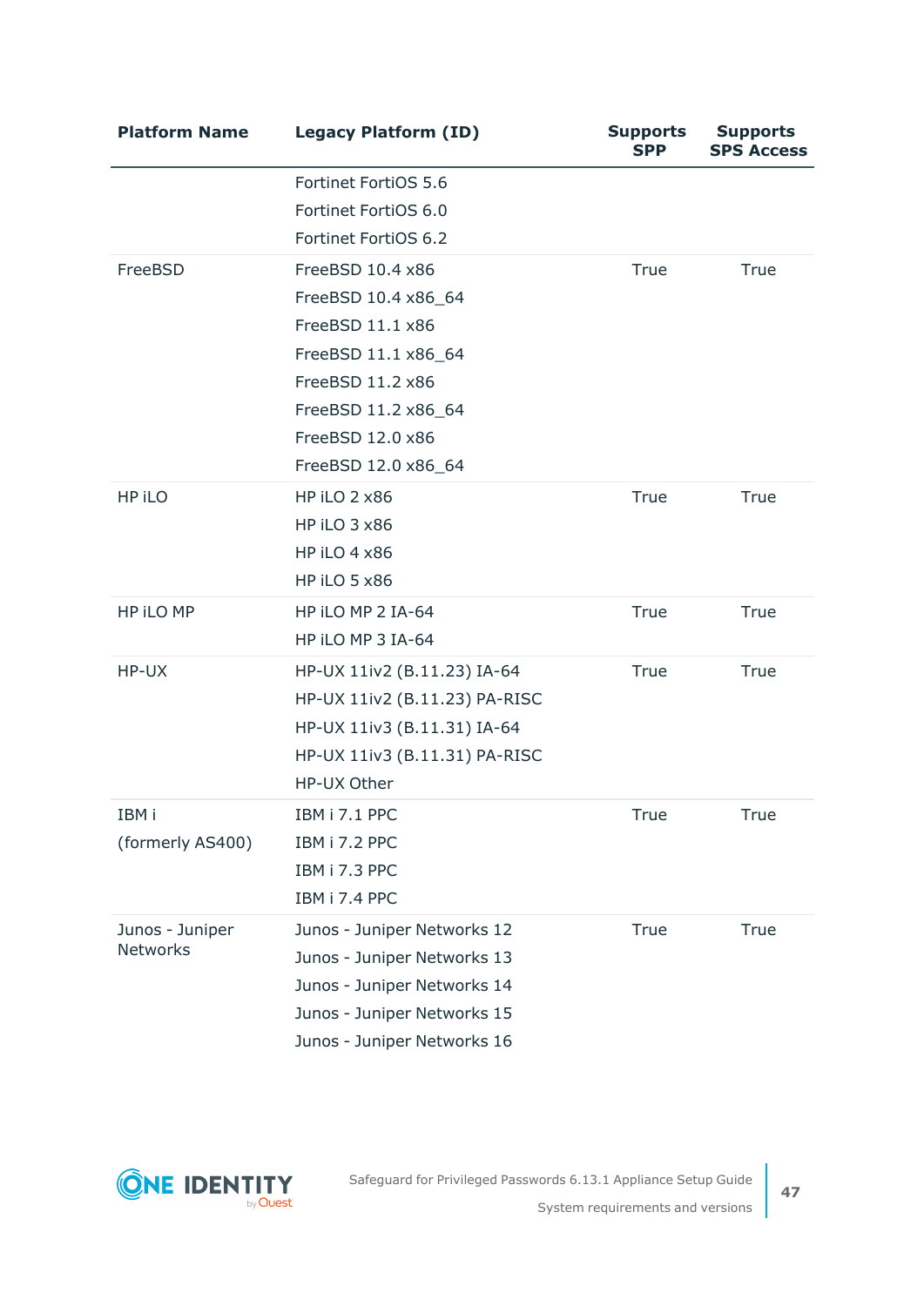| Platform Name | Legacy Platform (ID) | Supports SPP | Supports SPS Access |
|---|---|---|---|
| | Fortinet FortiOS 5.6<br>Fortinet FortiOS 6.0<br>Fortinet FortiOS 6.2 | | |
| FreeBSD | FreeBSD 10.4 x86<br>FreeBSD 10.4 x86_64<br>FreeBSD 11.1 x86<br>FreeBSD 11.1 x86_64<br>FreeBSD 11.2 x86<br>FreeBSD 11.2 x86_64<br>FreeBSD 12.0 x86<br>FreeBSD 12.0 x86_64 | True | True |
| HP iLO | HP iLO 2 x86<br>HP iLO 3 x86<br>HP iLO 4 x86<br>HP iLO 5 x86 | True | True |
| HP iLO MP | HP iLO MP 2 IA-64<br>HP iLO MP 3 IA-64 | True | True |
| HP-UX | HP-UX 11iv2 (B.11.23) IA-64<br>HP-UX 11iv2 (B.11.23) PA-RISC<br>HP-UX 11iv3 (B.11.31) IA-64<br>HP-UX 11iv3 (B.11.31) PA-RISC<br>HP-UX Other | True | True |
| IBM i<br>(formerly AS400) | IBM i 7.1 PPC<br>IBM i 7.2 PPC<br>IBM i 7.3 PPC<br>IBM i 7.4 PPC | True | True |
| Junos - Juniper Networks | Junos - Juniper Networks 12<br>Junos - Juniper Networks 13<br>Junos - Juniper Networks 14<br>Junos - Juniper Networks 15<br>Junos - Juniper Networks 16 | True | True |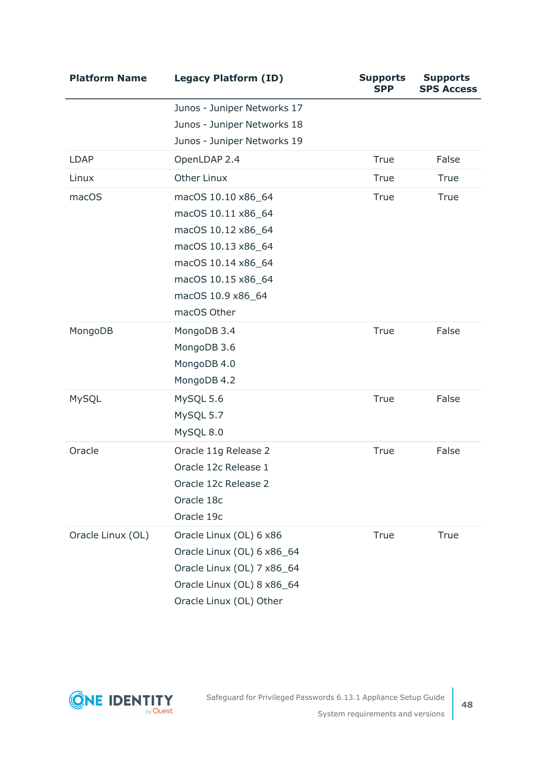| Platform Name | Legacy Platform (ID) | Supports SPP | Supports SPS Access |
|---|---|---|---|
| | Junos - Juniper Networks 17<br>Junos - Juniper Networks 18<br>Junos - Juniper Networks 19 | | |
| LDAP | OpenLDAP 2.4 | True | False |
| Linux | Other Linux | True | True |
| macOS | macOS 10.10 x86_64<br>macOS 10.11 x86_64<br>macOS 10.12 x86_64<br>macOS 10.13 x86_64<br>macOS 10.14 x86_64<br>macOS 10.15 x86_64<br>macOS 10.9 x86_64<br>macOS Other | True | True |
| MongoDB | MongoDB 3.4<br>MongoDB 3.6<br>MongoDB 4.0<br>MongoDB 4.2 | True | False |
| MySQL | MySQL 5.6<br>MySQL 5.7<br>MySQL 8.0 | True | False |
| Oracle | Oracle 11g Release 2<br>Oracle 12c Release 1<br>Oracle 12c Release 2<br>Oracle 18c<br>Oracle 19c | True | False |
| Oracle Linux (OL) | Oracle Linux (OL) 6 x86<br>Oracle Linux (OL) 6 x86_64<br>Oracle Linux (OL) 7 x86_64<br>Oracle Linux (OL) 8 x86_64<br>Oracle Linux (OL) Other | True | True |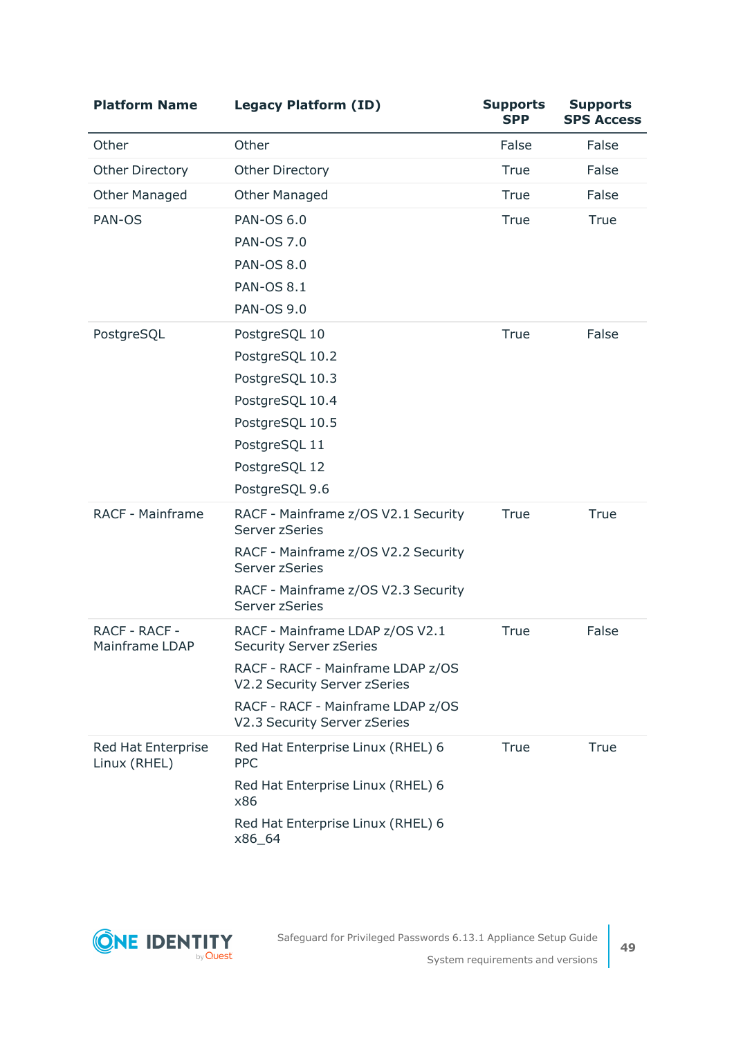| Platform Name | Legacy Platform (ID) | Supports SPP | Supports SPS Access |
| --- | --- | --- | --- |
| Other | Other | False | False |
| Other Directory | Other Directory | True | False |
| Other Managed | Other Managed | True | False |
| PAN-OS | PAN-OS 6.0<br>PAN-OS 7.0<br>PAN-OS 8.0<br>PAN-OS 8.1<br>PAN-OS 9.0 | True | True |
| PostgreSQL | PostgreSQL 10<br>PostgreSQL 10.2<br>PostgreSQL 10.3<br>PostgreSQL 10.4<br>PostgreSQL 10.5<br>PostgreSQL 11<br>PostgreSQL 12<br>PostgreSQL 9.6 | True | False |
| RACF - Mainframe | RACF - Mainframe z/OS V2.1 Security Server zSeries<br>RACF - Mainframe z/OS V2.2 Security Server zSeries<br>RACF - Mainframe z/OS V2.3 Security Server zSeries | True | True |
| RACF - RACF - Mainframe LDAP | RACF - Mainframe LDAP z/OS V2.1 Security Server zSeries<br>RACF - RACF - Mainframe LDAP z/OS V2.2 Security Server zSeries<br>RACF - RACF - Mainframe LDAP z/OS V2.3 Security Server zSeries | True | False |
| Red Hat Enterprise Linux (RHEL) | Red Hat Enterprise Linux (RHEL) 6 PPC<br>Red Hat Enterprise Linux (RHEL) 6 x86<br>Red Hat Enterprise Linux (RHEL) 6 x86_64 | True | True |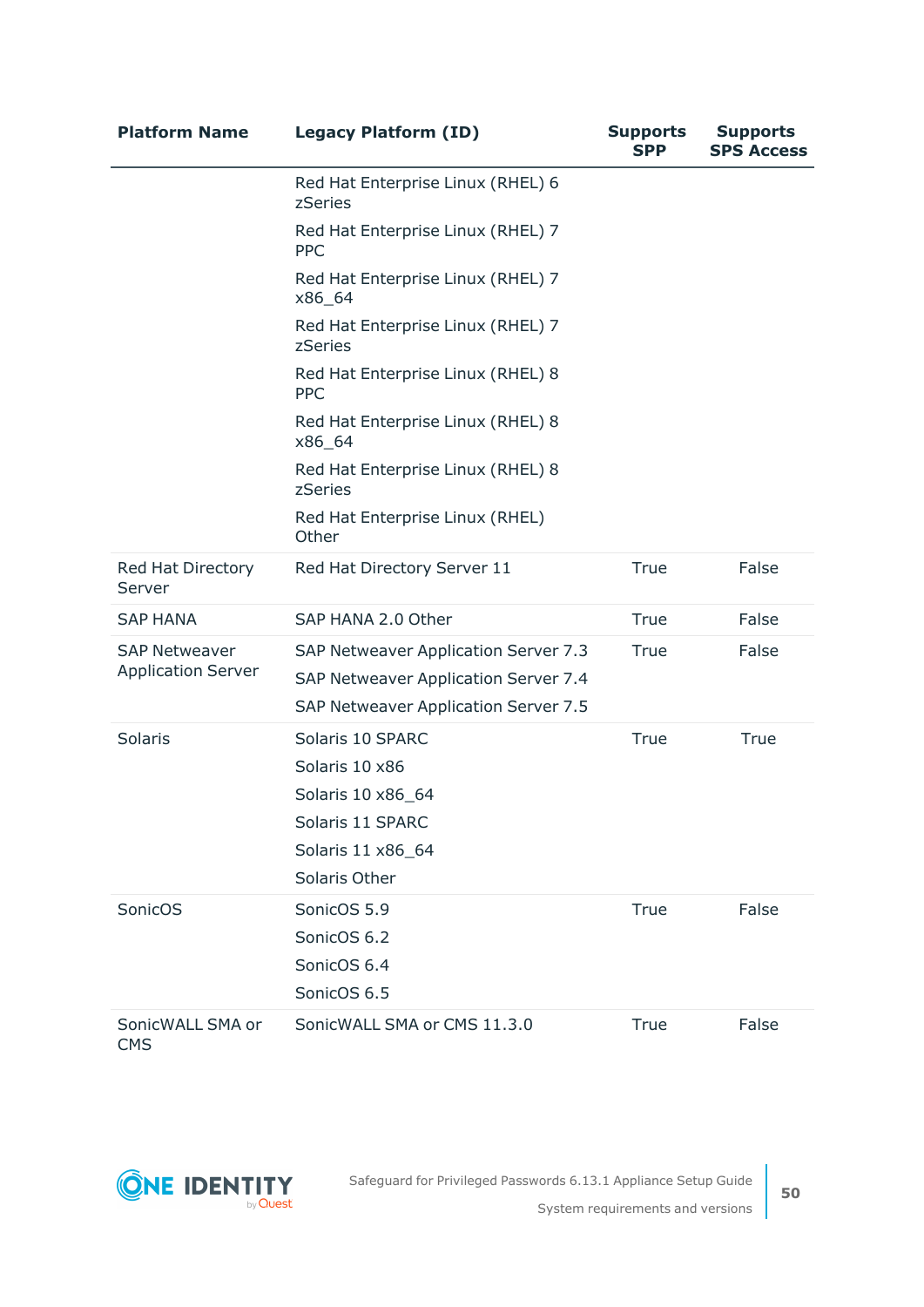| Platform Name | Legacy Platform (ID) | Supports SPP | Supports SPS Access |
|---|---|---|---|
| | Red Hat Enterprise Linux (RHEL) 6 zSeries | | |
| | Red Hat Enterprise Linux (RHEL) 7 PPC | | |
| | Red Hat Enterprise Linux (RHEL) 7 x86_64 | | |
| | Red Hat Enterprise Linux (RHEL) 7 zSeries | | |
| | Red Hat Enterprise Linux (RHEL) 8 PPC | | |
| | Red Hat Enterprise Linux (RHEL) 8 x86_64 | | |
| | Red Hat Enterprise Linux (RHEL) 8 zSeries | | |
| | Red Hat Enterprise Linux (RHEL) Other | | |
| Red Hat Directory Server | Red Hat Directory Server 11 | True | False |
| SAP HANA | SAP HANA 2.0 Other | True | False |
| SAP Netweaver Application Server | SAP Netweaver Application Server 7.3<br>SAP Netweaver Application Server 7.4<br>SAP Netweaver Application Server 7.5 | True | False |
| Solaris | Solaris 10 SPARC<br>Solaris 10 x86<br>Solaris 10 x86_64<br>Solaris 11 SPARC<br>Solaris 11 x86_64<br>Solaris Other | True | True |
| SonicOS | SonicOS 5.9<br>SonicOS 6.2<br>SonicOS 6.4<br>SonicOS 6.5 | True | False |
| SonicWALL SMA or CMS | SonicWALL SMA or CMS 11.3.0 | True | False |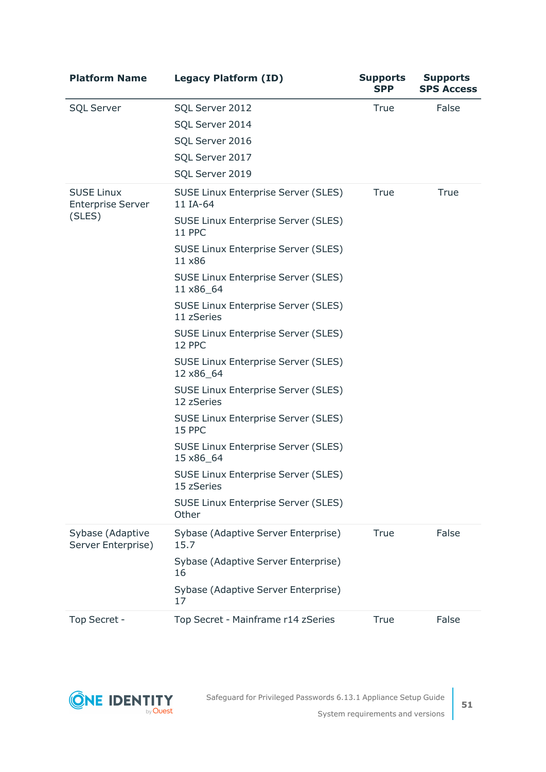| Platform Name | Legacy Platform (ID) | Supports SPP | Supports SPS Access |
|---|---|---|---|
| SQL Server | SQL Server 2012 | True | False |
| | SQL Server 2014 | | |
| | SQL Server 2016 | | |
| | SQL Server 2017 | | |
| | SQL Server 2019 | | |
| SUSE Linux Enterprise Server (SLES) | SUSE Linux Enterprise Server (SLES) 11 IA-64 | True | True |
| | SUSE Linux Enterprise Server (SLES) 11 PPC | | |
| | SUSE Linux Enterprise Server (SLES) 11 x86 | | |
| | SUSE Linux Enterprise Server (SLES) 11 x86_64 | | |
| | SUSE Linux Enterprise Server (SLES) 11 zSeries | | |
| | SUSE Linux Enterprise Server (SLES) 12 PPC | | |
| | SUSE Linux Enterprise Server (SLES) 12 x86_64 | | |
| | SUSE Linux Enterprise Server (SLES) 12 zSeries | | |
| | SUSE Linux Enterprise Server (SLES) 15 PPC | | |
| | SUSE Linux Enterprise Server (SLES) 15 x86_64 | | |
| | SUSE Linux Enterprise Server (SLES) 15 zSeries | | |
| | SUSE Linux Enterprise Server (SLES) Other | | |
| Sybase (Adaptive Server Enterprise) | Sybase (Adaptive Server Enterprise) 15.7 | True | False |
| | Sybase (Adaptive Server Enterprise) 16 | | |
| | Sybase (Adaptive Server Enterprise) 17 | | |
| Top Secret - | Top Secret - Mainframe r14 zSeries | True | False |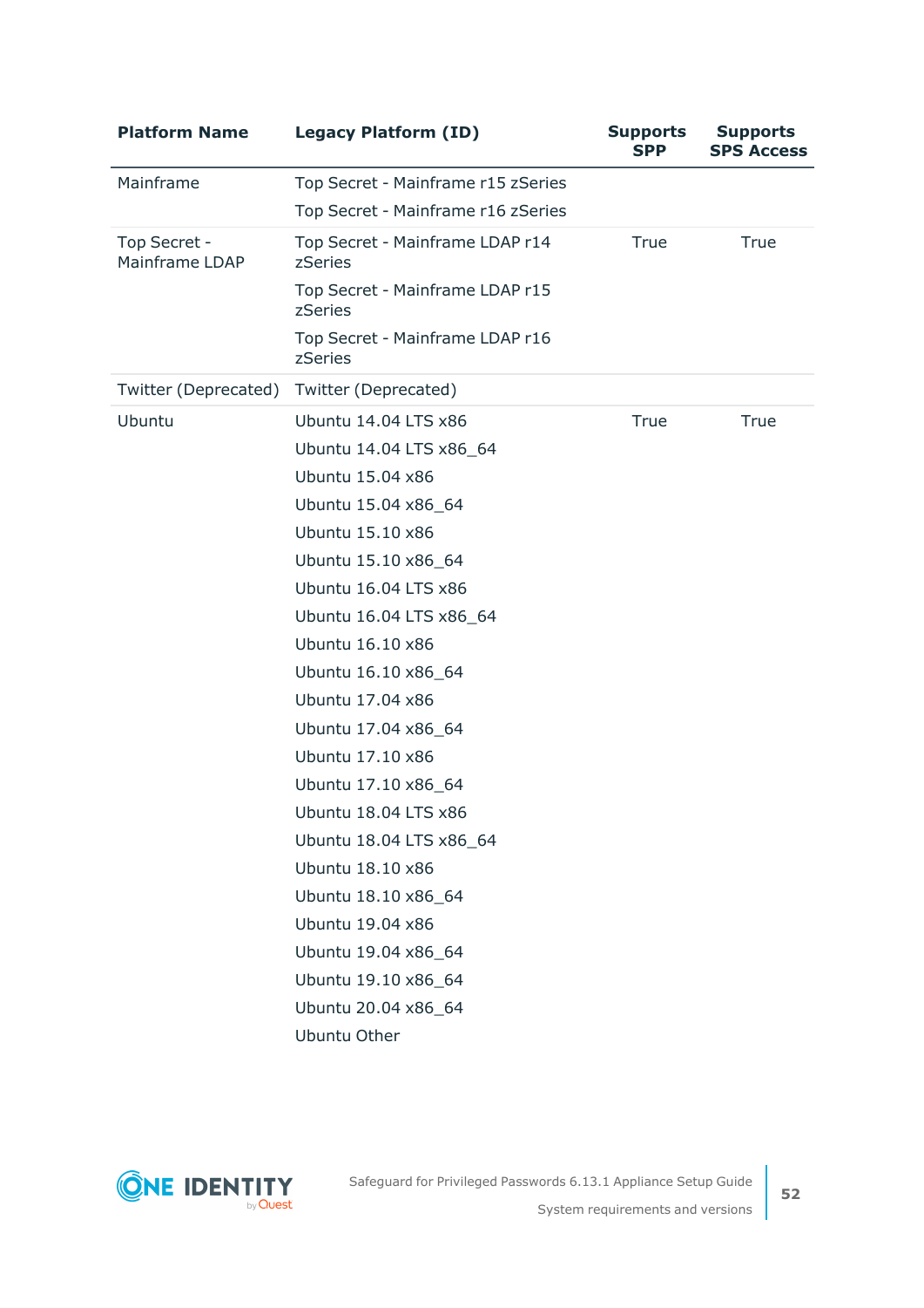| Platform Name | Legacy Platform (ID) | Supports SPP | Supports SPS Access |
|---|---|---|---|
| Mainframe | Top Secret - Mainframe r15 zSeries | | |
| | Top Secret - Mainframe r16 zSeries | | |
| Top Secret - Mainframe LDAP | Top Secret - Mainframe LDAP r14 zSeries | True | True |
| | Top Secret - Mainframe LDAP r15 zSeries | | |
| | Top Secret - Mainframe LDAP r16 zSeries | | |
| Twitter (Deprecated) | Twitter (Deprecated) | | |
| Ubuntu | Ubuntu 14.04 LTS x86 | True | True |
| | Ubuntu 14.04 LTS x86_64 | | |
| | Ubuntu 15.04 x86 | | |
| | Ubuntu 15.04 x86_64 | | |
| | Ubuntu 15.10 x86 | | |
| | Ubuntu 15.10 x86_64 | | |
| | Ubuntu 16.04 LTS x86 | | |
| | Ubuntu 16.04 LTS x86_64 | | |
| | Ubuntu 16.10 x86 | | |
| | Ubuntu 16.10 x86_64 | | |
| | Ubuntu 17.04 x86 | | |
| | Ubuntu 17.04 x86_64 | | |
| | Ubuntu 17.10 x86 | | |
| | Ubuntu 17.10 x86_64 | | |
| | Ubuntu 18.04 LTS x86 | | |
| | Ubuntu 18.04 LTS x86_64 | | |
| | Ubuntu 18.10 x86 | | |
| | Ubuntu 18.10 x86_64 | | |
| | Ubuntu 19.04 x86 | | |
| | Ubuntu 19.04 x86_64 | | |
| | Ubuntu 19.10 x86_64 | | |
| | Ubuntu 20.04 x86_64 | | |
| | Ubuntu Other | | |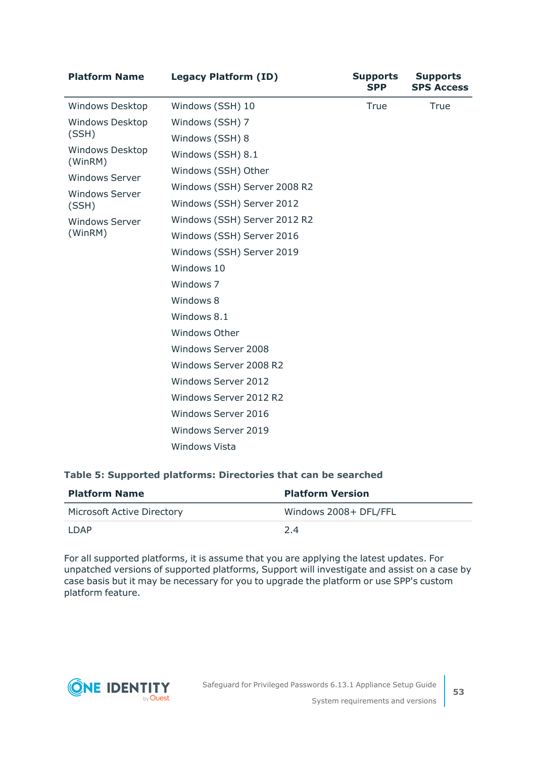| Platform Name | Legacy Platform (ID) | Supports SPP | Supports SPS Access |
|---|---|---|---|
| Windows Desktop<br>Windows Desktop (SSH)<br>Windows Desktop (WinRM)<br>Windows Server<br>Windows Server (SSH)<br>Windows Server (WinRM) | Windows (SSH) 10<br>Windows (SSH) 7<br>Windows (SSH) 8<br>Windows (SSH) 8.1<br>Windows (SSH) Other<br>Windows (SSH) Server 2008 R2<br>Windows (SSH) Server 2012<br>Windows (SSH) Server 2012 R2<br>Windows (SSH) Server 2016<br>Windows (SSH) Server 2019<br>Windows 10<br>Windows 7<br>Windows 8<br>Windows 8.1<br>Windows Other<br>Windows Server 2008<br>Windows Server 2008 R2<br>Windows Server 2012<br>Windows Server 2012 R2<br>Windows Server 2016<br>Windows Server 2019<br>Windows Vista | True | True |

**Table 5: Supported platforms: Directories that can be searched**

| Platform Name | Platform Version |
|---|---|
| Microsoft Active Directory | Windows 2008+ DFL/FFL |
| LDAP | 2.4 |

For all supported platforms, it is assume that you are applying the latest updates. For unpatched versions of supported platforms, Support will investigate and assist on a case by case basis but it may be necessary for you to upgrade the platform or use SPP's custom platform feature.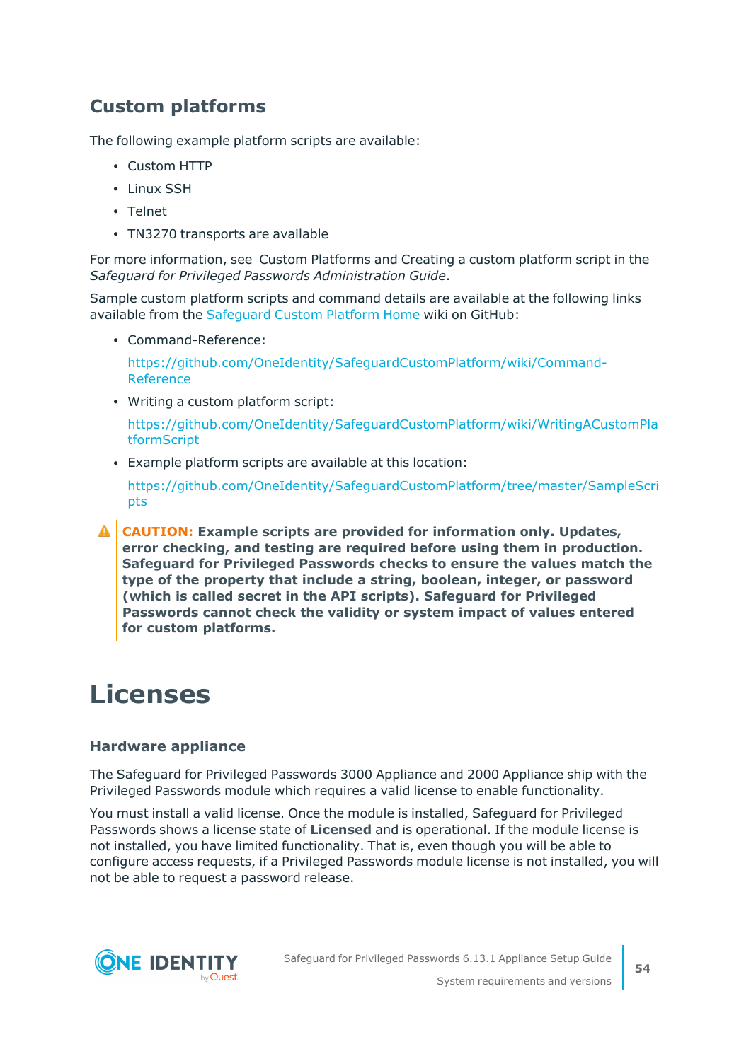## Custom platforms

The following example platform scripts are available:

- Custom HTTP
- Linux SSH
- Telnet
- TN3270 transports are available

For more information, see Custom Platforms and Creating a custom platform script in the *Safeguard for Privileged Passwords Administration Guide*.

Sample custom platform scripts and command details are available at the following links available from the Safeguard Custom Platform Home wiki on GitHub:

- Command-Reference:

  https://github.com/OneIdentity/SafeguardCustomPlatform/wiki/Command-Reference

- Writing a custom platform script:

  https://github.com/OneIdentity/SafeguardCustomPlatform/wiki/WritingACustomPlatformScript

- Example platform scripts are available at this location:

  https://github.com/OneIdentity/SafeguardCustomPlatform/tree/master/SampleScripts

**CAUTION: Example scripts are provided for information only. Updates, error checking, and testing are required before using them in production. Safeguard for Privileged Passwords checks to ensure the values match the type of the property that include a string, boolean, integer, or password (which is called secret in the API scripts). Safeguard for Privileged Passwords cannot check the validity or system impact of values entered for custom platforms.**

# Licenses

### Hardware appliance

The Safeguard for Privileged Passwords 3000 Appliance and 2000 Appliance ship with the Privileged Passwords module which requires a valid license to enable functionality.

You must install a valid license. Once the module is installed, Safeguard for Privileged Passwords shows a license state of **Licensed** and is operational. If the module license is not installed, you have limited functionality. That is, even though you will be able to configure access requests, if a Privileged Passwords module license is not installed, you will not be able to request a password release.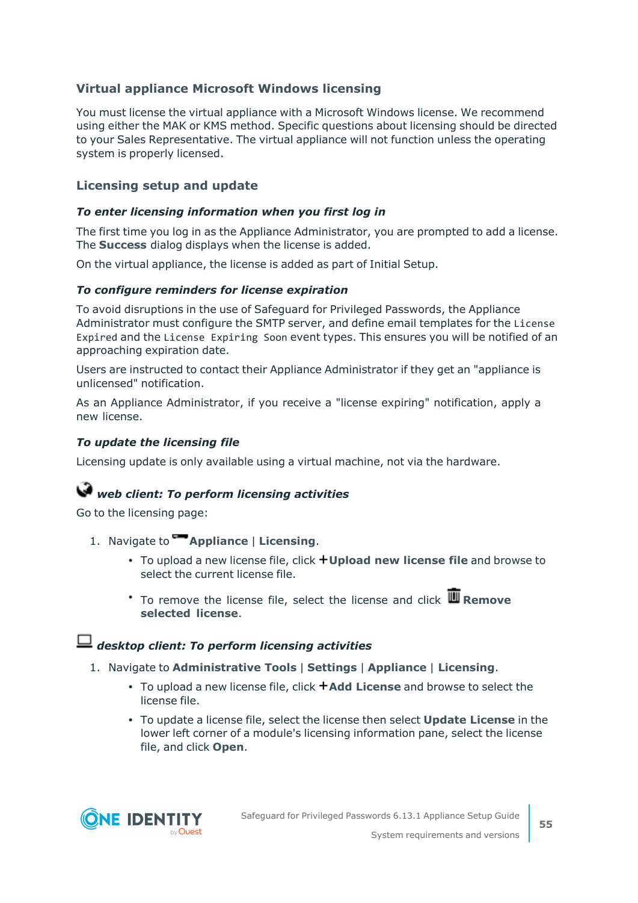### Virtual appliance Microsoft Windows licensing

You must license the virtual appliance with a Microsoft Windows license. We recommend using either the MAK or KMS method. Specific questions about licensing should be directed to your Sales Representative. The virtual appliance will not function unless the operating system is properly licensed.

### Licensing setup and update

#### *To enter licensing information when you first log in*

The first time you log in as the Appliance Administrator, you are prompted to add a license. The **Success** dialog displays when the license is added.

On the virtual appliance, the license is added as part of Initial Setup.

#### *To configure reminders for license expiration*

To avoid disruptions in the use of Safeguard for Privileged Passwords, the Appliance Administrator must configure the SMTP server, and define email templates for the `License Expired` and the `License Expiring Soon` event types. This ensures you will be notified of an approaching expiration date.

Users are instructed to contact their Appliance Administrator if they get an "appliance is unlicensed" notification.

As an Appliance Administrator, if you receive a "license expiring" notification, apply a new license.

#### *To update the licensing file*

Licensing update is only available using a virtual machine, not via the hardware.

#### *web client: To perform licensing activities*

Go to the licensing page:

1. Navigate to **Appliance** | **Licensing**.
   - To upload a new license file, click **+Upload new license file** and browse to select the current license file.
   - To remove the license file, select the license and click **Remove selected license**.

#### *desktop client: To perform licensing activities*

1. Navigate to **Administrative Tools** | **Settings** | **Appliance** | **Licensing**.
   - To upload a new license file, click **+Add License** and browse to select the license file.
   - To update a license file, select the license then select **Update License** in the lower left corner of a module's licensing information pane, select the license file, and click **Open**.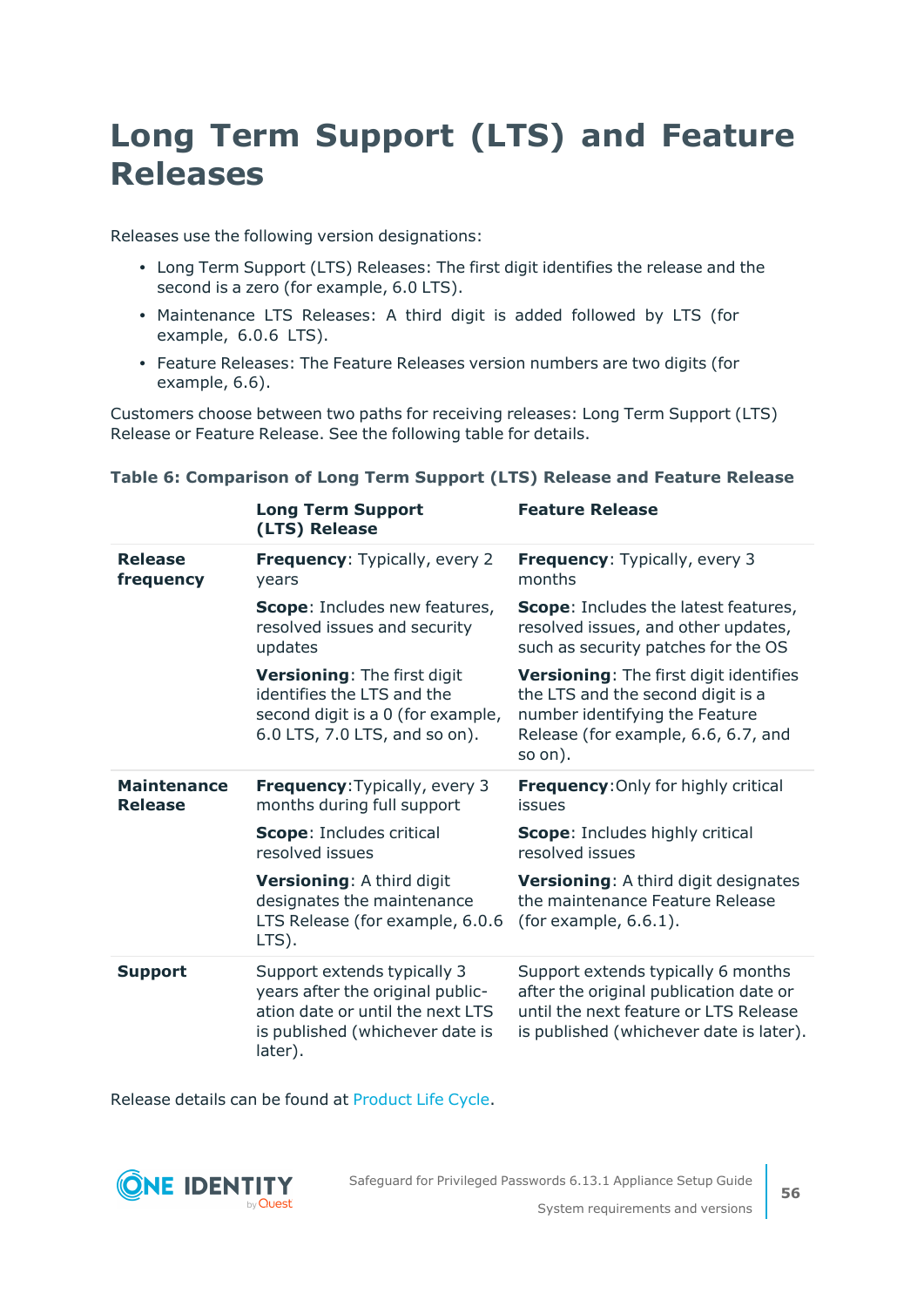# Long Term Support (LTS) and Feature Releases

Releases use the following version designations:

- Long Term Support (LTS) Releases: The first digit identifies the release and the second is a zero (for example, 6.0 LTS).
- Maintenance LTS Releases: A third digit is added followed by LTS (for example, 6.0.6 LTS).
- Feature Releases: The Feature Releases version numbers are two digits (for example, 6.6).

Customers choose between two paths for receiving releases: Long Term Support (LTS) Release or Feature Release. See the following table for details.

**Table 6: Comparison of Long Term Support (LTS) Release and Feature Release**

| | Long Term Support (LTS) Release | Feature Release |
|---|---|---|
| **Release frequency** | **Frequency**: Typically, every 2 years<br><br>**Scope**: Includes new features, resolved issues and security updates<br><br>**Versioning**: The first digit identifies the LTS and the second digit is a 0 (for example, 6.0 LTS, 7.0 LTS, and so on). | **Frequency**: Typically, every 3 months<br><br>**Scope**: Includes the latest features, resolved issues, and other updates, such as security patches for the OS<br><br>**Versioning**: The first digit identifies the LTS and the second digit is a number identifying the Feature Release (for example, 6.6, 6.7, and so on). |
| **Maintenance Release** | **Frequency**:Typically, every 3 months during full support<br><br>**Scope**: Includes critical resolved issues<br><br>**Versioning**: A third digit designates the maintenance LTS Release (for example, 6.0.6 LTS). | **Frequency**:Only for highly critical issues<br><br>**Scope**: Includes highly critical resolved issues<br><br>**Versioning**: A third digit designates the maintenance Feature Release (for example, 6.6.1). |
| **Support** | Support extends typically 3 years after the original publication date or until the next LTS is published (whichever date is later). | Support extends typically 6 months after the original publication date or until the next feature or LTS Release is published (whichever date is later). |

Release details can be found at Product Life Cycle.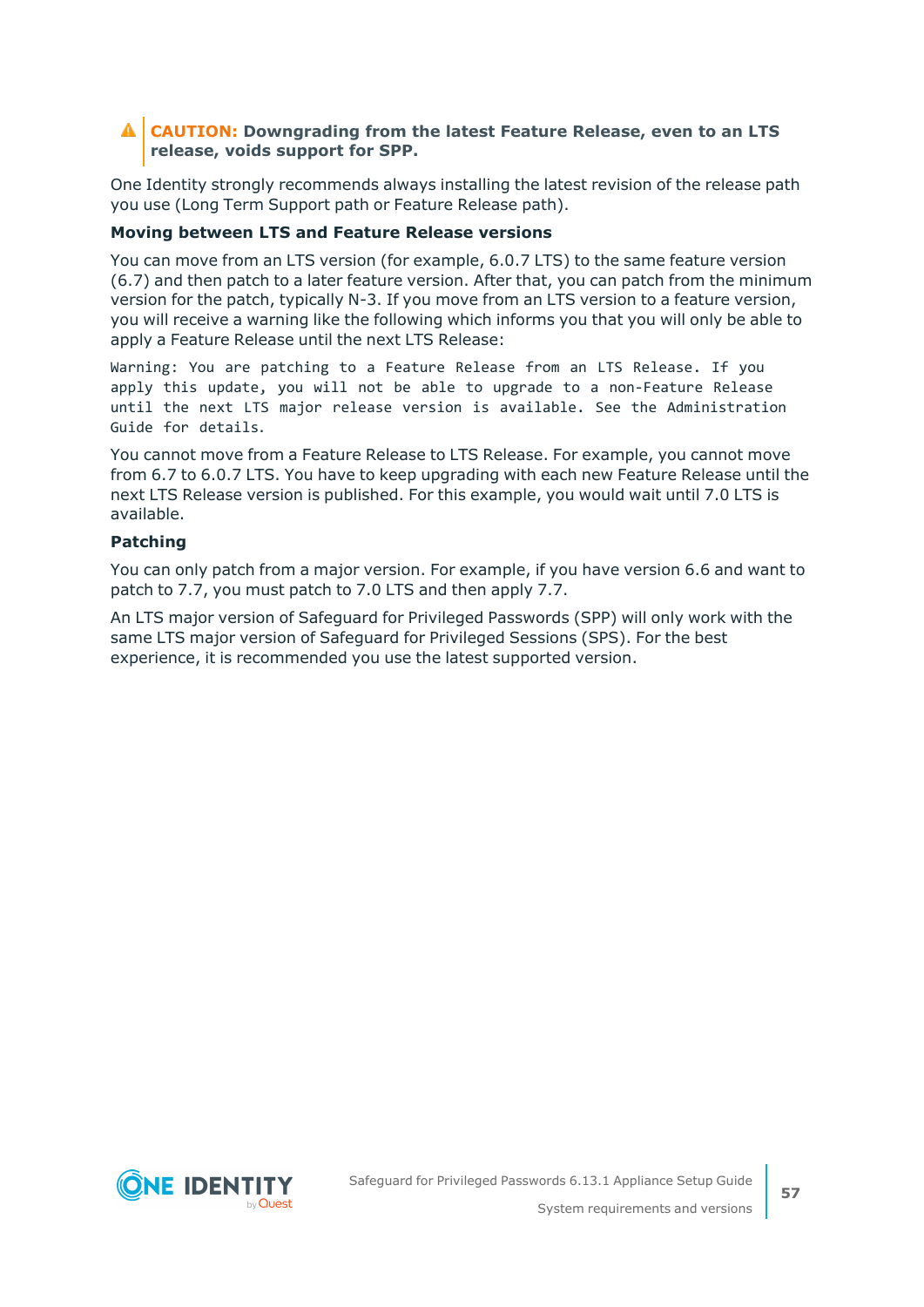**CAUTION: Downgrading from the latest Feature Release, even to an LTS release, voids support for SPP.**

One Identity strongly recommends always installing the latest revision of the release path you use (Long Term Support path or Feature Release path).

**Moving between LTS and Feature Release versions**

You can move from an LTS version (for example, 6.0.7 LTS) to the same feature version (6.7) and then patch to a later feature version. After that, you can patch from the minimum version for the patch, typically N-3. If you move from an LTS version to a feature version, you will receive a warning like the following which informs you that you will only be able to apply a Feature Release until the next LTS Release:

```
Warning: You are patching to a Feature Release from an LTS Release. If you
apply this update, you will not be able to upgrade to a non-Feature Release
until the next LTS major release version is available. See the Administration
Guide for details.
```

You cannot move from a Feature Release to LTS Release. For example, you cannot move from 6.7 to 6.0.7 LTS. You have to keep upgrading with each new Feature Release until the next LTS Release version is published. For this example, you would wait until 7.0 LTS is available.

**Patching**

You can only patch from a major version. For example, if you have version 6.6 and want to patch to 7.7, you must patch to 7.0 LTS and then apply 7.7.

An LTS major version of Safeguard for Privileged Passwords (SPP) will only work with the same LTS major version of Safeguard for Privileged Sessions (SPS). For the best experience, it is recommended you use the latest supported version.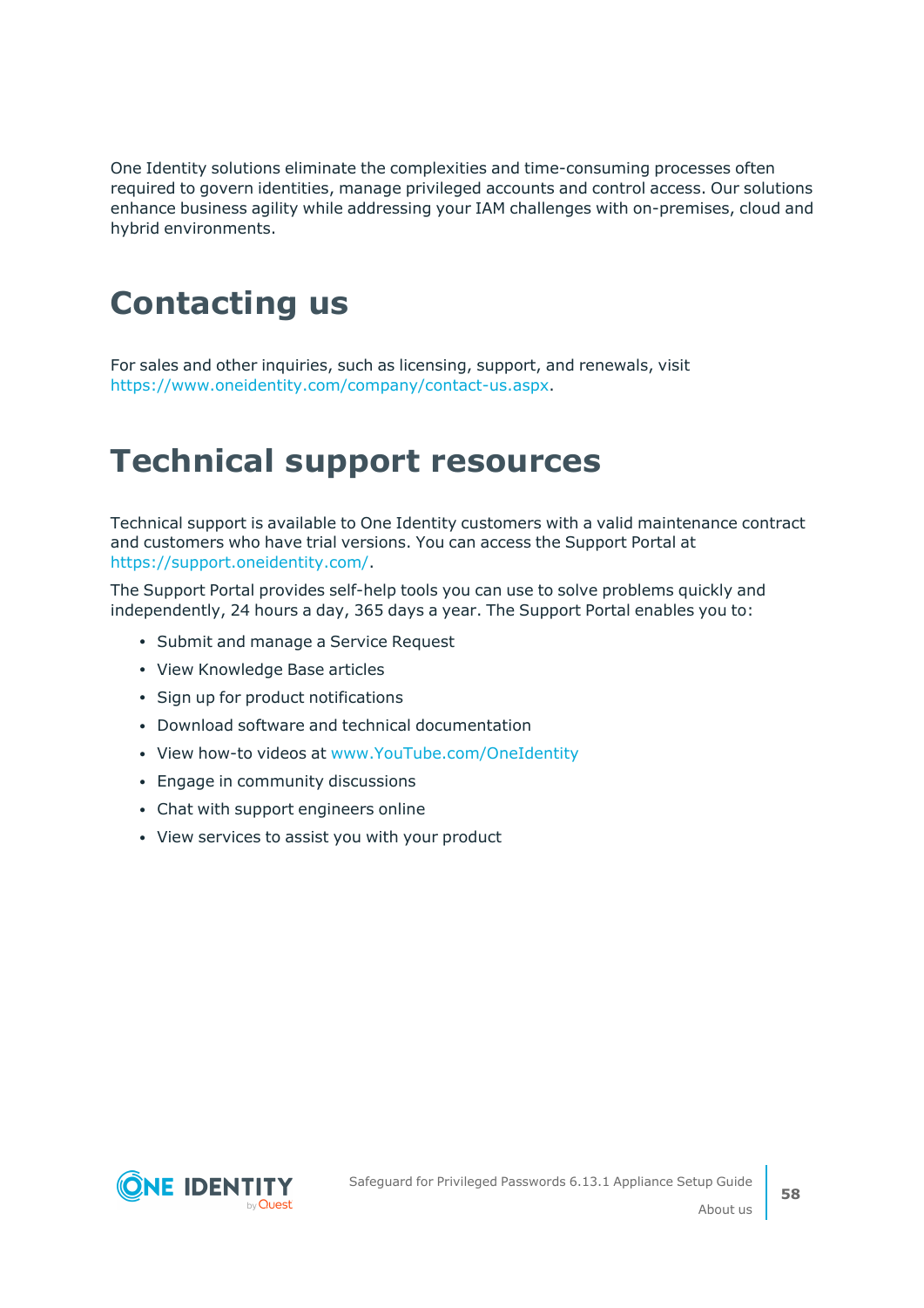One Identity solutions eliminate the complexities and time-consuming processes often required to govern identities, manage privileged accounts and control access. Our solutions enhance business agility while addressing your IAM challenges with on-premises, cloud and hybrid environments.

# Contacting us

For sales and other inquiries, such as licensing, support, and renewals, visit https://www.oneidentity.com/company/contact-us.aspx.

# Technical support resources

Technical support is available to One Identity customers with a valid maintenance contract and customers who have trial versions. You can access the Support Portal at https://support.oneidentity.com/.

The Support Portal provides self-help tools you can use to solve problems quickly and independently, 24 hours a day, 365 days a year. The Support Portal enables you to:

- Submit and manage a Service Request
- View Knowledge Base articles
- Sign up for product notifications
- Download software and technical documentation
- View how-to videos at www.YouTube.com/OneIdentity
- Engage in community discussions
- Chat with support engineers online
- View services to assist you with your product